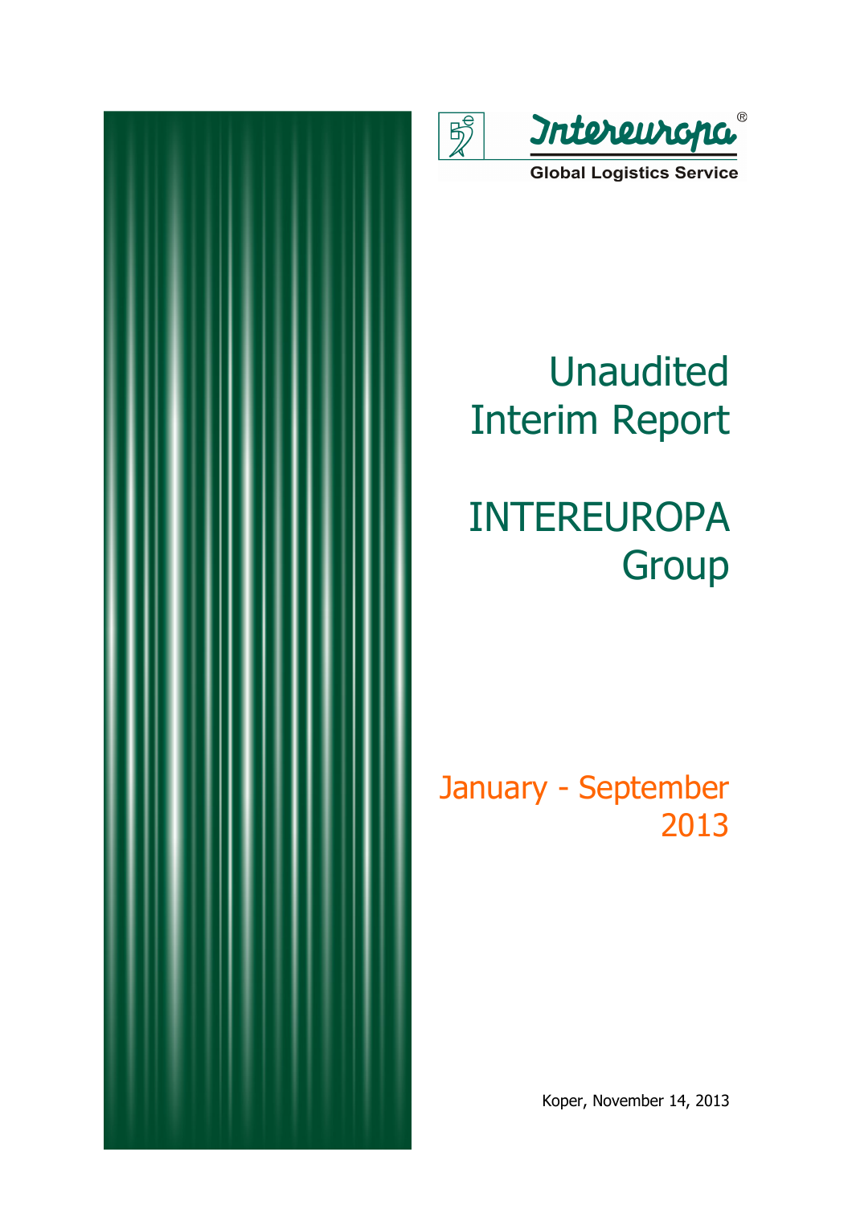Intereuropa®

Global Logistics Service

# Unaudited Interim Report

# INTEREUROPA Group

## January - September 2013

Koper, November 14, 2013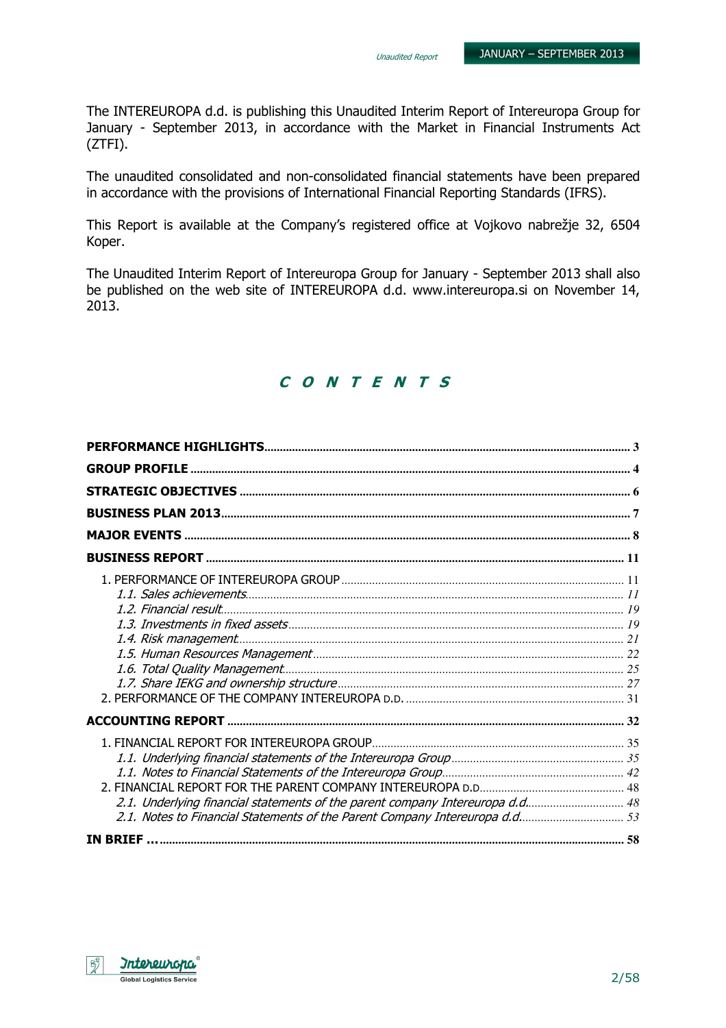The INTEREUROPA d.d. is publishing this Unaudited Interim Report of Intereuropa Group for January - September 2013, in accordance with the Market in Financial Instruments Act (ZTFI).

The unaudited consolidated and non-consolidated financial statements have been prepared in accordance with the provisions of International Financial Reporting Standards (IFRS).

This Report is available at the Company's registered office at Vojkovo nabrežje 32, 6504 Koper.

The Unaudited Interim Report of Intereuropa Group for January - September 2013 shall also be published on the web site of INTEREUROPA d.d. www.intereuropa.si on November 14, 2013.

# *C O N T E N T S*

**PERFORMANCE HIGHLIGHTS** ..... 3

**GROUP PROFILE** ..... 4

**STRATEGIC OBJECTIVES** ..... 6

**BUSINESS PLAN 2013** ..... 7

**MAJOR EVENTS** ..... 8

**BUSINESS REPORT** ..... 11

- 1. PERFORMANCE OF INTEREUROPA GROUP ..... 11
  - *1.1. Sales achievements* ..... 11
  - *1.2. Financial result* ..... 19
  - *1.3. Investments in fixed assets* ..... 19
  - *1.4. Risk management* ..... 21
  - *1.5. Human Resources Management* ..... 22
  - *1.6. Total Quality Management* ..... 25
  - *1.7. Share IEKG and ownership structure* ..... 27
- 2. PERFORMANCE OF THE COMPANY INTEREUROPA D.D. ..... 31

**ACCOUNTING REPORT** ..... 32

- 1. FINANCIAL REPORT FOR INTEREUROPA GROUP ..... 35
  - *1.1. Underlying financial statements of the Intereuropa Group* ..... 35
  - *1.1. Notes to Financial Statements of the Intereuropa Group* ..... 42
- 2. FINANCIAL REPORT FOR THE PARENT COMPANY INTEREUROPA D.D. ..... 48
  - *2.1. Underlying financial statements of the parent company Intereuropa d.d.* ..... 48
  - *2.1. Notes to Financial Statements of the Parent Company Intereuropa d.d.* ..... 53

**IN BRIEF …** ..... 58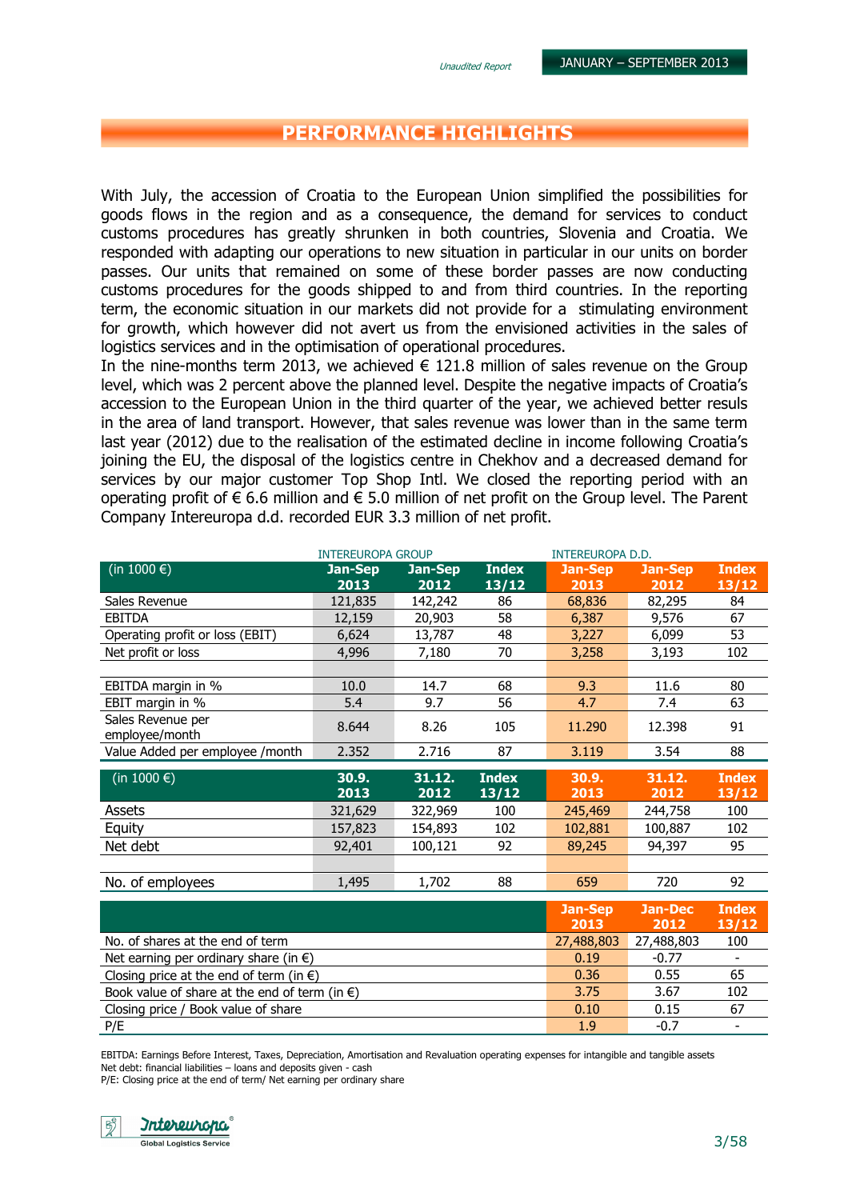## PERFORMANCE HIGHLIGHTS

With July, the accession of Croatia to the European Union simplified the possibilities for goods flows in the region and as a consequence, the demand for services to conduct customs procedures has greatly shrunken in both countries, Slovenia and Croatia. We responded with adapting our operations to new situation in particular in our units on border passes. Our units that remained on some of these border passes are now conducting customs procedures for the goods shipped to and from third countries. In the reporting term, the economic situation in our markets did not provide for a stimulating environment for growth, which however did not avert us from the envisioned activities in the sales of logistics services and in the optimisation of operational procedures.
In the nine-months term 2013, we achieved € 121.8 million of sales revenue on the Group level, which was 2 percent above the planned level. Despite the negative impacts of Croatia's accession to the European Union in the third quarter of the year, we achieved better resuls in the area of land transport. However, that sales revenue was lower than in the same term last year (2012) due to the realisation of the estimated decline in income following Croatia's joining the EU, the disposal of the logistics centre in Chekhov and a decreased demand for services by our major customer Top Shop Intl. We closed the reporting period with an operating profit of € 6.6 million and € 5.0 million of net profit on the Group level. The Parent Company Intereuropa d.d. recorded EUR 3.3 million of net profit.

| | INTEREUROPA GROUP | | | INTEREUROPA D.D. | | |
|---|---|---|---|---|---|---|
| (in 1000 €) | Jan-Sep 2013 | Jan-Sep 2012 | Index 13/12 | Jan-Sep 2013 | Jan-Sep 2012 | Index 13/12 |
| Sales Revenue | 121,835 | 142,242 | 86 | 68,836 | 82,295 | 84 |
| EBITDA | 12,159 | 20,903 | 58 | 6,387 | 9,576 | 67 |
| Operating profit or loss (EBIT) | 6,624 | 13,787 | 48 | 3,227 | 6,099 | 53 |
| Net profit or loss | 4,996 | 7,180 | 70 | 3,258 | 3,193 | 102 |
| | | | | | | |
| EBITDA margin in % | 10.0 | 14.7 | 68 | 9.3 | 11.6 | 80 |
| EBIT margin in % | 5.4 | 9.7 | 56 | 4.7 | 7.4 | 63 |
| Sales Revenue per employee/month | 8.644 | 8.26 | 105 | 11.290 | 12.398 | 91 |
| Value Added per employee /month | 2.352 | 2.716 | 87 | 3.119 | 3.54 | 88 |

| (in 1000 €) | 30.9. 2013 | 31.12. 2012 | Index 13/12 | 30.9. 2013 | 31.12. 2012 | Index 13/12 |
|---|---|---|---|---|---|---|
| Assets | 321,629 | 322,969 | 100 | 245,469 | 244,758 | 100 |
| Equity | 157,823 | 154,893 | 102 | 102,881 | 100,887 | 102 |
| Net debt | 92,401 | 100,121 | 92 | 89,245 | 94,397 | 95 |
| | | | | | | |
| No. of employees | 1,495 | 1,702 | 88 | 659 | 720 | 92 |

| | Jan-Sep 2013 | Jan-Dec 2012 | Index 13/12 |
|---|---|---|---|
| No. of shares at the end of term | 27,488,803 | 27,488,803 | 100 |
| Net earning per ordinary share (in €) | 0.19 | -0.77 | - |
| Closing price at the end of term (in €) | 0.36 | 0.55 | 65 |
| Book value of share at the end of term (in €) | 3.75 | 3.67 | 102 |
| Closing price / Book value of share | 0.10 | 0.15 | 67 |
| P/E | 1.9 | -0.7 | - |

EBITDA: Earnings Before Interest, Taxes, Depreciation, Amortisation and Revaluation operating expenses for intangible and tangible assets
Net debt: financial liabilities – loans and deposits given - cash
P/E: Closing price at the end of term/ Net earning per ordinary share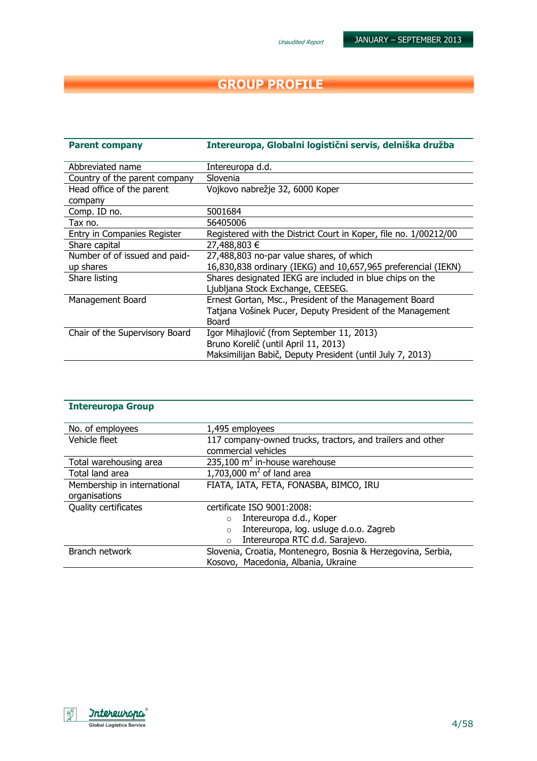# GROUP PROFILE

| Parent company | Intereuropa, Globalni logistični servis, delniška družba |
|---|---|
| Abbreviated name | Intereuropa d.d. |
| Country of the parent company | Slovenia |
| Head office of the parent company | Vojkovo nabrežje 32, 6000 Koper |
| Comp. ID no. | 5001684 |
| Tax no. | 56405006 |
| Entry in Companies Register | Registered with the District Court in Koper, file no. 1/00212/00 |
| Share capital | 27,488,803 € |
| Number of of issued and paid-up shares | 27,488,803 no-par value shares, of which<br>16,830,838 ordinary (IEKG) and 10,657,965 preferencial (IEKN) |
| Share listing | Shares designated IEKG are included in blue chips on the Ljubljana Stock Exchange, CEESEG. |
| Management Board | Ernest Gortan, Msc., President of the Management Board<br>Tatjana Vošinek Pucer, Deputy President of the Management Board |
| Chair of the Supervisory Board | Igor Mihajlović (from September 11, 2013)<br>Bruno Korelič (until April 11, 2013)<br>Maksimilijan Babič, Deputy President (until July 7, 2013) |

| Intereuropa Group | |
|---|---|
| No. of employees | 1,495 employees |
| Vehicle fleet | 117 company-owned trucks, tractors, and trailers and other commercial vehicles |
| Total warehousing area | 235,100 m$^2$ in-house warehouse |
| Total land area | 1,703,000 m$^2$ of land area |
| Membership in international organisations | FIATA, IATA, FETA, FONASBA, BIMCO, IRU |
| Quality certificates | certificate ISO 9001:2008:<br>○ Intereuropa d.d., Koper<br>○ Intereuropa, log. usluge d.o.o. Zagreb<br>○ Intereuropa RTC d.d. Sarajevo. |
| Branch network | Slovenia, Croatia, Montenegro, Bosnia & Herzegovina, Serbia, Kosovo, Macedonia, Albania, Ukraine |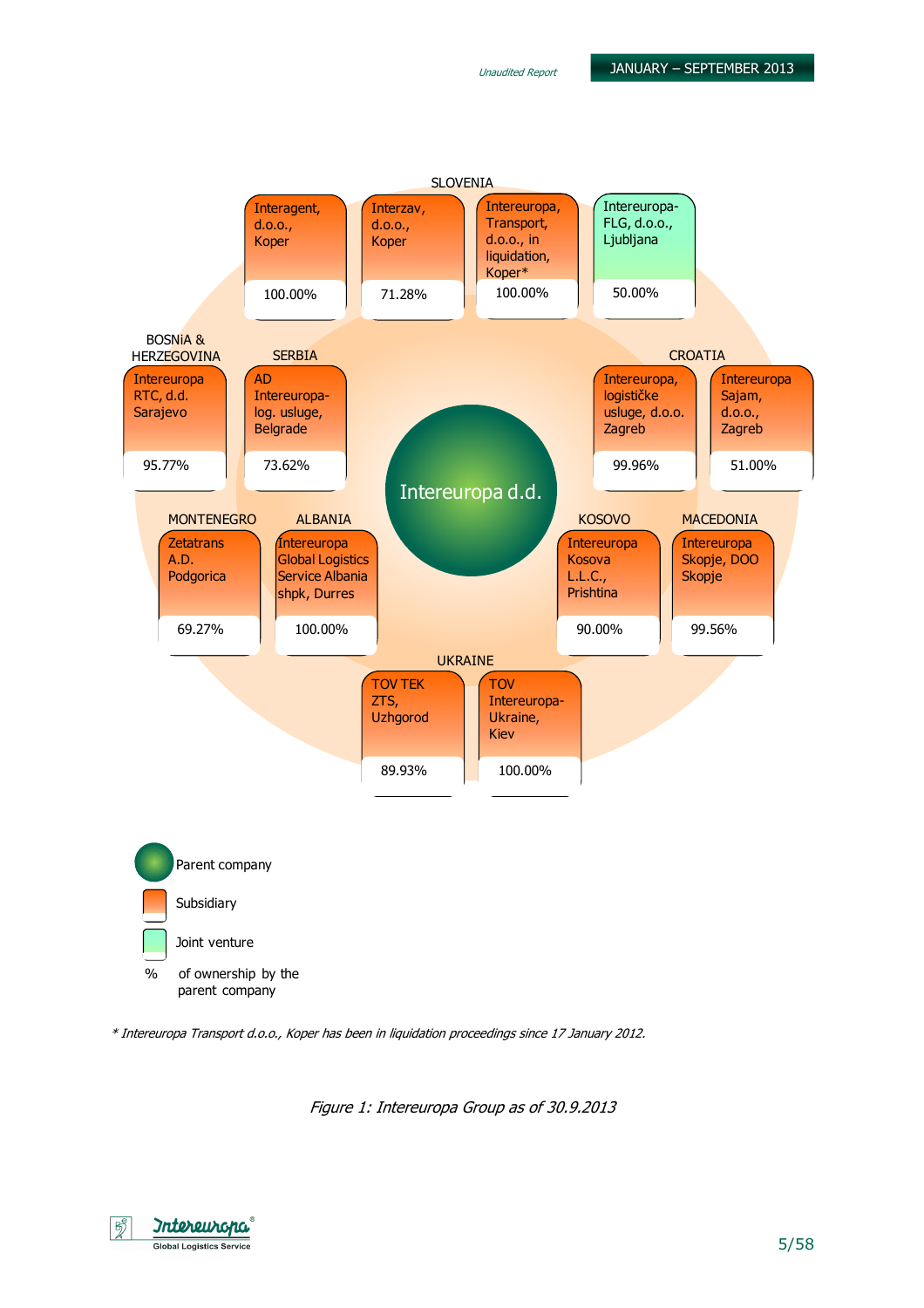**Intereuropa d.d.**

**SLOVENIA**
- Interagent, d.o.o., Koper — 100.00%
- Interzav, d.o.o., Koper — 71.28%
- Intereuropa, Transport, d.o.o., in liquidation, Koper* — 100.00%
- Intereuropa-FLG, d.o.o., Ljubljana — 50.00%

**BOSNiA & HERZEGOVINA**
- Intereuropa RTC, d.d. Sarajevo — 95.77%

**SERBIA**
- AD Intereuropa-log. usluge, Belgrade — 73.62%

**CROATIA**
- Intereuropa, logističke usluge, d.o.o. Zagreb — 99.96%
- Intereuropa Sajam, d.o.o., Zagreb — 51.00%

**MONTENEGRO**
- Zetatrans A.D. Podgorica — 69.27%

**ALBANIA**
- Intereuropa Global Logistics Service Albania shpk, Durres — 100.00%

**KOSOVO**
- Intereuropa Kosova L.L.C., Prishtina — 90.00%

**MACEDONIA**
- Intereuropa Skopje, DOO Skopje — 99.56%

**UKRAINE**
- TOV TEK ZTS, Uzhgorod — 89.93%
- TOV Intereuropa-Ukraine, Kiev — 100.00%

Legend:
- Parent company
- Subsidiary
- Joint venture
- % of ownership by the parent company

*\* Intereuropa Transport d.o.o., Koper has been in liquidation proceedings since 17 January 2012.*

*Figure 1: Intereuropa Group as of 30.9.2013*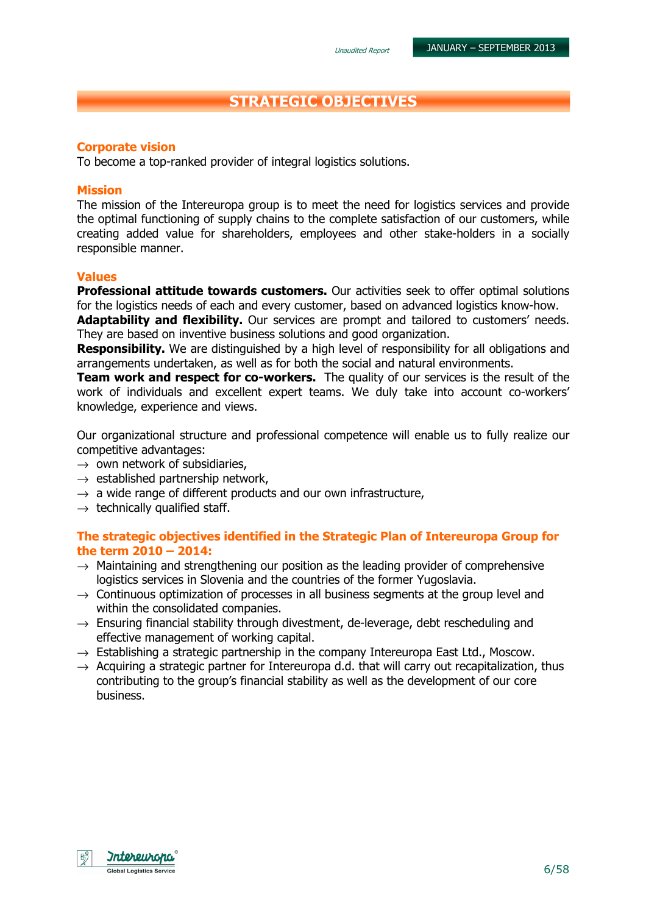# STRATEGIC OBJECTIVES

## Corporate vision

To become a top-ranked provider of integral logistics solutions.

## Mission

The mission of the Intereuropa group is to meet the need for logistics services and provide the optimal functioning of supply chains to the complete satisfaction of our customers, while creating added value for shareholders, employees and other stake-holders in a socially responsible manner.

## Values

**Professional attitude towards customers.** Our activities seek to offer optimal solutions for the logistics needs of each and every customer, based on advanced logistics know-how.
**Adaptability and flexibility.** Our services are prompt and tailored to customers' needs. They are based on inventive business solutions and good organization.
**Responsibility.** We are distinguished by a high level of responsibility for all obligations and arrangements undertaken, as well as for both the social and natural environments.
**Team work and respect for co-workers.** The quality of our services is the result of the work of individuals and excellent expert teams. We duly take into account co-workers' knowledge, experience and views.

Our organizational structure and professional competence will enable us to fully realize our competitive advantages:

- own network of subsidiaries,
- established partnership network,
- a wide range of different products and our own infrastructure,
- technically qualified staff.

## The strategic objectives identified in the Strategic Plan of Intereuropa Group for the term 2010 – 2014:

- Maintaining and strengthening our position as the leading provider of comprehensive logistics services in Slovenia and the countries of the former Yugoslavia.
- Continuous optimization of processes in all business segments at the group level and within the consolidated companies.
- Ensuring financial stability through divestment, de-leverage, debt rescheduling and effective management of working capital.
- Establishing a strategic partnership in the company Intereuropa East Ltd., Moscow.
- Acquiring a strategic partner for Intereuropa d.d. that will carry out recapitalization, thus contributing to the group's financial stability as well as the development of our core business.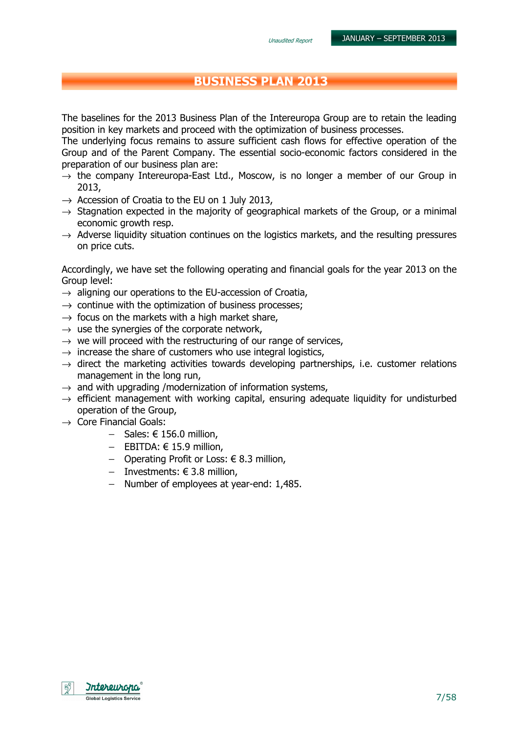# BUSINESS PLAN 2013

The baselines for the 2013 Business Plan of the Intereuropa Group are to retain the leading position in key markets and proceed with the optimization of business processes.
The underlying focus remains to assure sufficient cash flows for effective operation of the Group and of the Parent Company. The essential socio-economic factors considered in the preparation of our business plan are:

→ the company Intereuropa-East Ltd., Moscow, is no longer a member of our Group in 2013,
→ Accession of Croatia to the EU on 1 July 2013,
→ Stagnation expected in the majority of geographical markets of the Group, or a minimal economic growth resp.
→ Adverse liquidity situation continues on the logistics markets, and the resulting pressures on price cuts.

Accordingly, we have set the following operating and financial goals for the year 2013 on the Group level:

→ aligning our operations to the EU-accession of Croatia,
→ continue with the optimization of business processes;
→ focus on the markets with a high market share,
→ use the synergies of the corporate network,
→ we will proceed with the restructuring of our range of services,
→ increase the share of customers who use integral logistics,
→ direct the marketing activities towards developing partnerships, i.e. customer relations management in the long run,
→ and with upgrading /modernization of information systems,
→ efficient management with working capital, ensuring adequate liquidity for undisturbed operation of the Group,
→ Core Financial Goals:
  - Sales: € 156.0 million,
  - EBITDA: € 15.9 million,
  - Operating Profit or Loss: € 8.3 million,
  - Investments: € 3.8 million,
  - Number of employees at year-end: 1,485.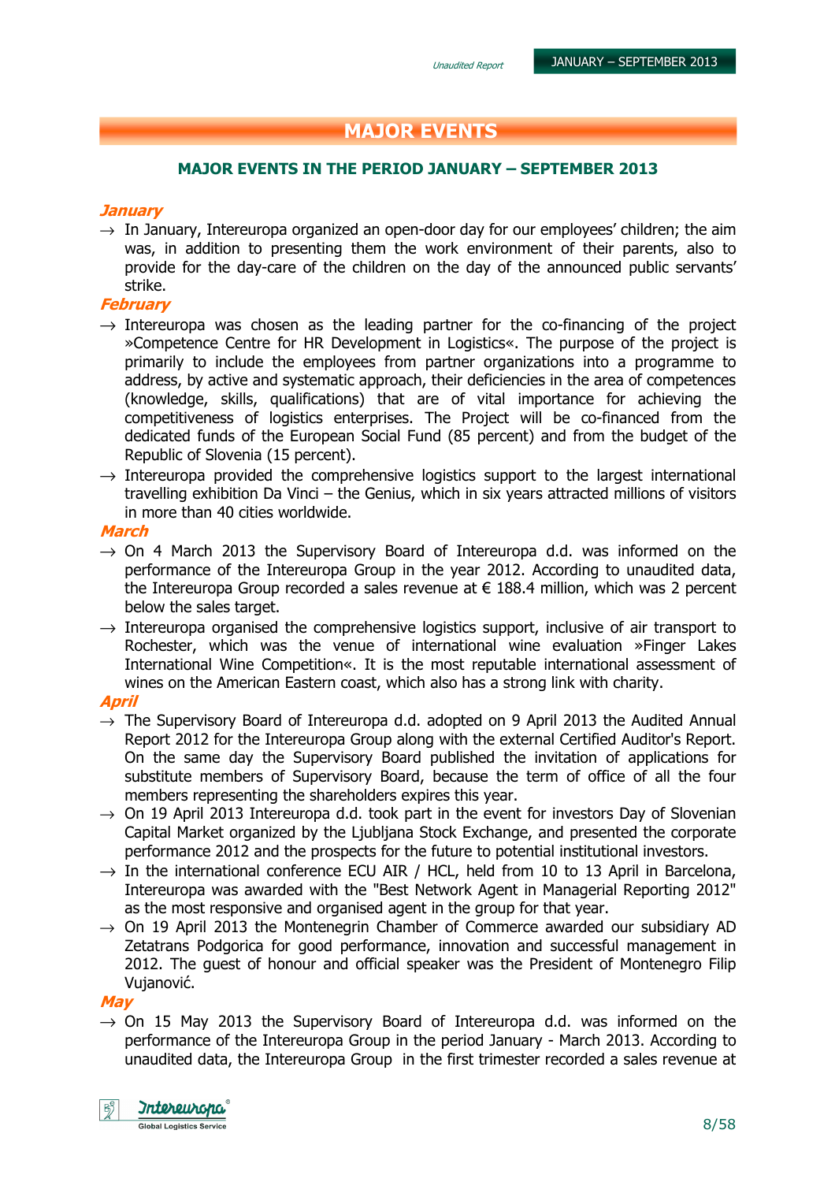# MAJOR EVENTS

## MAJOR EVENTS IN THE PERIOD JANUARY – SEPTEMBER 2013

### *January*

→ In January, Intereuropa organized an open-door day for our employees' children; the aim was, in addition to presenting them the work environment of their parents, also to provide for the day-care of the children on the day of the announced public servants' strike.

### *February*

→ Intereuropa was chosen as the leading partner for the co-financing of the project »Competence Centre for HR Development in Logistics«. The purpose of the project is primarily to include the employees from partner organizations into a programme to address, by active and systematic approach, their deficiencies in the area of competences (knowledge, skills, qualifications) that are of vital importance for achieving the competitiveness of logistics enterprises. The Project will be co-financed from the dedicated funds of the European Social Fund (85 percent) and from the budget of the Republic of Slovenia (15 percent).

→ Intereuropa provided the comprehensive logistics support to the largest international travelling exhibition Da Vinci – the Genius, which in six years attracted millions of visitors in more than 40 cities worldwide.

### *March*

→ On 4 March 2013 the Supervisory Board of Intereuropa d.d. was informed on the performance of the Intereuropa Group in the year 2012. According to unaudited data, the Intereuropa Group recorded a sales revenue at € 188.4 million, which was 2 percent below the sales target.

→ Intereuropa organised the comprehensive logistics support, inclusive of air transport to Rochester, which was the venue of international wine evaluation »Finger Lakes International Wine Competition«. It is the most reputable international assessment of wines on the American Eastern coast, which also has a strong link with charity.

### *April*

→ The Supervisory Board of Intereuropa d.d. adopted on 9 April 2013 the Audited Annual Report 2012 for the Intereuropa Group along with the external Certified Auditor's Report. On the same day the Supervisory Board published the invitation of applications for substitute members of Supervisory Board, because the term of office of all the four members representing the shareholders expires this year.

→ On 19 April 2013 Intereuropa d.d. took part in the event for investors Day of Slovenian Capital Market organized by the Ljubljana Stock Exchange, and presented the corporate performance 2012 and the prospects for the future to potential institutional investors.

→ In the international conference ECU AIR / HCL, held from 10 to 13 April in Barcelona, Intereuropa was awarded with the "Best Network Agent in Managerial Reporting 2012" as the most responsive and organised agent in the group for that year.

→ On 19 April 2013 the Montenegrin Chamber of Commerce awarded our subsidiary AD Zetatrans Podgorica for good performance, innovation and successful management in 2012. The guest of honour and official speaker was the President of Montenegro Filip Vujanović.

### *May*

→ On 15 May 2013 the Supervisory Board of Intereuropa d.d. was informed on the performance of the Intereuropa Group in the period January - March 2013. According to unaudited data, the Intereuropa Group in the first trimester recorded a sales revenue at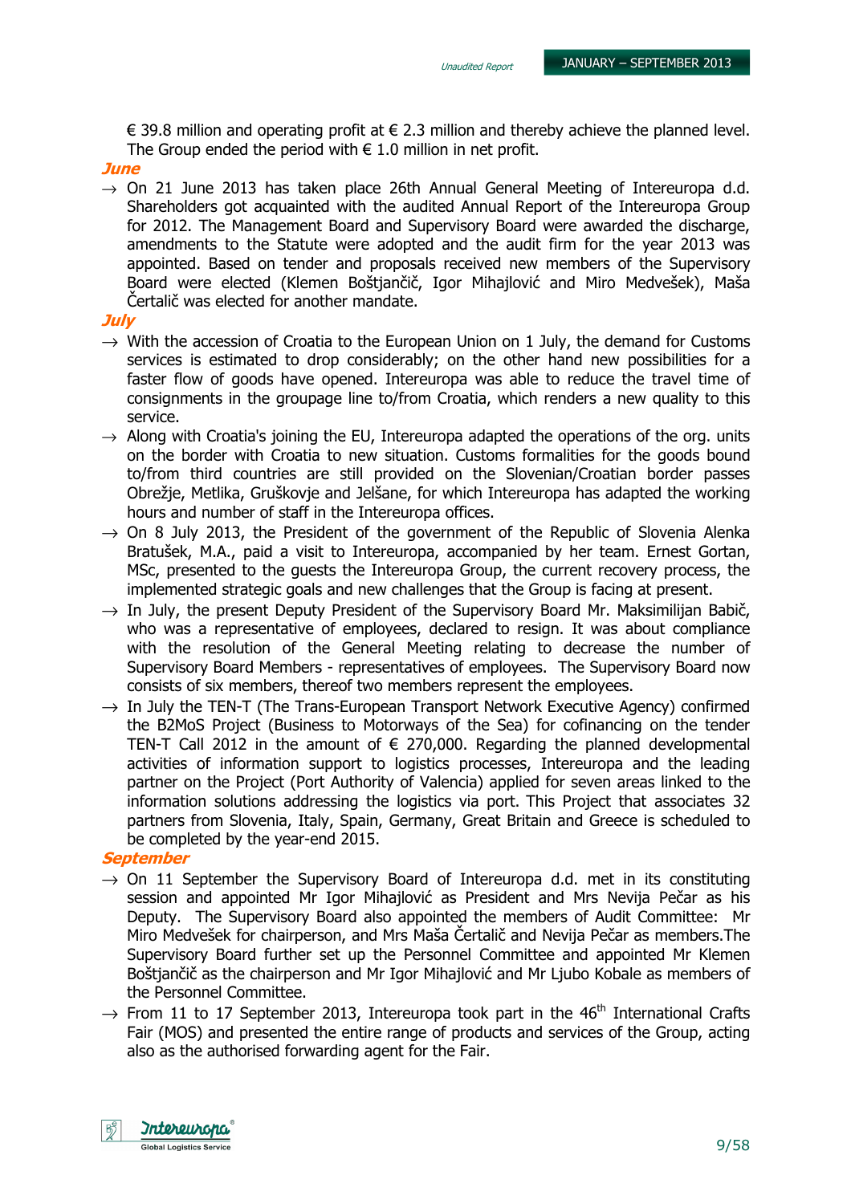€ 39.8 million and operating profit at € 2.3 million and thereby achieve the planned level. The Group ended the period with € 1.0 million in net profit.

***June***

→ On 21 June 2013 has taken place 26th Annual General Meeting of Intereuropa d.d. Shareholders got acquainted with the audited Annual Report of the Intereuropa Group for 2012. The Management Board and Supervisory Board were awarded the discharge, amendments to the Statute were adopted and the audit firm for the year 2013 was appointed. Based on tender and proposals received new members of the Supervisory Board were elected (Klemen Boštjančič, Igor Mihajlović and Miro Medvešek), Maša Čertalič was elected for another mandate.

***July***

→ With the accession of Croatia to the European Union on 1 July, the demand for Customs services is estimated to drop considerably; on the other hand new possibilities for a faster flow of goods have opened. Intereuropa was able to reduce the travel time of consignments in the groupage line to/from Croatia, which renders a new quality to this service.

→ Along with Croatia's joining the EU, Intereuropa adapted the operations of the org. units on the border with Croatia to new situation. Customs formalities for the goods bound to/from third countries are still provided on the Slovenian/Croatian border passes Obrežje, Metlika, Gruškovje and Jelšane, for which Intereuropa has adapted the working hours and number of staff in the Intereuropa offices.

→ On 8 July 2013, the President of the government of the Republic of Slovenia Alenka Bratušek, M.A., paid a visit to Intereuropa, accompanied by her team. Ernest Gortan, MSc, presented to the guests the Intereuropa Group, the current recovery process, the implemented strategic goals and new challenges that the Group is facing at present.

→ In July, the present Deputy President of the Supervisory Board Mr. Maksimilijan Babič, who was a representative of employees, declared to resign. It was about compliance with the resolution of the General Meeting relating to decrease the number of Supervisory Board Members - representatives of employees. The Supervisory Board now consists of six members, thereof two members represent the employees.

→ In July the TEN-T (The Trans-European Transport Network Executive Agency) confirmed the B2MoS Project (Business to Motorways of the Sea) for cofinancing on the tender TEN-T Call 2012 in the amount of € 270,000. Regarding the planned developmental activities of information support to logistics processes, Intereuropa and the leading partner on the Project (Port Authority of Valencia) applied for seven areas linked to the information solutions addressing the logistics via port. This Project that associates 32 partners from Slovenia, Italy, Spain, Germany, Great Britain and Greece is scheduled to be completed by the year-end 2015.

***September***

→ On 11 September the Supervisory Board of Intereuropa d.d. met in its constituting session and appointed Mr Igor Mihajlović as President and Mrs Nevija Pečar as his Deputy. The Supervisory Board also appointed the members of Audit Committee: Mr Miro Medvešek for chairperson, and Mrs Maša Čertalič and Nevija Pečar as members.The Supervisory Board further set up the Personnel Committee and appointed Mr Klemen Boštjančič as the chairperson and Mr Igor Mihajlović and Mr Ljubo Kobale as members of the Personnel Committee.

→ From 11 to 17 September 2013, Intereuropa took part in the 46th International Crafts Fair (MOS) and presented the entire range of products and services of the Group, acting also as the authorised forwarding agent for the Fair.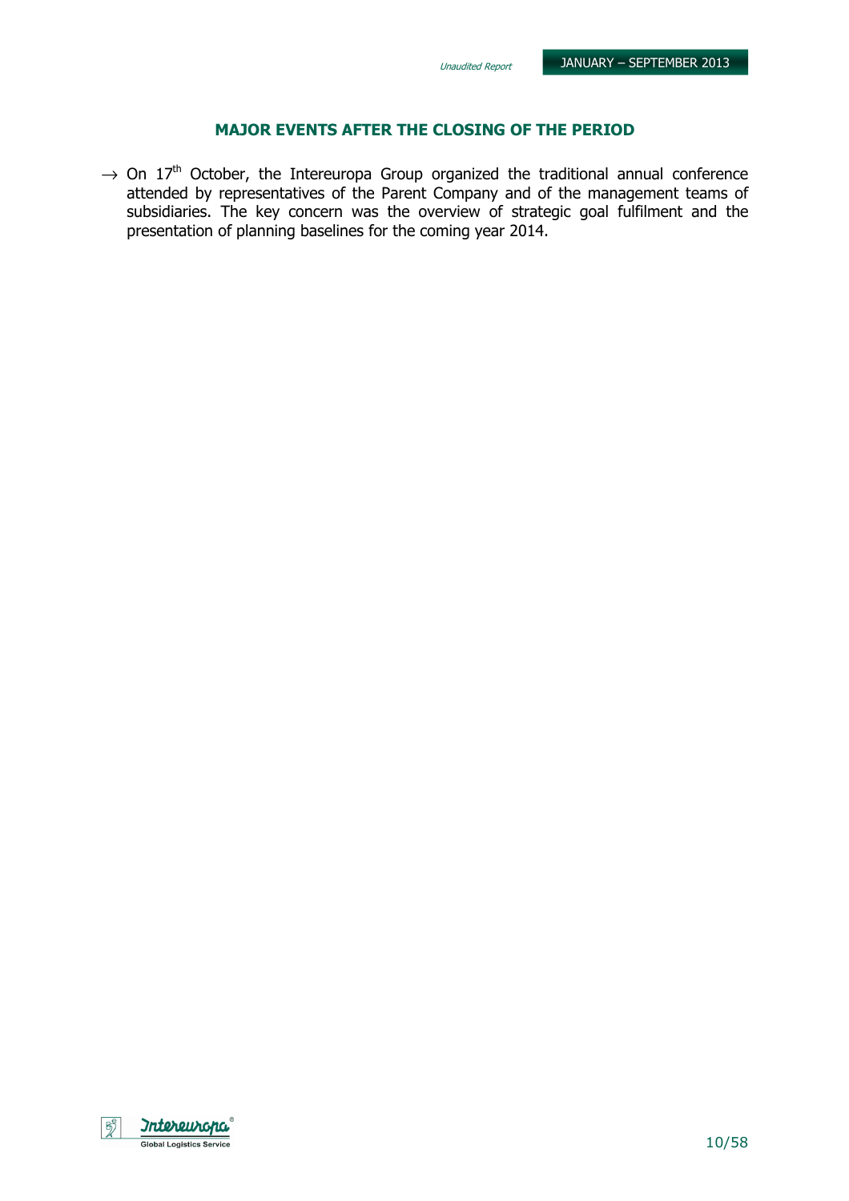## MAJOR EVENTS AFTER THE CLOSING OF THE PERIOD

→ On 17th October, the Intereuropa Group organized the traditional annual conference attended by representatives of the Parent Company and of the management teams of subsidiaries. The key concern was the overview of strategic goal fulfilment and the presentation of planning baselines for the coming year 2014.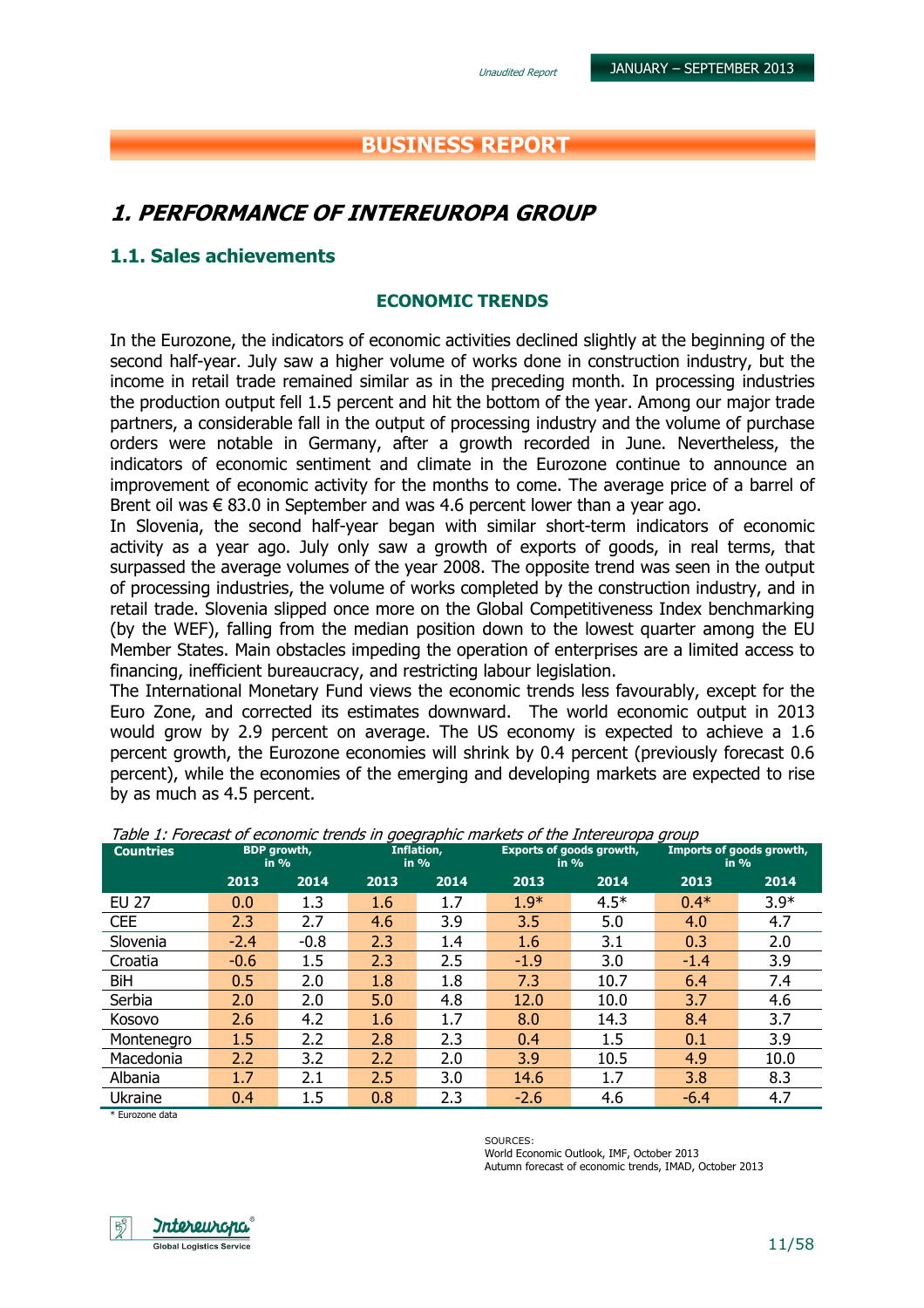# BUSINESS REPORT

## 1. PERFORMANCE OF INTEREUROPA GROUP

### 1.1. Sales achievements

#### ECONOMIC TRENDS

In the Eurozone, the indicators of economic activities declined slightly at the beginning of the second half-year. July saw a higher volume of works done in construction industry, but the income in retail trade remained similar as in the preceding month. In processing industries the production output fell 1.5 percent and hit the bottom of the year. Among our major trade partners, a considerable fall in the output of processing industry and the volume of purchase orders were notable in Germany, after a growth recorded in June. Nevertheless, the indicators of economic sentiment and climate in the Eurozone continue to announce an improvement of economic activity for the months to come. The average price of a barrel of Brent oil was € 83.0 in September and was 4.6 percent lower than a year ago.

In Slovenia, the second half-year began with similar short-term indicators of economic activity as a year ago. July only saw a growth of exports of goods, in real terms, that surpassed the average volumes of the year 2008. The opposite trend was seen in the output of processing industries, the volume of works completed by the construction industry, and in retail trade. Slovenia slipped once more on the Global Competitiveness Index benchmarking (by the WEF), falling from the median position down to the lowest quarter among the EU Member States. Main obstacles impeding the operation of enterprises are a limited access to financing, inefficient bureaucracy, and restricting labour legislation.

The International Monetary Fund views the economic trends less favourably, except for the Euro Zone, and corrected its estimates downward. The world economic output in 2013 would grow by 2.9 percent on average. The US economy is expected to achieve a 1.6 percent growth, the Eurozone economies will shrink by 0.4 percent (previously forecast 0.6 percent), while the economies of the emerging and developing markets are expected to rise by as much as 4.5 percent.

*Table 1: Forecast of economic trends in goegraphic markets of the Intereuropa group*

| Countries | BDP growth, in % | | Inflation, in % | | Exports of goods growth, in % | | Imports of goods growth, in % | |
|---|---|---|---|---|---|---|---|---|
| | 2013 | 2014 | 2013 | 2014 | 2013 | 2014 | 2013 | 2014 |
| EU 27 | 0.0 | 1.3 | 1.6 | 1.7 | 1.9* | 4.5* | 0.4* | 3.9* |
| CEE | 2.3 | 2.7 | 4.6 | 3.9 | 3.5 | 5.0 | 4.0 | 4.7 |
| Slovenia | -2.4 | -0.8 | 2.3 | 1.4 | 1.6 | 3.1 | 0.3 | 2.0 |
| Croatia | -0.6 | 1.5 | 2.3 | 2.5 | -1.9 | 3.0 | -1.4 | 3.9 |
| BiH | 0.5 | 2.0 | 1.8 | 1.8 | 7.3 | 10.7 | 6.4 | 7.4 |
| Serbia | 2.0 | 2.0 | 5.0 | 4.8 | 12.0 | 10.0 | 3.7 | 4.6 |
| Kosovo | 2.6 | 4.2 | 1.6 | 1.7 | 8.0 | 14.3 | 8.4 | 3.7 |
| Montenegro | 1.5 | 2.2 | 2.8 | 2.3 | 0.4 | 1.5 | 0.1 | 3.9 |
| Macedonia | 2.2 | 3.2 | 2.2 | 2.0 | 3.9 | 10.5 | 4.9 | 10.0 |
| Albania | 1.7 | 2.1 | 2.5 | 3.0 | 14.6 | 1.7 | 3.8 | 8.3 |
| Ukraine | 0.4 | 1.5 | 0.8 | 2.3 | -2.6 | 4.6 | -6.4 | 4.7 |

\* Eurozone data

SOURCES:
World Economic Outlook, IMF, October 2013
Autumn forecast of economic trends, IMAD, October 2013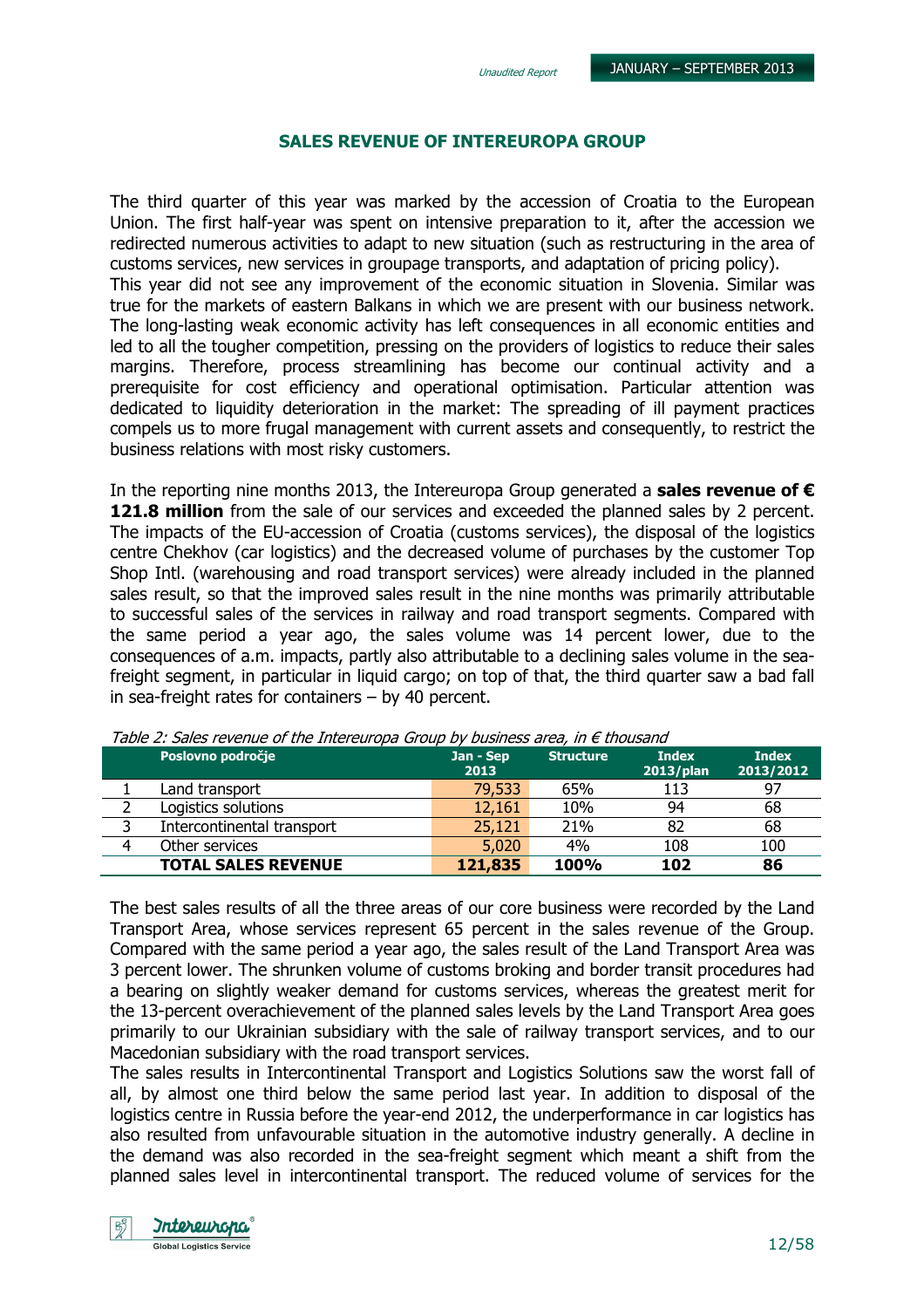## SALES REVENUE OF INTEREUROPA GROUP

The third quarter of this year was marked by the accession of Croatia to the European Union. The first half-year was spent on intensive preparation to it, after the accession we redirected numerous activities to adapt to new situation (such as restructuring in the area of customs services, new services in groupage transports, and adaptation of pricing policy).
This year did not see any improvement of the economic situation in Slovenia. Similar was true for the markets of eastern Balkans in which we are present with our business network. The long-lasting weak economic activity has left consequences in all economic entities and led to all the tougher competition, pressing on the providers of logistics to reduce their sales margins. Therefore, process streamlining has become our continual activity and a prerequisite for cost efficiency and operational optimisation. Particular attention was dedicated to liquidity deterioration in the market: The spreading of ill payment practices compels us to more frugal management with current assets and consequently, to restrict the business relations with most risky customers.

In the reporting nine months 2013, the Intereuropa Group generated a **sales revenue of € 121.8 million** from the sale of our services and exceeded the planned sales by 2 percent. The impacts of the EU-accession of Croatia (customs services), the disposal of the logistics centre Chekhov (car logistics) and the decreased volume of purchases by the customer Top Shop Intl. (warehousing and road transport services) were already included in the planned sales result, so that the improved sales result in the nine months was primarily attributable to successful sales of the services in railway and road transport segments. Compared with the same period a year ago, the sales volume was 14 percent lower, due to the consequences of a.m. impacts, partly also attributable to a declining sales volume in the sea-freight segment, in particular in liquid cargo; on top of that, the third quarter saw a bad fall in sea-freight rates for containers – by 40 percent.

*Table 2: Sales revenue of the Intereuropa Group by business area, in € thousand*

| | Poslovno področje | Jan - Sep 2013 | Structure | Index 2013/plan | Index 2013/2012 |
|---|---|---|---|---|---|
| 1 | Land transport | 79,533 | 65% | 113 | 97 |
| 2 | Logistics solutions | 12,161 | 10% | 94 | 68 |
| 3 | Intercontinental transport | 25,121 | 21% | 82 | 68 |
| 4 | Other services | 5,020 | 4% | 108 | 100 |
| | **TOTAL SALES REVENUE** | **121,835** | **100%** | **102** | **86** |

The best sales results of all the three areas of our core business were recorded by the Land Transport Area, whose services represent 65 percent in the sales revenue of the Group. Compared with the same period a year ago, the sales result of the Land Transport Area was 3 percent lower. The shrunken volume of customs broking and border transit procedures had a bearing on slightly weaker demand for customs services, whereas the greatest merit for the 13-percent overachievement of the planned sales levels by the Land Transport Area goes primarily to our Ukrainian subsidiary with the sale of railway transport services, and to our Macedonian subsidiary with the road transport services.
The sales results in Intercontinental Transport and Logistics Solutions saw the worst fall of all, by almost one third below the same period last year. In addition to disposal of the logistics centre in Russia before the year-end 2012, the underperformance in car logistics has also resulted from unfavourable situation in the automotive industry generally. A decline in the demand was also recorded in the sea-freight segment which meant a shift from the planned sales level in intercontinental transport. The reduced volume of services for the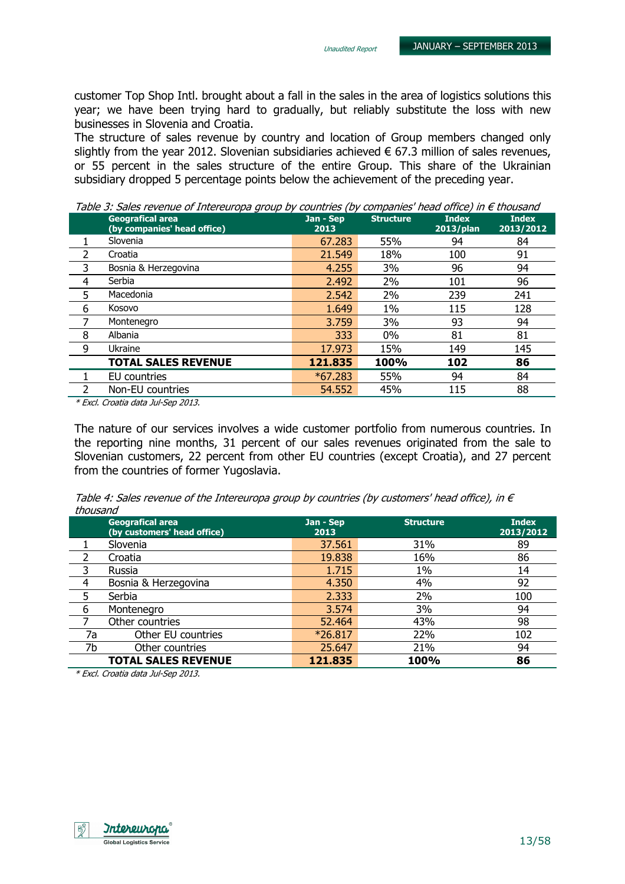customer Top Shop Intl. brought about a fall in the sales in the area of logistics solutions this year; we have been trying hard to gradually, but reliably substitute the loss with new businesses in Slovenia and Croatia.

The structure of sales revenue by country and location of Group members changed only slightly from the year 2012. Slovenian subsidiaries achieved € 67.3 million of sales revenues, or 55 percent in the sales structure of the entire Group. This share of the Ukrainian subsidiary dropped 5 percentage points below the achievement of the preceding year.

*Table 3: Sales revenue of Intereuropa group by countries (by companies' head office) in € thousand*

| | Geografical area (by companies' head office) | Jan - Sep 2013 | Structure | Index 2013/plan | Index 2013/2012 |
|---|---|---|---|---|---|
| 1 | Slovenia | 67.283 | 55% | 94 | 84 |
| 2 | Croatia | 21.549 | 18% | 100 | 91 |
| 3 | Bosnia & Herzegovina | 4.255 | 3% | 96 | 94 |
| 4 | Serbia | 2.492 | 2% | 101 | 96 |
| 5 | Macedonia | 2.542 | 2% | 239 | 241 |
| 6 | Kosovo | 1.649 | 1% | 115 | 128 |
| 7 | Montenegro | 3.759 | 3% | 93 | 94 |
| 8 | Albania | 333 | 0% | 81 | 81 |
| 9 | Ukraine | 17.973 | 15% | 149 | 145 |
| | **TOTAL SALES REVENUE** | **121.835** | **100%** | **102** | **86** |
| 1 | EU countries | *67.283 | 55% | 94 | 84 |
| 2 | Non-EU countries | 54.552 | 45% | 115 | 88 |

*\* Excl. Croatia data Jul-Sep 2013.*

The nature of our services involves a wide customer portfolio from numerous countries. In the reporting nine months, 31 percent of our sales revenues originated from the sale to Slovenian customers, 22 percent from other EU countries (except Croatia), and 27 percent from the countries of former Yugoslavia.

*Table 4: Sales revenue of the Intereuropa group by countries (by customers' head office), in € thousand*

| | Geografical area (by customers' head office) | Jan - Sep 2013 | Structure | Index 2013/2012 |
|---|---|---|---|---|
| 1 | Slovenia | 37.561 | 31% | 89 |
| 2 | Croatia | 19.838 | 16% | 86 |
| 3 | Russia | 1.715 | 1% | 14 |
| 4 | Bosnia & Herzegovina | 4.350 | 4% | 92 |
| 5 | Serbia | 2.333 | 2% | 100 |
| 6 | Montenegro | 3.574 | 3% | 94 |
| 7 | Other countries | 52.464 | 43% | 98 |
| 7a | Other EU countries | *26.817 | 22% | 102 |
| 7b | Other countries | 25.647 | 21% | 94 |
| | **TOTAL SALES REVENUE** | **121.835** | **100%** | **86** |

*\* Excl. Croatia data Jul-Sep 2013.*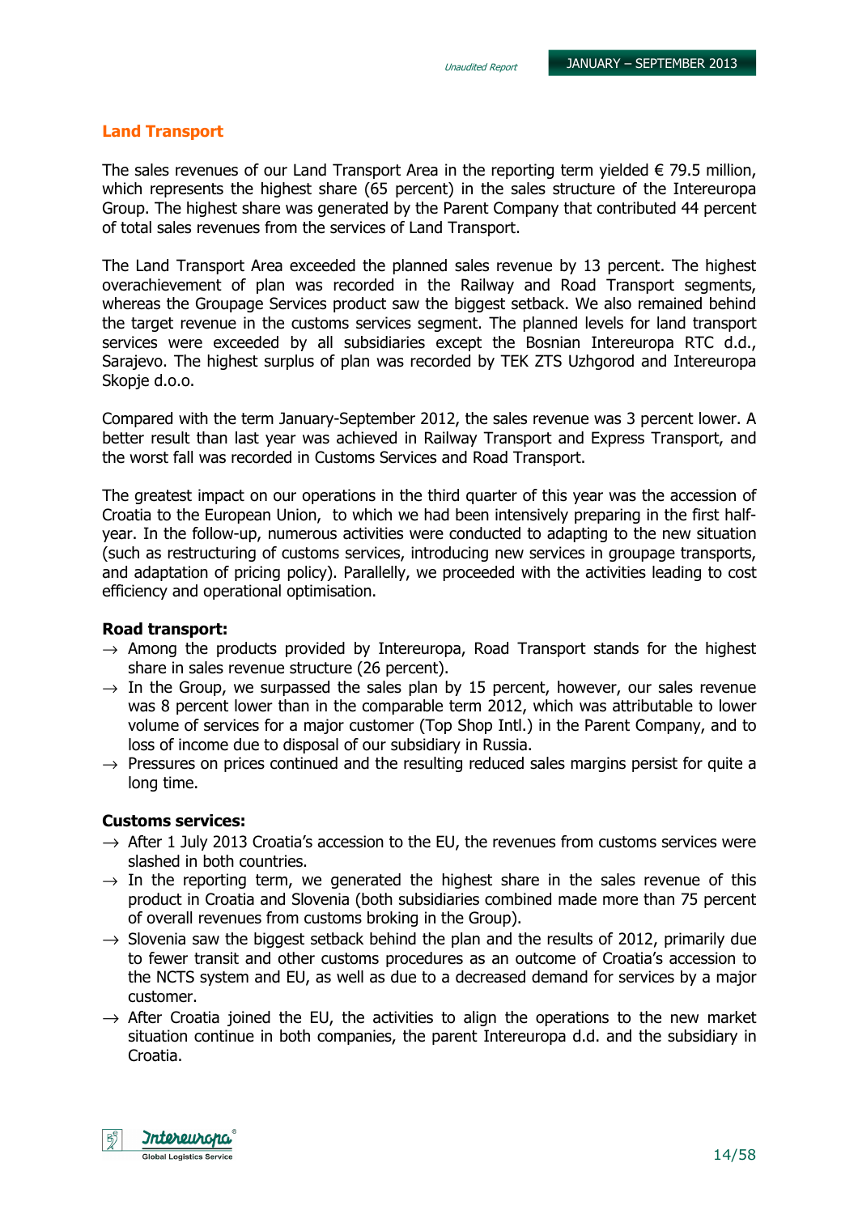## Land Transport

The sales revenues of our Land Transport Area in the reporting term yielded € 79.5 million, which represents the highest share (65 percent) in the sales structure of the Intereuropa Group. The highest share was generated by the Parent Company that contributed 44 percent of total sales revenues from the services of Land Transport.

The Land Transport Area exceeded the planned sales revenue by 13 percent. The highest overachievement of plan was recorded in the Railway and Road Transport segments, whereas the Groupage Services product saw the biggest setback. We also remained behind the target revenue in the customs services segment. The planned levels for land transport services were exceeded by all subsidiaries except the Bosnian Intereuropa RTC d.d., Sarajevo. The highest surplus of plan was recorded by TEK ZTS Uzhgorod and Intereuropa Skopje d.o.o.

Compared with the term January-September 2012, the sales revenue was 3 percent lower. A better result than last year was achieved in Railway Transport and Express Transport, and the worst fall was recorded in Customs Services and Road Transport.

The greatest impact on our operations in the third quarter of this year was the accession of Croatia to the European Union, to which we had been intensively preparing in the first half-year. In the follow-up, numerous activities were conducted to adapting to the new situation (such as restructuring of customs services, introducing new services in groupage transports, and adaptation of pricing policy). Parallelly, we proceeded with the activities leading to cost efficiency and operational optimisation.

**Road transport:**

- → Among the products provided by Intereuropa, Road Transport stands for the highest share in sales revenue structure (26 percent).
- → In the Group, we surpassed the sales plan by 15 percent, however, our sales revenue was 8 percent lower than in the comparable term 2012, which was attributable to lower volume of services for a major customer (Top Shop Intl.) in the Parent Company, and to loss of income due to disposal of our subsidiary in Russia.
- → Pressures on prices continued and the resulting reduced sales margins persist for quite a long time.

**Customs services:**

- → After 1 July 2013 Croatia's accession to the EU, the revenues from customs services were slashed in both countries.
- → In the reporting term, we generated the highest share in the sales revenue of this product in Croatia and Slovenia (both subsidiaries combined made more than 75 percent of overall revenues from customs broking in the Group).
- → Slovenia saw the biggest setback behind the plan and the results of 2012, primarily due to fewer transit and other customs procedures as an outcome of Croatia's accession to the NCTS system and EU, as well as due to a decreased demand for services by a major customer.
- → After Croatia joined the EU, the activities to align the operations to the new market situation continue in both companies, the parent Intereuropa d.d. and the subsidiary in Croatia.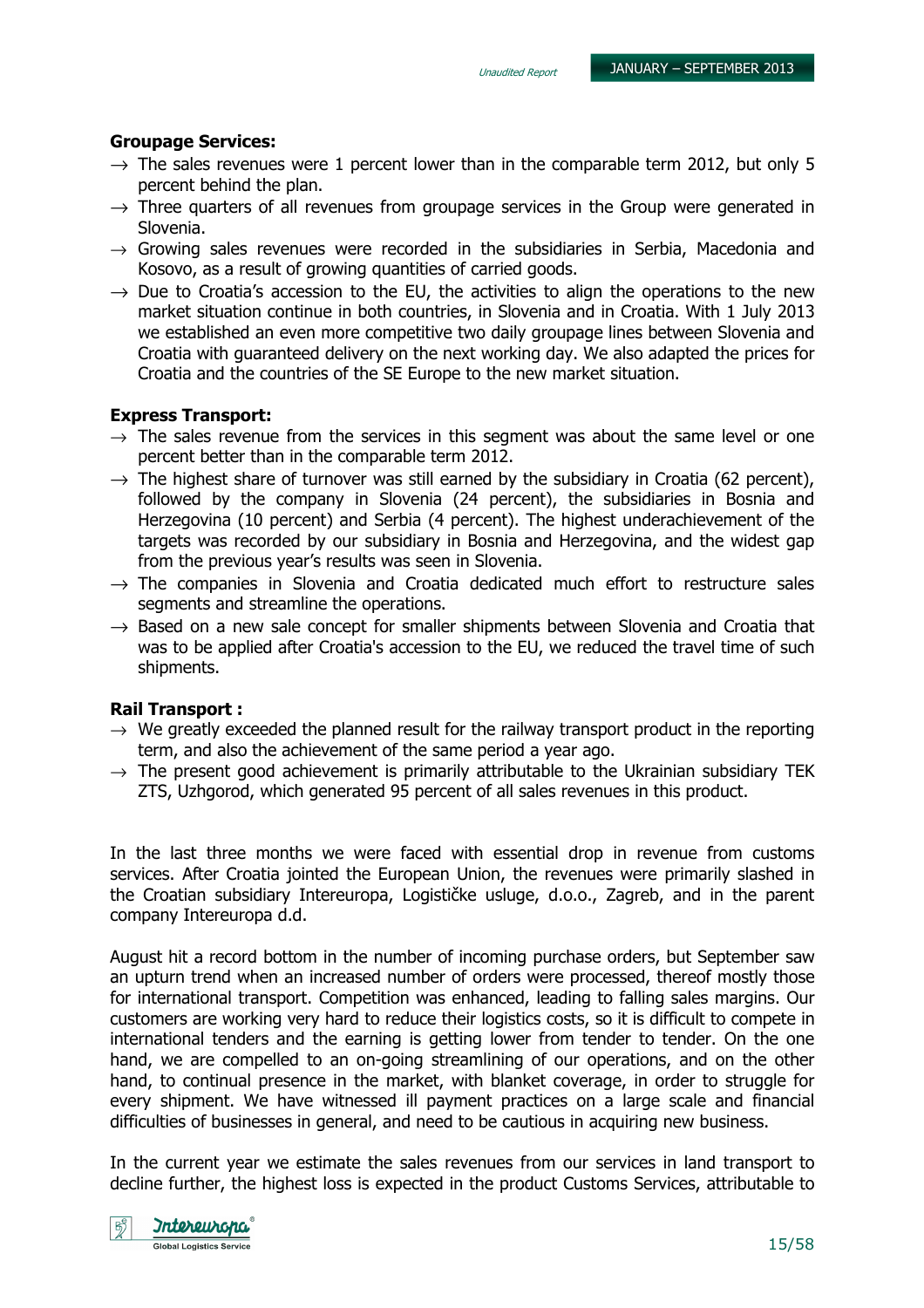**Groupage Services:**

→ The sales revenues were 1 percent lower than in the comparable term 2012, but only 5 percent behind the plan.

→ Three quarters of all revenues from groupage services in the Group were generated in Slovenia.

→ Growing sales revenues were recorded in the subsidiaries in Serbia, Macedonia and Kosovo, as a result of growing quantities of carried goods.

→ Due to Croatia's accession to the EU, the activities to align the operations to the new market situation continue in both countries, in Slovenia and in Croatia. With 1 July 2013 we established an even more competitive two daily groupage lines between Slovenia and Croatia with guaranteed delivery on the next working day. We also adapted the prices for Croatia and the countries of the SE Europe to the new market situation.

**Express Transport:**

→ The sales revenue from the services in this segment was about the same level or one percent better than in the comparable term 2012.

→ The highest share of turnover was still earned by the subsidiary in Croatia (62 percent), followed by the company in Slovenia (24 percent), the subsidiaries in Bosnia and Herzegovina (10 percent) and Serbia (4 percent). The highest underachievement of the targets was recorded by our subsidiary in Bosnia and Herzegovina, and the widest gap from the previous year's results was seen in Slovenia.

→ The companies in Slovenia and Croatia dedicated much effort to restructure sales segments and streamline the operations.

→ Based on a new sale concept for smaller shipments between Slovenia and Croatia that was to be applied after Croatia's accession to the EU, we reduced the travel time of such shipments.

**Rail Transport :**

→ We greatly exceeded the planned result for the railway transport product in the reporting term, and also the achievement of the same period a year ago.

→ The present good achievement is primarily attributable to the Ukrainian subsidiary TEK ZTS, Uzhgorod, which generated 95 percent of all sales revenues in this product.

In the last three months we were faced with essential drop in revenue from customs services. After Croatia jointed the European Union, the revenues were primarily slashed in the Croatian subsidiary Intereuropa, Logističke usluge, d.o.o., Zagreb, and in the parent company Intereuropa d.d.

August hit a record bottom in the number of incoming purchase orders, but September saw an upturn trend when an increased number of orders were processed, thereof mostly those for international transport. Competition was enhanced, leading to falling sales margins. Our customers are working very hard to reduce their logistics costs, so it is difficult to compete in international tenders and the earning is getting lower from tender to tender. On the one hand, we are compelled to an on-going streamlining of our operations, and on the other hand, to continual presence in the market, with blanket coverage, in order to struggle for every shipment. We have witnessed ill payment practices on a large scale and financial difficulties of businesses in general, and need to be cautious in acquiring new business.

In the current year we estimate the sales revenues from our services in land transport to decline further, the highest loss is expected in the product Customs Services, attributable to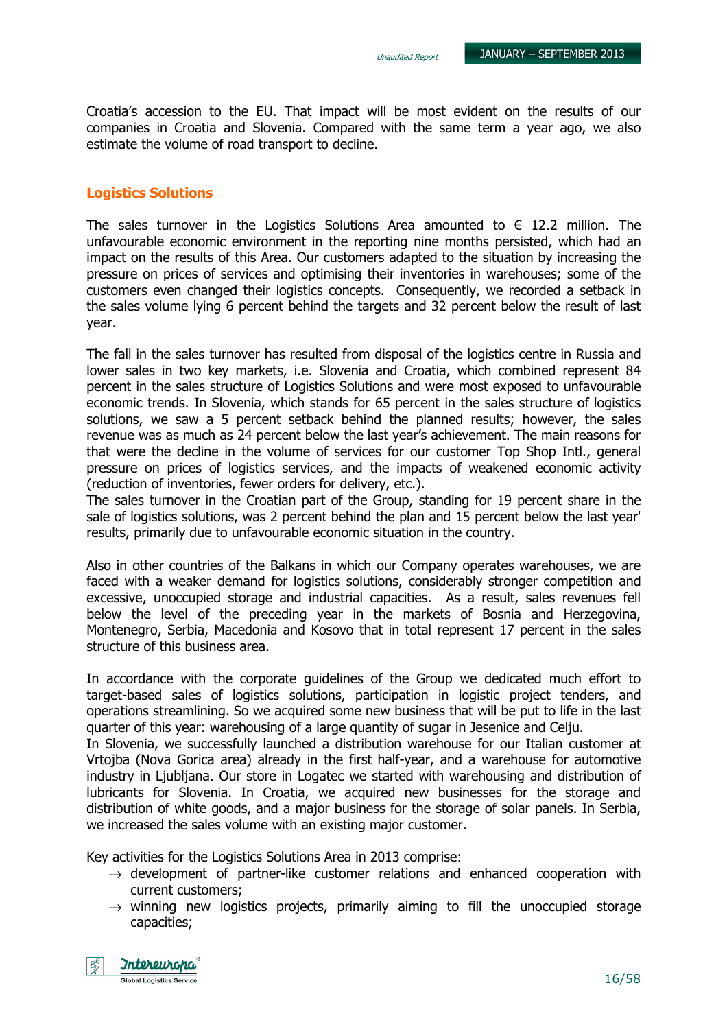Croatia's accession to the EU. That impact will be most evident on the results of our companies in Croatia and Slovenia. Compared with the same term a year ago, we also estimate the volume of road transport to decline.

## Logistics Solutions

The sales turnover in the Logistics Solutions Area amounted to € 12.2 million. The unfavourable economic environment in the reporting nine months persisted, which had an impact on the results of this Area. Our customers adapted to the situation by increasing the pressure on prices of services and optimising their inventories in warehouses; some of the customers even changed their logistics concepts. Consequently, we recorded a setback in the sales volume lying 6 percent behind the targets and 32 percent below the result of last year.

The fall in the sales turnover has resulted from disposal of the logistics centre in Russia and lower sales in two key markets, i.e. Slovenia and Croatia, which combined represent 84 percent in the sales structure of Logistics Solutions and were most exposed to unfavourable economic trends. In Slovenia, which stands for 65 percent in the sales structure of logistics solutions, we saw a 5 percent setback behind the planned results; however, the sales revenue was as much as 24 percent below the last year's achievement. The main reasons for that were the decline in the volume of services for our customer Top Shop Intl., general pressure on prices of logistics services, and the impacts of weakened economic activity (reduction of inventories, fewer orders for delivery, etc.).
The sales turnover in the Croatian part of the Group, standing for 19 percent share in the sale of logistics solutions, was 2 percent behind the plan and 15 percent below the last year' results, primarily due to unfavourable economic situation in the country.

Also in other countries of the Balkans in which our Company operates warehouses, we are faced with a weaker demand for logistics solutions, considerably stronger competition and excessive, unoccupied storage and industrial capacities. As a result, sales revenues fell below the level of the preceding year in the markets of Bosnia and Herzegovina, Montenegro, Serbia, Macedonia and Kosovo that in total represent 17 percent in the sales structure of this business area.

In accordance with the corporate guidelines of the Group we dedicated much effort to target-based sales of logistics solutions, participation in logistic project tenders, and operations streamlining. So we acquired some new business that will be put to life in the last quarter of this year: warehousing of a large quantity of sugar in Jesenice and Celju.
In Slovenia, we successfully launched a distribution warehouse for our Italian customer at Vrtojba (Nova Gorica area) already in the first half-year, and a warehouse for automotive industry in Ljubljana. Our store in Logatec we started with warehousing and distribution of lubricants for Slovenia. In Croatia, we acquired new businesses for the storage and distribution of white goods, and a major business for the storage of solar panels. In Serbia, we increased the sales volume with an existing major customer.

Key activities for the Logistics Solutions Area in 2013 comprise:

- → development of partner-like customer relations and enhanced cooperation with current customers;
- → winning new logistics projects, primarily aiming to fill the unoccupied storage capacities;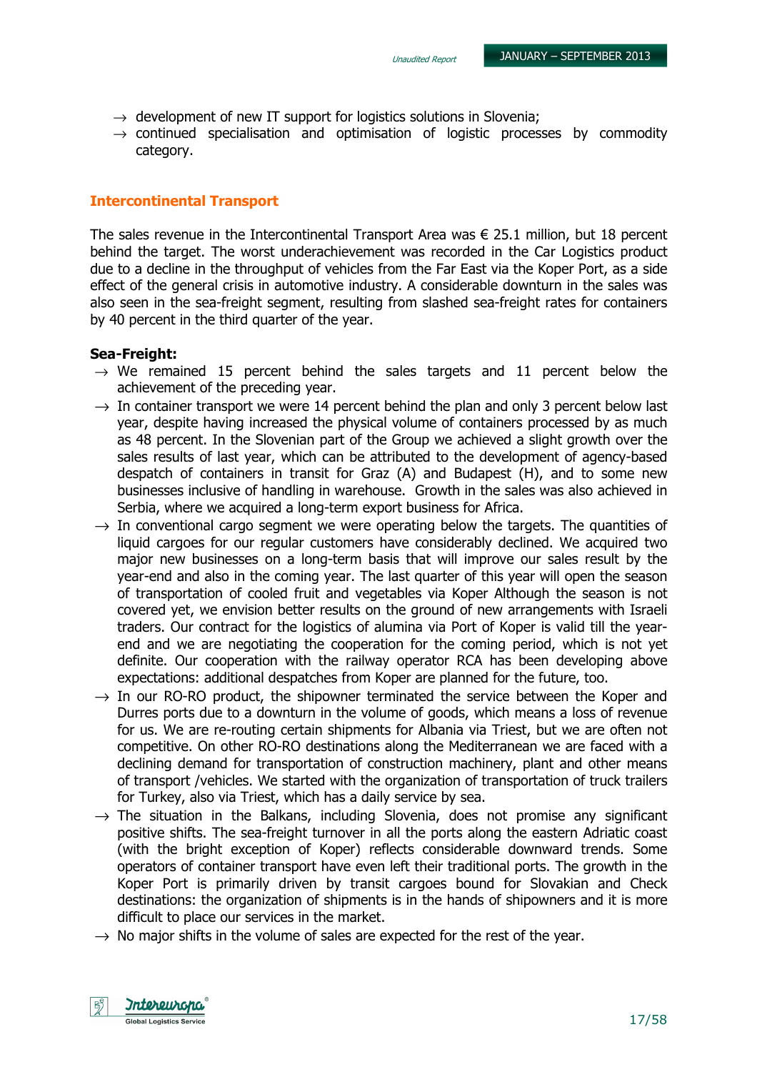- → development of new IT support for logistics solutions in Slovenia;
- → continued specialisation and optimisation of logistic processes by commodity category.

## Intercontinental Transport

The sales revenue in the Intercontinental Transport Area was € 25.1 million, but 18 percent behind the target. The worst underachievement was recorded in the Car Logistics product due to a decline in the throughput of vehicles from the Far East via the Koper Port, as a side effect of the general crisis in automotive industry. A considerable downturn in the sales was also seen in the sea-freight segment, resulting from slashed sea-freight rates for containers by 40 percent in the third quarter of the year.

**Sea-Freight:**

- → We remained 15 percent behind the sales targets and 11 percent below the achievement of the preceding year.
- → In container transport we were 14 percent behind the plan and only 3 percent below last year, despite having increased the physical volume of containers processed by as much as 48 percent. In the Slovenian part of the Group we achieved a slight growth over the sales results of last year, which can be attributed to the development of agency-based despatch of containers in transit for Graz (A) and Budapest (H), and to some new businesses inclusive of handling in warehouse. Growth in the sales was also achieved in Serbia, where we acquired a long-term export business for Africa.
- → In conventional cargo segment we were operating below the targets. The quantities of liquid cargoes for our regular customers have considerably declined. We acquired two major new businesses on a long-term basis that will improve our sales result by the year-end and also in the coming year. The last quarter of this year will open the season of transportation of cooled fruit and vegetables via Koper Although the season is not covered yet, we envision better results on the ground of new arrangements with Israeli traders. Our contract for the logistics of alumina via Port of Koper is valid till the year-end and we are negotiating the cooperation for the coming period, which is not yet definite. Our cooperation with the railway operator RCA has been developing above expectations: additional despatches from Koper are planned for the future, too.
- → In our RO-RO product, the shipowner terminated the service between the Koper and Durres ports due to a downturn in the volume of goods, which means a loss of revenue for us. We are re-routing certain shipments for Albania via Triest, but we are often not competitive. On other RO-RO destinations along the Mediterranean we are faced with a declining demand for transportation of construction machinery, plant and other means of transport /vehicles. We started with the organization of transportation of truck trailers for Turkey, also via Triest, which has a daily service by sea.
- → The situation in the Balkans, including Slovenia, does not promise any significant positive shifts. The sea-freight turnover in all the ports along the eastern Adriatic coast (with the bright exception of Koper) reflects considerable downward trends. Some operators of container transport have even left their traditional ports. The growth in the Koper Port is primarily driven by transit cargoes bound for Slovakian and Check destinations: the organization of shipments is in the hands of shipowners and it is more difficult to place our services in the market.
- → No major shifts in the volume of sales are expected for the rest of the year.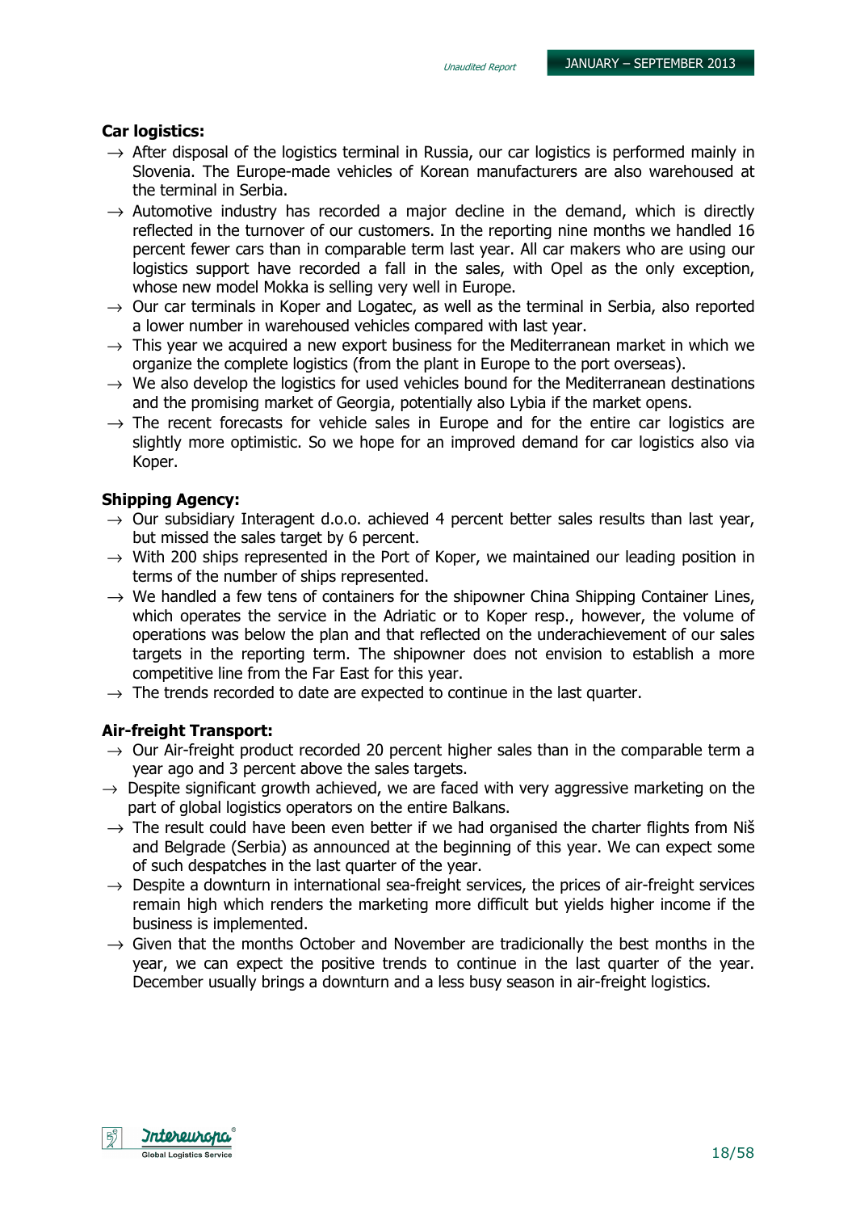**Car logistics:**

- → After disposal of the logistics terminal in Russia, our car logistics is performed mainly in Slovenia. The Europe-made vehicles of Korean manufacturers are also warehoused at the terminal in Serbia.
- → Automotive industry has recorded a major decline in the demand, which is directly reflected in the turnover of our customers. In the reporting nine months we handled 16 percent fewer cars than in comparable term last year. All car makers who are using our logistics support have recorded a fall in the sales, with Opel as the only exception, whose new model Mokka is selling very well in Europe.
- → Our car terminals in Koper and Logatec, as well as the terminal in Serbia, also reported a lower number in warehoused vehicles compared with last year.
- → This year we acquired a new export business for the Mediterranean market in which we organize the complete logistics (from the plant in Europe to the port overseas).
- → We also develop the logistics for used vehicles bound for the Mediterranean destinations and the promising market of Georgia, potentially also Lybia if the market opens.
- → The recent forecasts for vehicle sales in Europe and for the entire car logistics are slightly more optimistic. So we hope for an improved demand for car logistics also via Koper.

**Shipping Agency:**

- → Our subsidiary Interagent d.o.o. achieved 4 percent better sales results than last year, but missed the sales target by 6 percent.
- → With 200 ships represented in the Port of Koper, we maintained our leading position in terms of the number of ships represented.
- → We handled a few tens of containers for the shipowner China Shipping Container Lines, which operates the service in the Adriatic or to Koper resp., however, the volume of operations was below the plan and that reflected on the underachievement of our sales targets in the reporting term. The shipowner does not envision to establish a more competitive line from the Far East for this year.
- → The trends recorded to date are expected to continue in the last quarter.

**Air-freight Transport:**

- → Our Air-freight product recorded 20 percent higher sales than in the comparable term a year ago and 3 percent above the sales targets.
- → Despite significant growth achieved, we are faced with very aggressive marketing on the part of global logistics operators on the entire Balkans.
- → The result could have been even better if we had organised the charter flights from Niš and Belgrade (Serbia) as announced at the beginning of this year. We can expect some of such despatches in the last quarter of the year.
- → Despite a downturn in international sea-freight services, the prices of air-freight services remain high which renders the marketing more difficult but yields higher income if the business is implemented.
- → Given that the months October and November are tradicionally the best months in the year, we can expect the positive trends to continue in the last quarter of the year. December usually brings a downturn and a less busy season in air-freight logistics.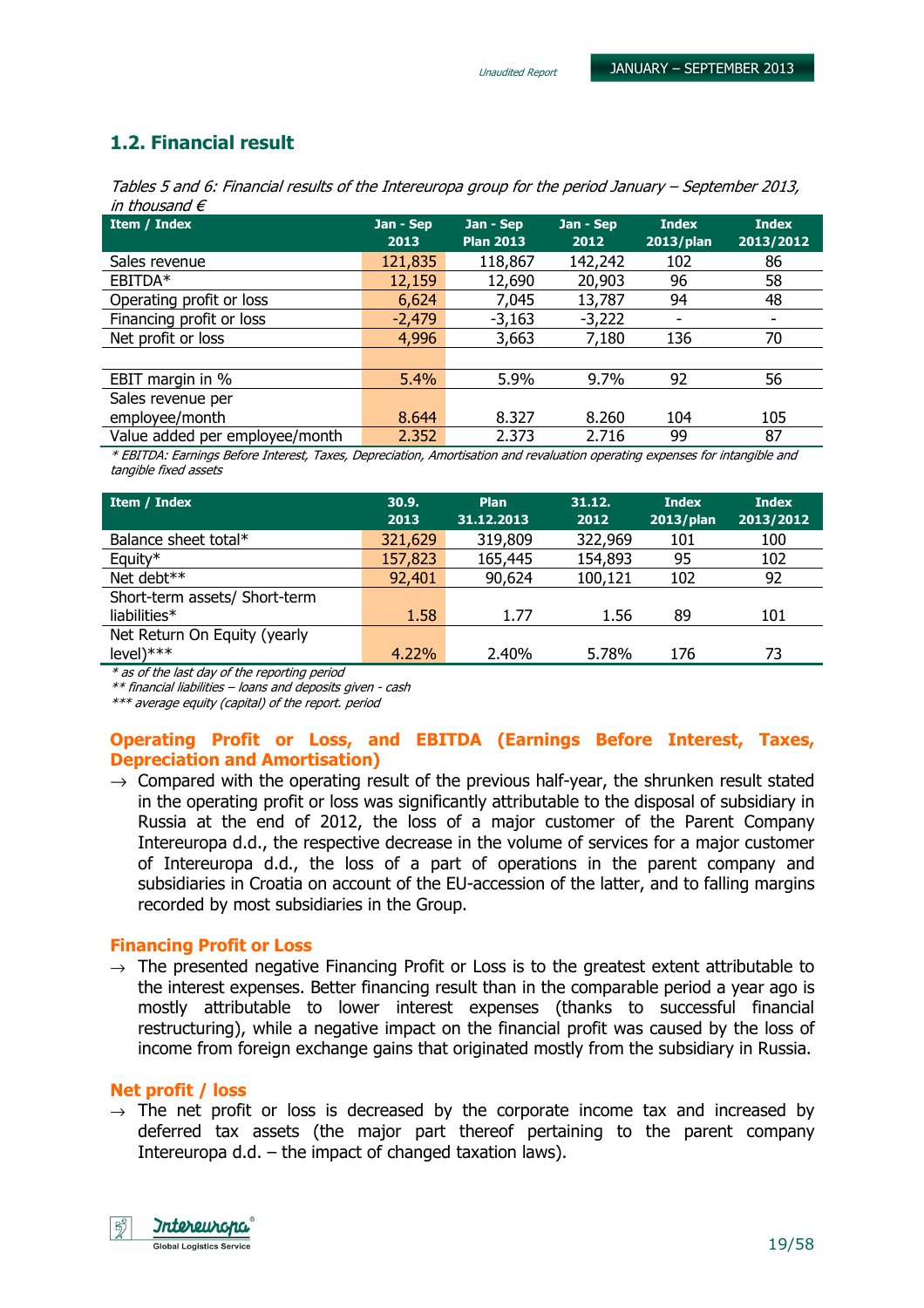## 1.2. Financial result

*Tables 5 and 6: Financial results of the Intereuropa group for the period January – September 2013, in thousand €*

| Item / Index | Jan - Sep 2013 | Jan - Sep Plan 2013 | Jan - Sep 2012 | Index 2013/plan | Index 2013/2012 |
|---|---|---|---|---|---|
| Sales revenue | 121,835 | 118,867 | 142,242 | 102 | 86 |
| EBITDA* | 12,159 | 12,690 | 20,903 | 96 | 58 |
| Operating profit or loss | 6,624 | 7,045 | 13,787 | 94 | 48 |
| Financing profit or loss | -2,479 | -3,163 | -3,222 | - | - |
| Net profit or loss | 4,996 | 3,663 | 7,180 | 136 | 70 |
| | | | | | |
| EBIT margin in % | 5.4% | 5.9% | 9.7% | 92 | 56 |
| Sales revenue per employee/month | 8.644 | 8.327 | 8.260 | 104 | 105 |
| Value added per employee/month | 2.352 | 2.373 | 2.716 | 99 | 87 |

*\* EBITDA: Earnings Before Interest, Taxes, Depreciation, Amortisation and revaluation operating expenses for intangible and tangible fixed assets*

| Item / Index | 30.9. 2013 | Plan 31.12.2013 | 31.12. 2012 | Index 2013/plan | Index 2013/2012 |
|---|---|---|---|---|---|
| Balance sheet total* | 321,629 | 319,809 | 322,969 | 101 | 100 |
| Equity* | 157,823 | 165,445 | 154,893 | 95 | 102 |
| Net debt** | 92,401 | 90,624 | 100,121 | 102 | 92 |
| Short-term assets/ Short-term liabilities* | 1.58 | 1.77 | 1.56 | 89 | 101 |
| Net Return On Equity (yearly level)*** | 4.22% | 2.40% | 5.78% | 176 | 73 |

*\* as of the last day of the reporting period*
*\*\* financial liabilities – loans and deposits given - cash*
*\*\*\* average equity (capital) of the report. period*

### Operating Profit or Loss, and EBITDA (Earnings Before Interest, Taxes, Depreciation and Amortisation)

→ Compared with the operating result of the previous half-year, the shrunken result stated in the operating profit or loss was significantly attributable to the disposal of subsidiary in Russia at the end of 2012, the loss of a major customer of the Parent Company Intereuropa d.d., the respective decrease in the volume of services for a major customer of Intereuropa d.d., the loss of a part of operations in the parent company and subsidiaries in Croatia on account of the EU-accession of the latter, and to falling margins recorded by most subsidiaries in the Group.

### Financing Profit or Loss

→ The presented negative Financing Profit or Loss is to the greatest extent attributable to the interest expenses. Better financing result than in the comparable period a year ago is mostly attributable to lower interest expenses (thanks to successful financial restructuring), while a negative impact on the financial profit was caused by the loss of income from foreign exchange gains that originated mostly from the subsidiary in Russia.

### Net profit / loss

→ The net profit or loss is decreased by the corporate income tax and increased by deferred tax assets (the major part thereof pertaining to the parent company Intereuropa d.d. – the impact of changed taxation laws).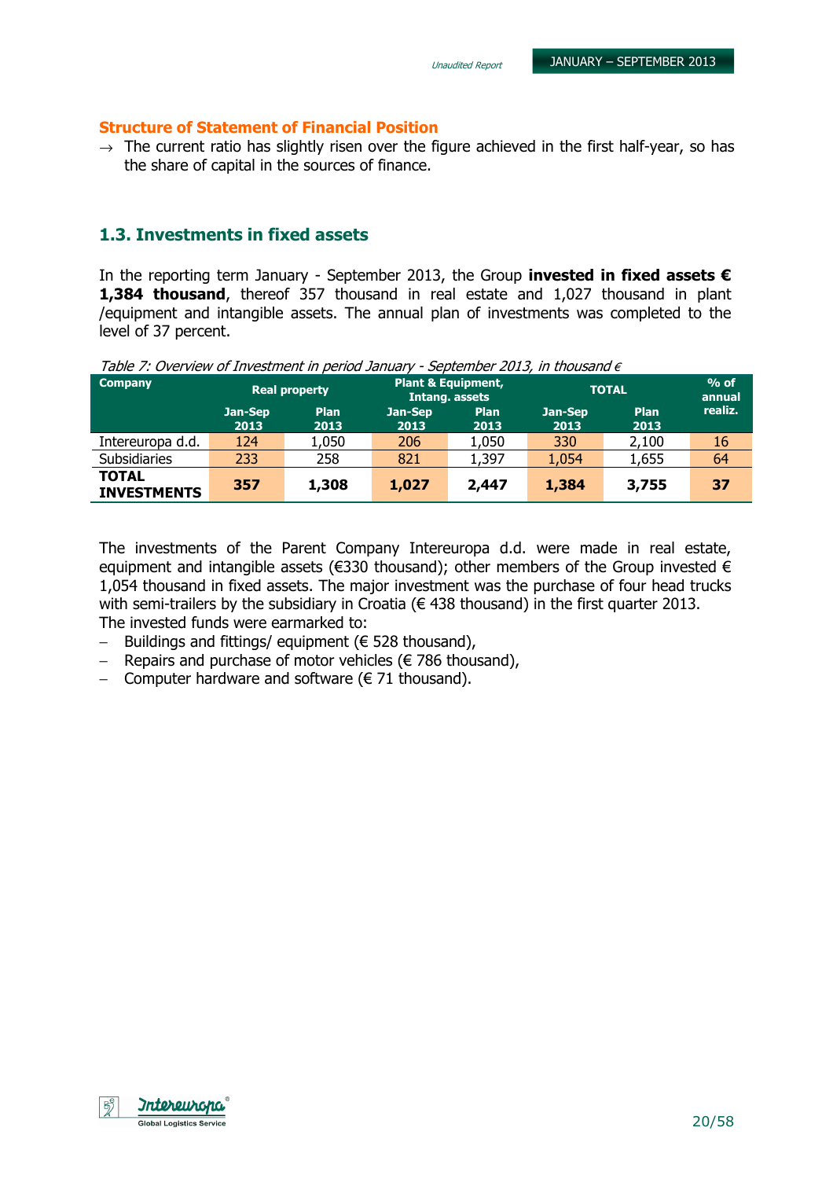### Structure of Statement of Financial Position

→ The current ratio has slightly risen over the figure achieved in the first half-year, so has the share of capital in the sources of finance.

## 1.3. Investments in fixed assets

In the reporting term January - September 2013, the Group **invested in fixed assets € 1,384 thousand**, thereof 357 thousand in real estate and 1,027 thousand in plant /equipment and intangible assets. The annual plan of investments was completed to the level of 37 percent.

*Table 7: Overview of Investment in period January - September 2013, in thousand €*

| Company | Real property | | Plant & Equipment, Intang. assets | | TOTAL | | % of annual realiz. |
|---|---|---|---|---|---|---|---|
| | Jan-Sep 2013 | Plan 2013 | Jan-Sep 2013 | Plan 2013 | Jan-Sep 2013 | Plan 2013 | |
| Intereuropa d.d. | 124 | 1,050 | 206 | 1,050 | 330 | 2,100 | 16 |
| Subsidiaries | 233 | 258 | 821 | 1,397 | 1,054 | 1,655 | 64 |
| **TOTAL INVESTMENTS** | **357** | **1,308** | **1,027** | **2,447** | **1,384** | **3,755** | **37** |

The investments of the Parent Company Intereuropa d.d. were made in real estate, equipment and intangible assets (€330 thousand); other members of the Group invested € 1,054 thousand in fixed assets. The major investment was the purchase of four head trucks with semi-trailers by the subsidiary in Croatia (€ 438 thousand) in the first quarter 2013. The invested funds were earmarked to:

- Buildings and fittings/ equipment (€ 528 thousand),
- Repairs and purchase of motor vehicles (€ 786 thousand),
- Computer hardware and software (€ 71 thousand).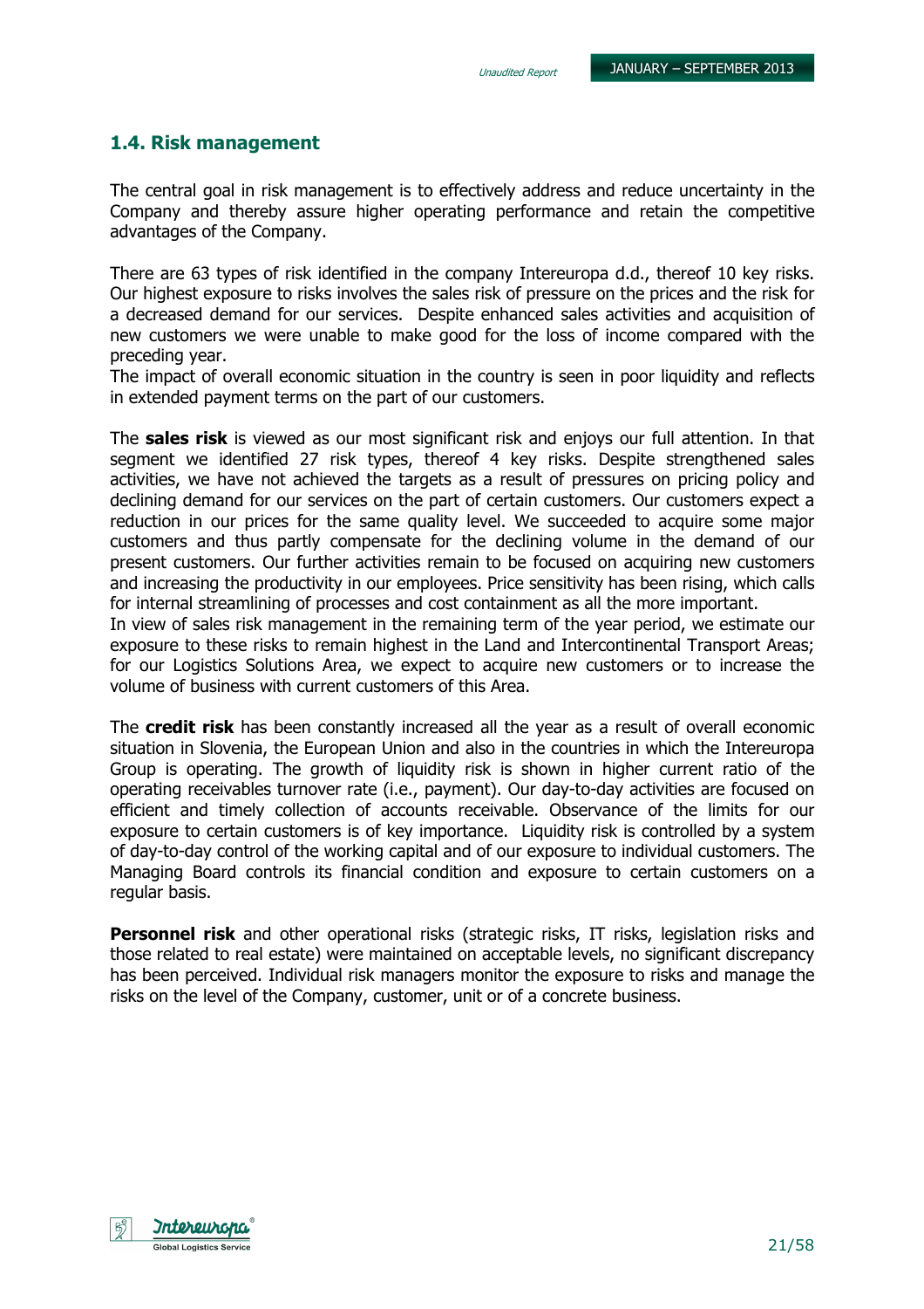## 1.4. Risk management

The central goal in risk management is to effectively address and reduce uncertainty in the Company and thereby assure higher operating performance and retain the competitive advantages of the Company.

There are 63 types of risk identified in the company Intereuropa d.d., thereof 10 key risks. Our highest exposure to risks involves the sales risk of pressure on the prices and the risk for a decreased demand for our services. Despite enhanced sales activities and acquisition of new customers we were unable to make good for the loss of income compared with the preceding year.
The impact of overall economic situation in the country is seen in poor liquidity and reflects in extended payment terms on the part of our customers.

The **sales risk** is viewed as our most significant risk and enjoys our full attention. In that segment we identified 27 risk types, thereof 4 key risks. Despite strengthened sales activities, we have not achieved the targets as a result of pressures on pricing policy and declining demand for our services on the part of certain customers. Our customers expect a reduction in our prices for the same quality level. We succeeded to acquire some major customers and thus partly compensate for the declining volume in the demand of our present customers. Our further activities remain to be focused on acquiring new customers and increasing the productivity in our employees. Price sensitivity has been rising, which calls for internal streamlining of processes and cost containment as all the more important.
In view of sales risk management in the remaining term of the year period, we estimate our exposure to these risks to remain highest in the Land and Intercontinental Transport Areas; for our Logistics Solutions Area, we expect to acquire new customers or to increase the volume of business with current customers of this Area.

The **credit risk** has been constantly increased all the year as a result of overall economic situation in Slovenia, the European Union and also in the countries in which the Intereuropa Group is operating. The growth of liquidity risk is shown in higher current ratio of the operating receivables turnover rate (i.e., payment). Our day-to-day activities are focused on efficient and timely collection of accounts receivable. Observance of the limits for our exposure to certain customers is of key importance. Liquidity risk is controlled by a system of day-to-day control of the working capital and of our exposure to individual customers. The Managing Board controls its financial condition and exposure to certain customers on a regular basis.

**Personnel risk** and other operational risks (strategic risks, IT risks, legislation risks and those related to real estate) were maintained on acceptable levels, no significant discrepancy has been perceived. Individual risk managers monitor the exposure to risks and manage the risks on the level of the Company, customer, unit or of a concrete business.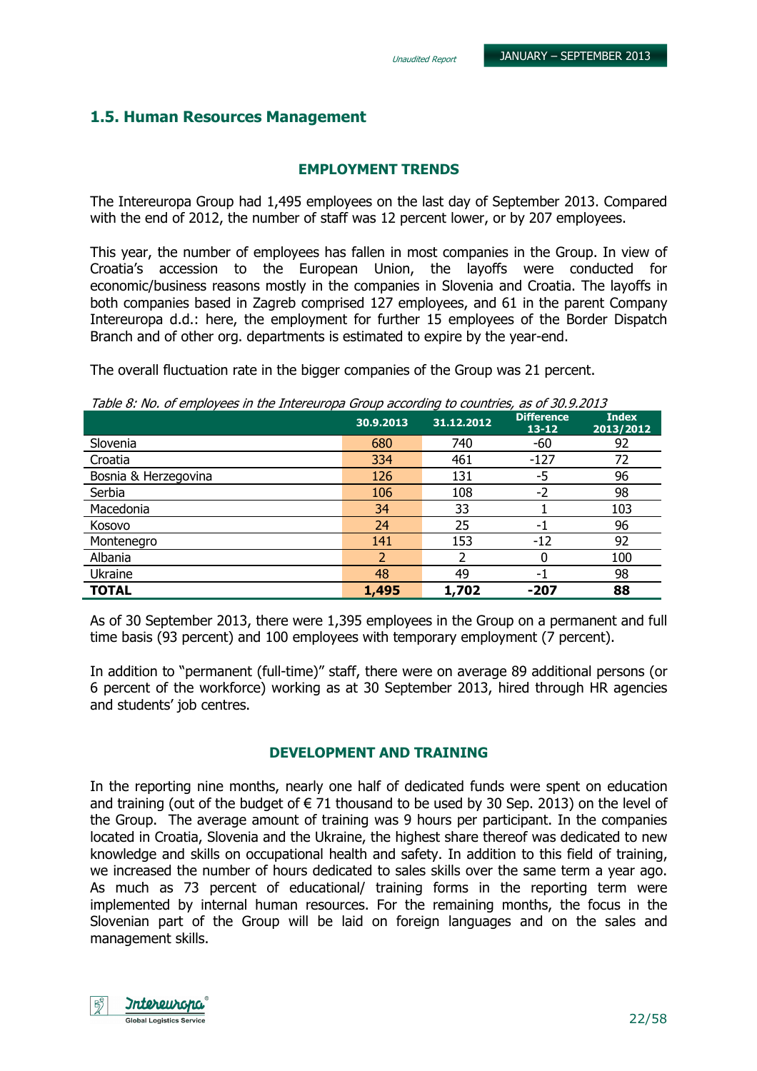## 1.5. Human Resources Management

### EMPLOYMENT TRENDS

The Intereuropa Group had 1,495 employees on the last day of September 2013. Compared with the end of 2012, the number of staff was 12 percent lower, or by 207 employees.

This year, the number of employees has fallen in most companies in the Group. In view of Croatia's accession to the European Union, the layoffs were conducted for economic/business reasons mostly in the companies in Slovenia and Croatia. The layoffs in both companies based in Zagreb comprised 127 employees, and 61 in the parent Company Intereuropa d.d.: here, the employment for further 15 employees of the Border Dispatch Branch and of other org. departments is estimated to expire by the year-end.

The overall fluctuation rate in the bigger companies of the Group was 21 percent.

*Table 8: No. of employees in the Intereuropa Group according to countries, as of 30.9.2013*

| | 30.9.2013 | 31.12.2012 | Difference 13-12 | Index 2013/2012 |
|---|---|---|---|---|
| Slovenia | 680 | 740 | -60 | 92 |
| Croatia | 334 | 461 | -127 | 72 |
| Bosnia & Herzegovina | 126 | 131 | -5 | 96 |
| Serbia | 106 | 108 | -2 | 98 |
| Macedonia | 34 | 33 | 1 | 103 |
| Kosovo | 24 | 25 | -1 | 96 |
| Montenegro | 141 | 153 | -12 | 92 |
| Albania | 2 | 2 | 0 | 100 |
| Ukraine | 48 | 49 | -1 | 98 |
| **TOTAL** | **1,495** | **1,702** | **-207** | **88** |

As of 30 September 2013, there were 1,395 employees in the Group on a permanent and full time basis (93 percent) and 100 employees with temporary employment (7 percent).

In addition to "permanent (full-time)" staff, there were on average 89 additional persons (or 6 percent of the workforce) working as at 30 September 2013, hired through HR agencies and students' job centres.

### DEVELOPMENT AND TRAINING

In the reporting nine months, nearly one half of dedicated funds were spent on education and training (out of the budget of € 71 thousand to be used by 30 Sep. 2013) on the level of the Group. The average amount of training was 9 hours per participant. In the companies located in Croatia, Slovenia and the Ukraine, the highest share thereof was dedicated to new knowledge and skills on occupational health and safety. In addition to this field of training, we increased the number of hours dedicated to sales skills over the same term a year ago. As much as 73 percent of educational/ training forms in the reporting term were implemented by internal human resources. For the remaining months, the focus in the Slovenian part of the Group will be laid on foreign languages and on the sales and management skills.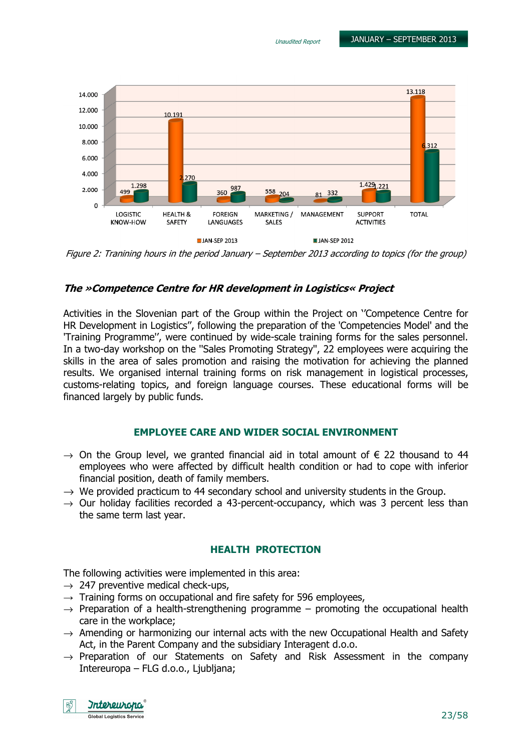| | LOGISTIC KNOW-HOW | HEALTH & SAFETY | FOREIGN LANGUAGES | MARKETING / SALES | MANAGEMENT | SUPPORT ACTIVITIES | TOTAL |
|---|---|---|---|---|---|---|---|
| JAN-SEP 2013 | 499 | 10.191 | 360 | 558 | 81 | 1.429 | 13.118 |
| JAN-SEP 2012 | 1.298 | 2.270 | 987 | 204 | 332 | 1.221 | 6.312 |

*Figure 2: Tranining hours in the period January – September 2013 according to topics (for the group)*

### *The »Competence Centre for HR development in Logistics« Project*

Activities in the Slovenian part of the Group within the Project on ''Competence Centre for HR Development in Logistics'', following the preparation of the 'Competencies Model' and the 'Training Programme'', were continued by wide-scale training forms for the sales personnel. In a two-day workshop on the ''Sales Promoting Strategy'', 22 employees were acquiring the skills in the area of sales promotion and raising the motivation for achieving the planned results. We organised internal training forms on risk management in logistical processes, customs-relating topics, and foreign language courses. These educational forms will be financed largely by public funds.

## EMPLOYEE CARE AND WIDER SOCIAL ENVIRONMENT

- → On the Group level, we granted financial aid in total amount of € 22 thousand to 44 employees who were affected by difficult health condition or had to cope with inferior financial position, death of family members.
- → We provided practicum to 44 secondary school and university students in the Group.
- → Our holiday facilities recorded a 43-percent-occupancy, which was 3 percent less than the same term last year.

## HEALTH PROTECTION

The following activities were implemented in this area:

- → 247 preventive medical check-ups,
- → Training forms on occupational and fire safety for 596 employees,
- → Preparation of a health-strengthening programme – promoting the occupational health care in the workplace;
- → Amending or harmonizing our internal acts with the new Occupational Health and Safety Act, in the Parent Company and the subsidiary Interagent d.o.o.
- → Preparation of our Statements on Safety and Risk Assessment in the company Intereuropa – FLG d.o.o., Ljubljana;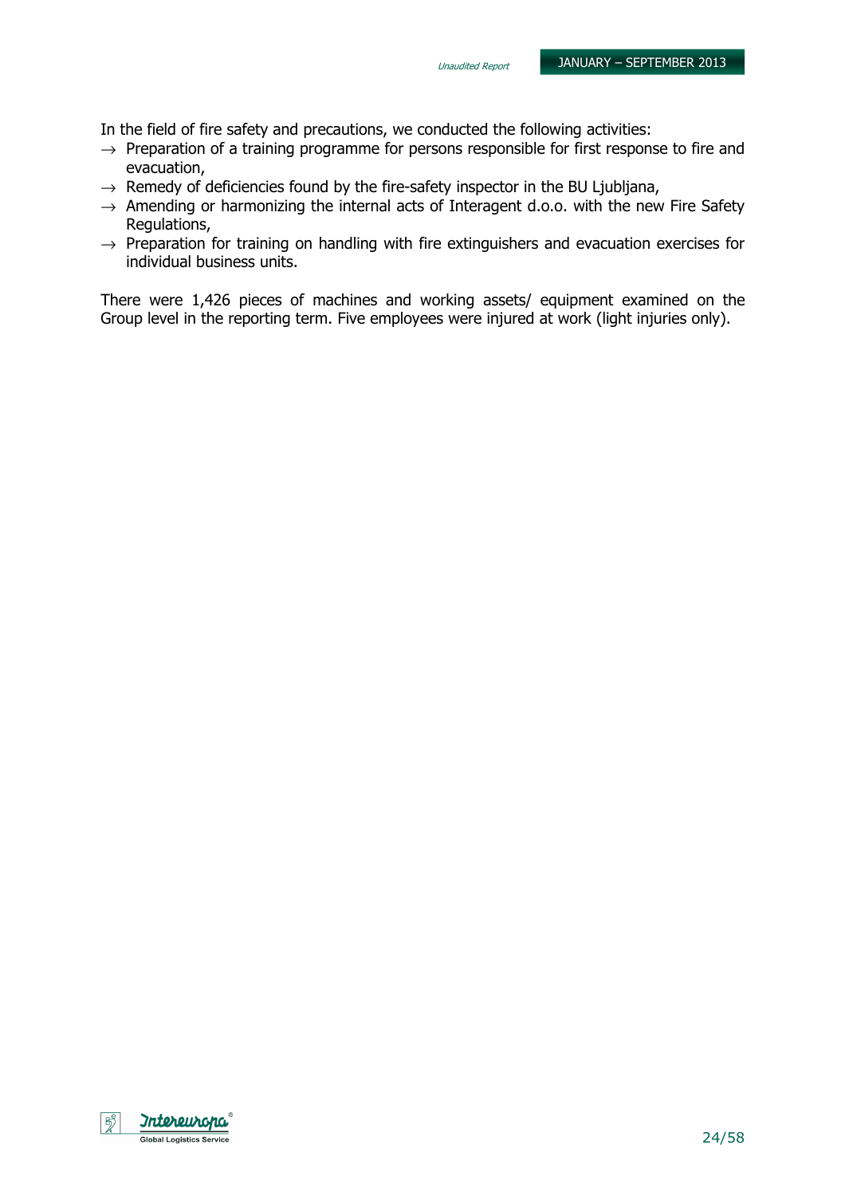In the field of fire safety and precautions, we conducted the following activities:

→ Preparation of a training programme for persons responsible for first response to fire and evacuation,

→ Remedy of deficiencies found by the fire-safety inspector in the BU Ljubljana,

→ Amending or harmonizing the internal acts of Interagent d.o.o. with the new Fire Safety Regulations,

→ Preparation for training on handling with fire extinguishers and evacuation exercises for individual business units.

There were 1,426 pieces of machines and working assets/ equipment examined on the Group level in the reporting term. Five employees were injured at work (light injuries only).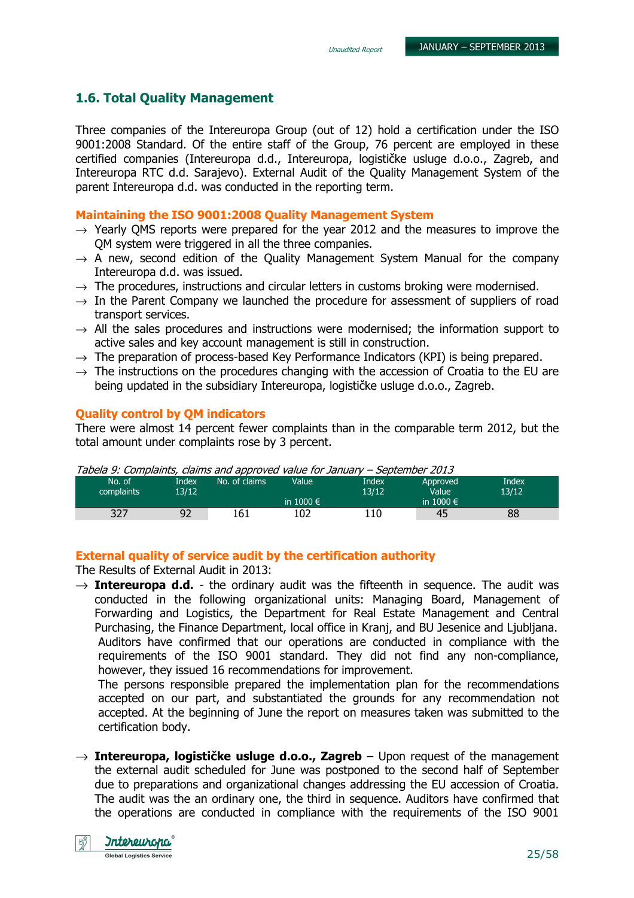## 1.6. Total Quality Management

Three companies of the Intereuropa Group (out of 12) hold a certification under the ISO 9001:2008 Standard. Of the entire staff of the Group, 76 percent are employed in these certified companies (Intereuropa d.d., Intereuropa, logističke usluge d.o.o., Zagreb, and Intereuropa RTC d.d. Sarajevo). External Audit of the Quality Management System of the parent Intereuropa d.d. was conducted in the reporting term.

### Maintaining the ISO 9001:2008 Quality Management System

→ Yearly QMS reports were prepared for the year 2012 and the measures to improve the QM system were triggered in all the three companies.
→ A new, second edition of the Quality Management System Manual for the company Intereuropa d.d. was issued.
→ The procedures, instructions and circular letters in customs broking were modernised.
→ In the Parent Company we launched the procedure for assessment of suppliers of road transport services.
→ All the sales procedures and instructions were modernised; the information support to active sales and key account management is still in construction.
→ The preparation of process-based Key Performance Indicators (KPI) is being prepared.
→ The instructions on the procedures changing with the accession of Croatia to the EU are being updated in the subsidiary Intereuropa, logističke usluge d.o.o., Zagreb.

### Quality control by QM indicators

There were almost 14 percent fewer complaints than in the comparable term 2012, but the total amount under complaints rose by 3 percent.

*Tabela 9: Complaints, claims and approved value for January – September 2013*

| No. of complaints | Index 13/12 | No. of claims | Value in 1000 € | Index 13/12 | Approved Value in 1000 € | Index 13/12 |
|---|---|---|---|---|---|---|
| 327 | 92 | 161 | 102 | 110 | 45 | 88 |

### External quality of service audit by the certification authority

The Results of External Audit in 2013:

→ **Intereuropa d.d.** - the ordinary audit was the fifteenth in sequence. The audit was conducted in the following organizational units: Managing Board, Management of Forwarding and Logistics, the Department for Real Estate Management and Central Purchasing, the Finance Department, local office in Kranj, and BU Jesenice and Ljubljana. Auditors have confirmed that our operations are conducted in compliance with the requirements of the ISO 9001 standard. They did not find any non-compliance, however, they issued 16 recommendations for improvement.
The persons responsible prepared the implementation plan for the recommendations accepted on our part, and substantiated the grounds for any recommendation not accepted. At the beginning of June the report on measures taken was submitted to the certification body.

→ **Intereuropa, logističke usluge d.o.o., Zagreb** – Upon request of the management the external audit scheduled for June was postponed to the second half of September due to preparations and organizational changes addressing the EU accession of Croatia. The audit was the an ordinary one, the third in sequence. Auditors have confirmed that the operations are conducted in compliance with the requirements of the ISO 9001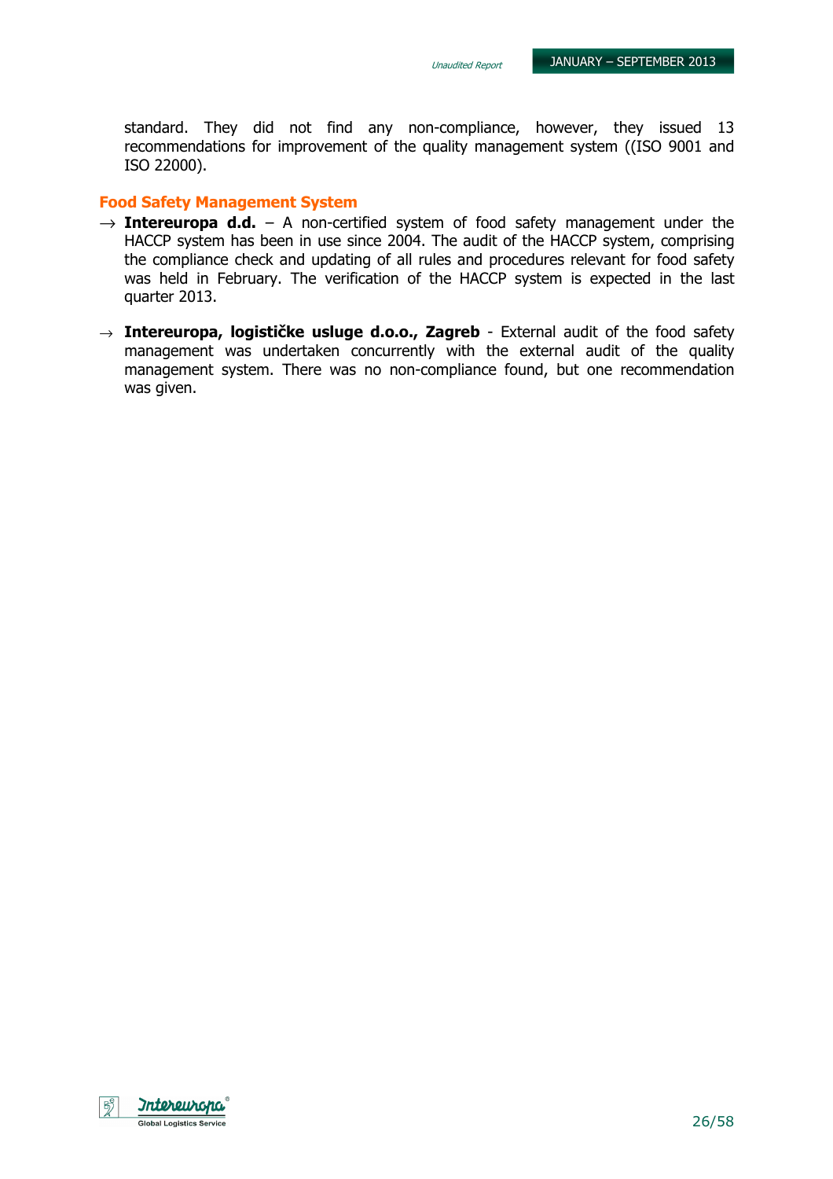standard. They did not find any non-compliance, however, they issued 13 recommendations for improvement of the quality management system ((ISO 9001 and ISO 22000).

## Food Safety Management System

→ **Intereuropa d.d.** – A non-certified system of food safety management under the HACCP system has been in use since 2004. The audit of the HACCP system, comprising the compliance check and updating of all rules and procedures relevant for food safety was held in February. The verification of the HACCP system is expected in the last quarter 2013.

→ **Intereuropa, logističke usluge d.o.o., Zagreb** - External audit of the food safety management was undertaken concurrently with the external audit of the quality management system. There was no non-compliance found, but one recommendation was given.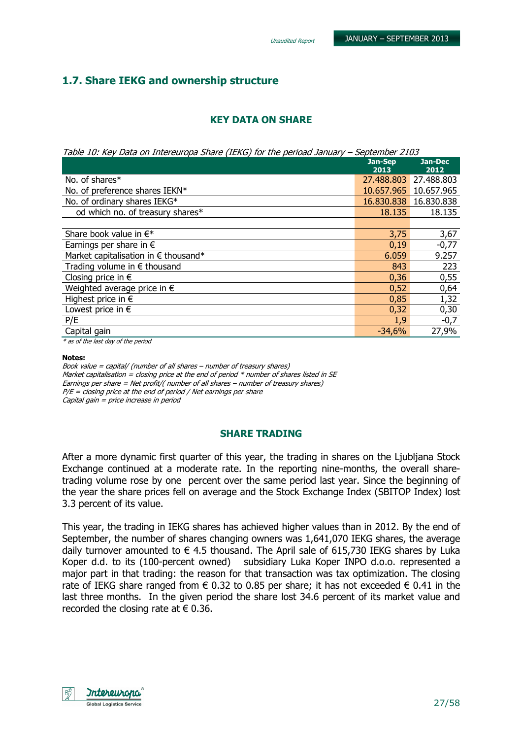## 1.7. Share IEKG and ownership structure

### KEY DATA ON SHARE

*Table 10: Key Data on Intereuropa Share (IEKG) for the perioad January – September 2103*

| | Jan-Sep 2013 | Jan-Dec 2012 |
|---|---|---|
| No. of shares* | 27.488.803 | 27.488.803 |
| No. of preference shares IEKN* | 10.657.965 | 10.657.965 |
| No. of ordinary shares IEKG* | 16.830.838 | 16.830.838 |
| od which no. of treasury shares* | 18.135 | 18.135 |
| | | |
| Share book value in €* | 3,75 | 3,67 |
| Earnings per share in € | 0,19 | -0,77 |
| Market capitalisation in € thousand* | 6.059 | 9.257 |
| Trading volume in € thousand | 843 | 223 |
| Closing price in € | 0,36 | 0,55 |
| Weighted average price in € | 0,52 | 0,64 |
| Highest price in € | 0,85 | 1,32 |
| Lowest price in € | 0,32 | 0,30 |
| P/E | 1,9 | -0,7 |
| Capital gain | -34,6% | 27,9% |

*\* as of the last day of the period*

**Notes:**

*Book value = capital/ (number of all shares – number of treasury shares)*
*Market capitalisation = closing price at the end of period * number of shares listed in SE*
*Earnings per share = Net profit/( number of all shares – number of treasury shares)*
*P/E = closing price at the end of period / Net earnings per share*
*Capital gain = price increase in period*

### SHARE TRADING

After a more dynamic first quarter of this year, the trading in shares on the Ljubljana Stock Exchange continued at a moderate rate. In the reporting nine-months, the overall share-trading volume rose by one percent over the same period last year. Since the beginning of the year the share prices fell on average and the Stock Exchange Index (SBITOP Index) lost 3.3 percent of its value.

This year, the trading in IEKG shares has achieved higher values than in 2012. By the end of September, the number of shares changing owners was 1,641,070 IEKG shares, the average daily turnover amounted to € 4.5 thousand. The April sale of 615,730 IEKG shares by Luka Koper d.d. to its (100-percent owned) subsidiary Luka Koper INPO d.o.o. represented a major part in that trading: the reason for that transaction was tax optimization. The closing rate of IEKG share ranged from € 0.32 to 0.85 per share; it has not exceeded € 0.41 in the last three months. In the given period the share lost 34.6 percent of its market value and recorded the closing rate at € 0.36.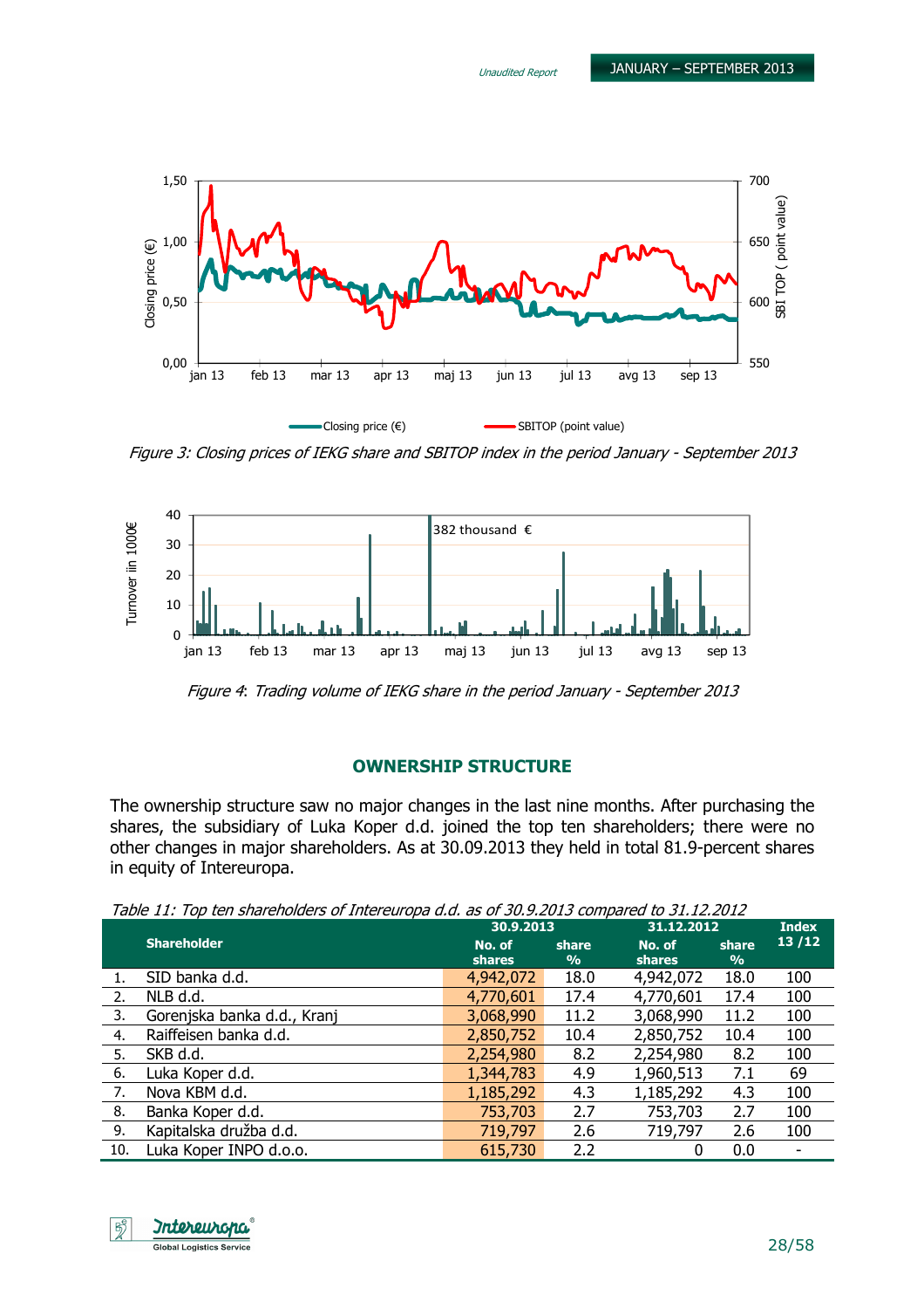*Figure 3: Closing prices of IEKG share and SBITOP index in the period January - September 2013*

*Figure 4: Trading volume of IEKG share in the period January - September 2013*

## OWNERSHIP STRUCTURE

The ownership structure saw no major changes in the last nine months. After purchasing the shares, the subsidiary of Luka Koper d.d. joined the top ten shareholders; there were no other changes in major shareholders. As at 30.09.2013 they held in total 81.9-percent shares in equity of Intereuropa.

*Table 11: Top ten shareholders of Intereuropa d.d. as of 30.9.2013 compared to 31.12.2012*

| | Shareholder | 30.9.2013 | | 31.12.2012 | | Index 13 /12 |
|---|---|---|---|---|---|---|
| | | No. of shares | share % | No. of shares | share % | |
| 1. | SID banka d.d. | 4,942,072 | 18.0 | 4,942,072 | 18.0 | 100 |
| 2. | NLB d.d. | 4,770,601 | 17.4 | 4,770,601 | 17.4 | 100 |
| 3. | Gorenjska banka d.d., Kranj | 3,068,990 | 11.2 | 3,068,990 | 11.2 | 100 |
| 4. | Raiffeisen banka d.d. | 2,850,752 | 10.4 | 2,850,752 | 10.4 | 100 |
| 5. | SKB d.d. | 2,254,980 | 8.2 | 2,254,980 | 8.2 | 100 |
| 6. | Luka Koper d.d. | 1,344,783 | 4.9 | 1,960,513 | 7.1 | 69 |
| 7. | Nova KBM d.d. | 1,185,292 | 4.3 | 1,185,292 | 4.3 | 100 |
| 8. | Banka Koper d.d. | 753,703 | 2.7 | 753,703 | 2.7 | 100 |
| 9. | Kapitalska družba d.d. | 719,797 | 2.6 | 719,797 | 2.6 | 100 |
| 10. | Luka Koper INPO d.o.o. | 615,730 | 2.2 | 0 | 0.0 | - |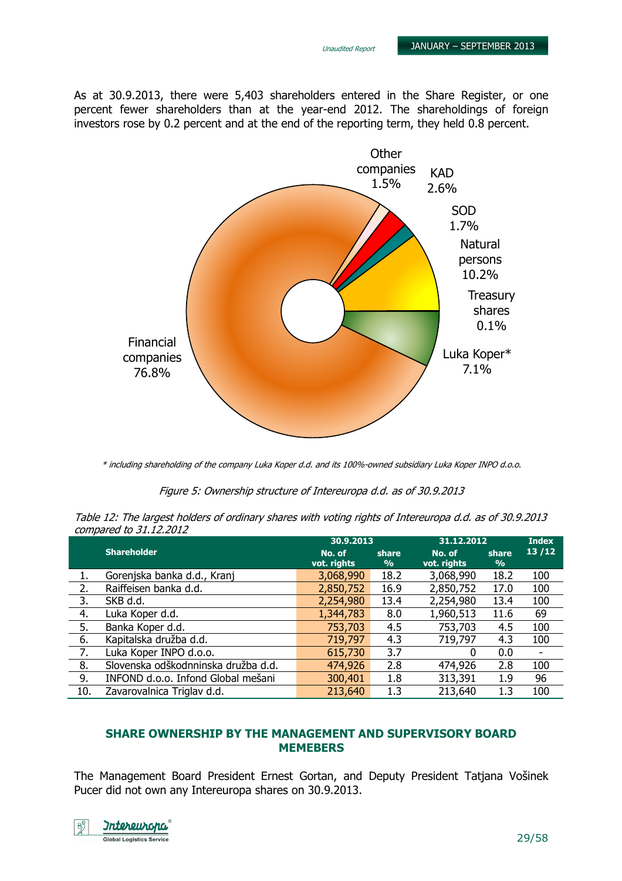As at 30.9.2013, there were 5,403 shareholders entered in the Share Register, or one percent fewer shareholders than at the year-end 2012. The shareholdings of foreign investors rose by 0.2 percent and at the end of the reporting term, they held 0.8 percent.

Other companies 1.5%
KAD 2.6%
SOD 1.7%
Natural persons 10.2%
Treasury shares 0.1%
Luka Koper* 7.1%
Financial companies 76.8%

*\* including shareholding of the company Luka Koper d.d. and its 100%-owned subsidiary Luka Koper INPO d.o.o.*

*Figure 5: Ownership structure of Intereuropa d.d. as of 30.9.2013*

*Table 12: The largest holders of ordinary shares with voting rights of Intereuropa d.d. as of 30.9.2013 compared to 31.12.2012*

| | Shareholder | 30.9.2013 | | 31.12.2012 | | Index |
|---|---|---|---|---|---|---|
| | | No. of vot. rights | share % | No. of vot. rights | share % | 13 /12 |
| 1. | Gorenjska banka d.d., Kranj | 3,068,990 | 18.2 | 3,068,990 | 18.2 | 100 |
| 2. | Raiffeisen banka d.d. | 2,850,752 | 16.9 | 2,850,752 | 17.0 | 100 |
| 3. | SKB d.d. | 2,254,980 | 13.4 | 2,254,980 | 13.4 | 100 |
| 4. | Luka Koper d.d. | 1,344,783 | 8.0 | 1,960,513 | 11.6 | 69 |
| 5. | Banka Koper d.d. | 753,703 | 4.5 | 753,703 | 4.5 | 100 |
| 6. | Kapitalska družba d.d. | 719,797 | 4.3 | 719,797 | 4.3 | 100 |
| 7. | Luka Koper INPO d.o.o. | 615,730 | 3.7 | 0 | 0.0 | - |
| 8. | Slovenska odškodninska družba d.d. | 474,926 | 2.8 | 474,926 | 2.8 | 100 |
| 9. | INFOND d.o.o. Infond Global mešani | 300,401 | 1.8 | 313,391 | 1.9 | 96 |
| 10. | Zavarovalnica Triglav d.d. | 213,640 | 1.3 | 213,640 | 1.3 | 100 |

## SHARE OWNERSHIP BY THE MANAGEMENT AND SUPERVISORY BOARD MEMEBERS

The Management Board President Ernest Gortan, and Deputy President Tatjana Vošinek Pucer did not own any Intereuropa shares on 30.9.2013.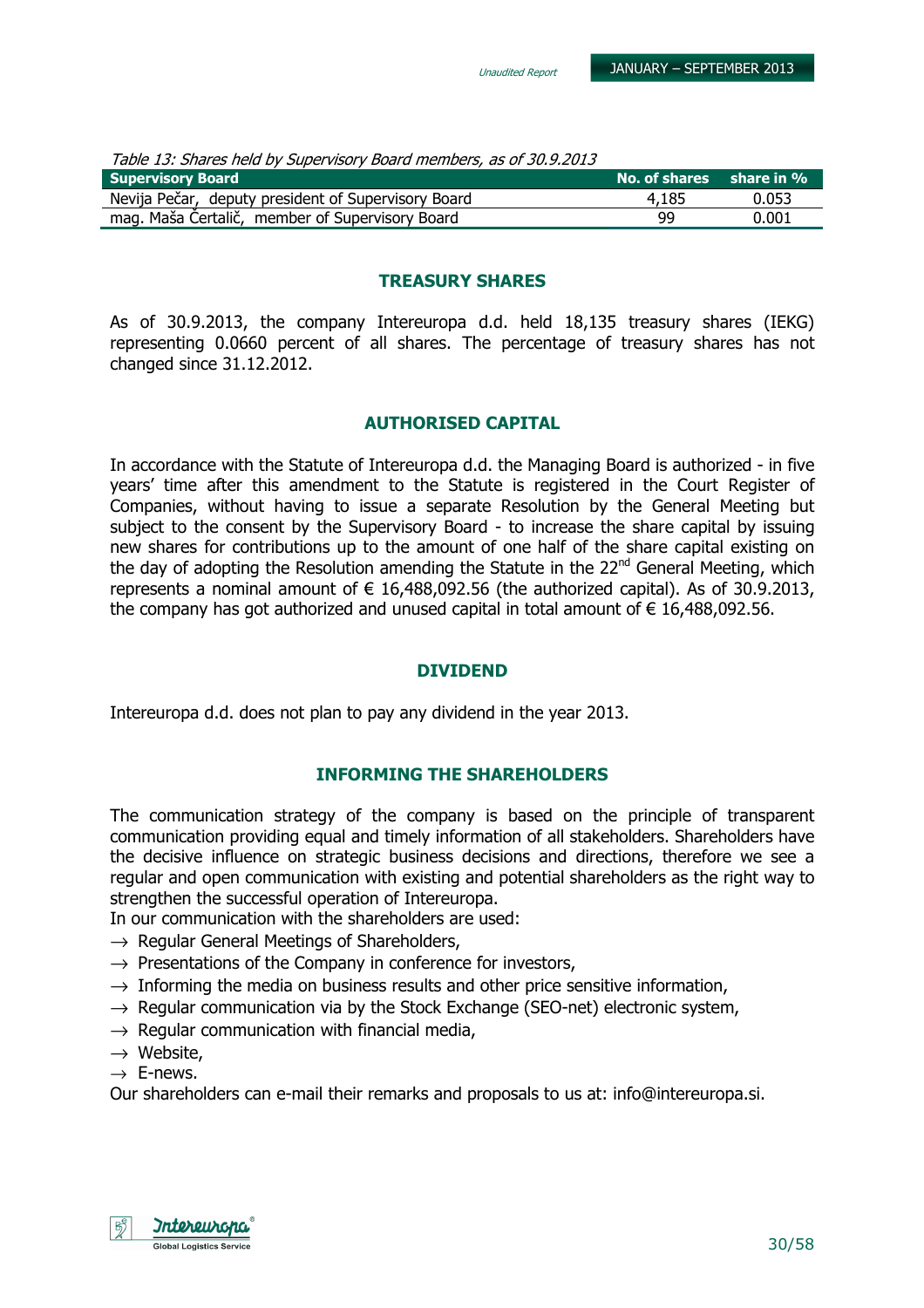*Table 13: Shares held by Supervisory Board members, as of 30.9.2013*

| Supervisory Board | No. of shares | share in % |
|---|---|---|
| Nevija Pečar, deputy president of Supervisory Board | 4,185 | 0.053 |
| mag. Maša Čertalič, member of Supervisory Board | 99 | 0.001 |

## TREASURY SHARES

As of 30.9.2013, the company Intereuropa d.d. held 18,135 treasury shares (IEKG) representing 0.0660 percent of all shares. The percentage of treasury shares has not changed since 31.12.2012.

## AUTHORISED CAPITAL

In accordance with the Statute of Intereuropa d.d. the Managing Board is authorized - in five years' time after this amendment to the Statute is registered in the Court Register of Companies, without having to issue a separate Resolution by the General Meeting but subject to the consent by the Supervisory Board - to increase the share capital by issuing new shares for contributions up to the amount of one half of the share capital existing on the day of adopting the Resolution amending the Statute in the 22nd General Meeting, which represents a nominal amount of € 16,488,092.56 (the authorized capital). As of 30.9.2013, the company has got authorized and unused capital in total amount of € 16,488,092.56.

## DIVIDEND

Intereuropa d.d. does not plan to pay any dividend in the year 2013.

## INFORMING THE SHAREHOLDERS

The communication strategy of the company is based on the principle of transparent communication providing equal and timely information of all stakeholders. Shareholders have the decisive influence on strategic business decisions and directions, therefore we see a regular and open communication with existing and potential shareholders as the right way to strengthen the successful operation of Intereuropa.

In our communication with the shareholders are used:

- → Regular General Meetings of Shareholders,
- → Presentations of the Company in conference for investors,
- → Informing the media on business results and other price sensitive information,
- → Regular communication via by the Stock Exchange (SEO-net) electronic system,
- → Regular communication with financial media,
- → Website,
- → E-news.

Our shareholders can e-mail their remarks and proposals to us at: info@intereuropa.si.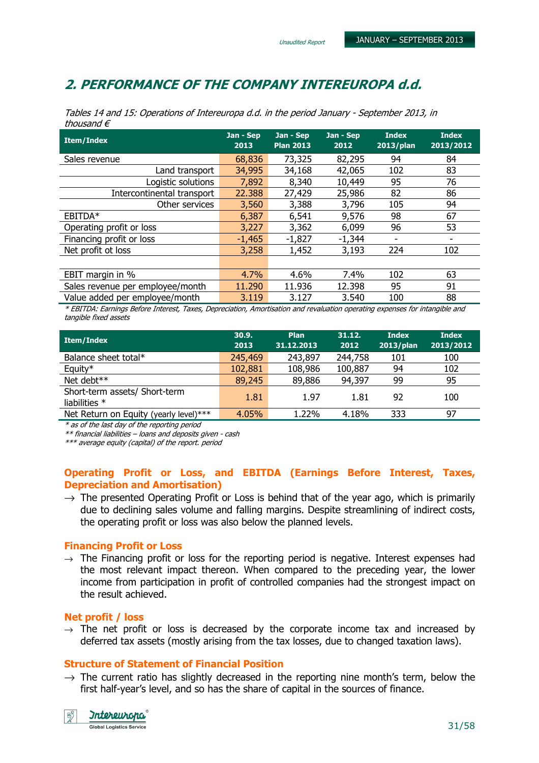## 2. PERFORMANCE OF THE COMPANY INTEREUROPA d.d.

*Tables 14 and 15: Operations of Intereuropa d.d. in the period January - September 2013, in thousand €*

| Item/Index | Jan - Sep 2013 | Jan - Sep Plan 2013 | Jan - Sep 2012 | Index 2013/plan | Index 2013/2012 |
|---|---|---|---|---|---|
| Sales revenue | 68,836 | 73,325 | 82,295 | 94 | 84 |
| Land transport | 34,995 | 34,168 | 42,065 | 102 | 83 |
| Logistic solutions | 7,892 | 8,340 | 10,449 | 95 | 76 |
| Intercontinental transport | 22.388 | 27,429 | 25,986 | 82 | 86 |
| Other services | 3,560 | 3,388 | 3,796 | 105 | 94 |
| EBITDA* | 6,387 | 6,541 | 9,576 | 98 | 67 |
| Operating profit or loss | 3,227 | 3,362 | 6,099 | 96 | 53 |
| Financing profit or loss | -1,465 | -1,827 | -1,344 | - | - |
| Net profit ot loss | 3,258 | 1,452 | 3,193 | 224 | 102 |
| | | | | | |
| EBIT margin in % | 4.7% | 4.6% | 7.4% | 102 | 63 |
| Sales revenue per employee/month | 11.290 | 11.936 | 12.398 | 95 | 91 |
| Value added per employee/month | 3.119 | 3.127 | 3.540 | 100 | 88 |

*\* EBITDA: Earnings Before Interest, Taxes, Depreciation, Amortisation and revaluation operating expenses for intangible and tangible fixed assets*

| Item/Index | 30.9. 2013 | Plan 31.12.2013 | 31.12. 2012 | Index 2013/plan | Index 2013/2012 |
|---|---|---|---|---|---|
| Balance sheet total* | 245,469 | 243,897 | 244,758 | 101 | 100 |
| Equity* | 102,881 | 108,986 | 100,887 | 94 | 102 |
| Net debt** | 89,245 | 89,886 | 94,397 | 99 | 95 |
| Short-term assets/ Short-term liabilities * | 1.81 | 1.97 | 1.81 | 92 | 100 |
| Net Return on Equity (yearly level)*** | 4.05% | 1.22% | 4.18% | 333 | 97 |

*\* as of the last day of the reporting period*
*\*\* financial liabilities – loans and deposits given - cash*
*\*\*\* average equity (capital) of the report. period*

### Operating Profit or Loss, and EBITDA (Earnings Before Interest, Taxes, Depreciation and Amortisation)

→ The presented Operating Profit or Loss is behind that of the year ago, which is primarily due to declining sales volume and falling margins. Despite streamlining of indirect costs, the operating profit or loss was also below the planned levels.

### Financing Profit or Loss

→ The Financing profit or loss for the reporting period is negative. Interest expenses had the most relevant impact thereon. When compared to the preceding year, the lower income from participation in profit of controlled companies had the strongest impact on the result achieved.

### Net profit / loss

→ The net profit or loss is decreased by the corporate income tax and increased by deferred tax assets (mostly arising from the tax losses, due to changed taxation laws).

### Structure of Statement of Financial Position

→ The current ratio has slightly decreased in the reporting nine month's term, below the first half-year's level, and so has the share of capital in the sources of finance.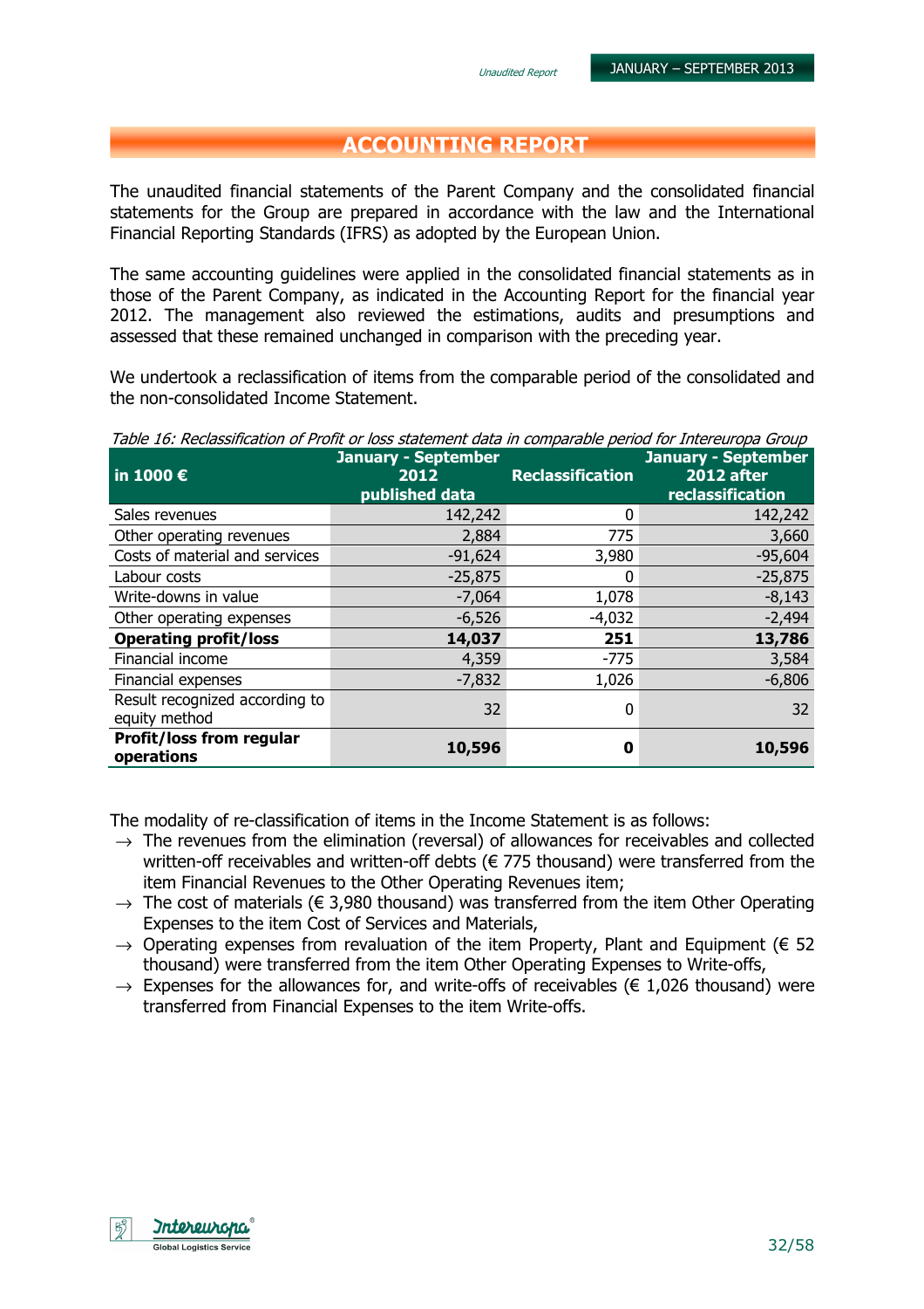# ACCOUNTING REPORT

The unaudited financial statements of the Parent Company and the consolidated financial statements for the Group are prepared in accordance with the law and the International Financial Reporting Standards (IFRS) as adopted by the European Union.

The same accounting guidelines were applied in the consolidated financial statements as in those of the Parent Company, as indicated in the Accounting Report for the financial year 2012. The management also reviewed the estimations, audits and presumptions and assessed that these remained unchanged in comparison with the preceding year.

We undertook a reclassification of items from the comparable period of the consolidated and the non-consolidated Income Statement.

*Table 16: Reclassification of Profit or loss statement data in comparable period for Intereuropa Group*

| in 1000 € | January - September 2012 published data | Reclassification | January - September 2012 after reclassification |
|---|---|---|---|
| Sales revenues | 142,242 | 0 | 142,242 |
| Other operating revenues | 2,884 | 775 | 3,660 |
| Costs of material and services | -91,624 | 3,980 | -95,604 |
| Labour costs | -25,875 | 0 | -25,875 |
| Write-downs in value | -7,064 | 1,078 | -8,143 |
| Other operating expenses | -6,526 | -4,032 | -2,494 |
| **Operating profit/loss** | **14,037** | **251** | **13,786** |
| Financial income | 4,359 | -775 | 3,584 |
| Financial expenses | -7,832 | 1,026 | -6,806 |
| Result recognized according to equity method | 32 | 0 | 32 |
| **Profit/loss from regular operations** | **10,596** | **0** | **10,596** |

The modality of re-classification of items in the Income Statement is as follows:

- → The revenues from the elimination (reversal) of allowances for receivables and collected written-off receivables and written-off debts (€ 775 thousand) were transferred from the item Financial Revenues to the Other Operating Revenues item;
- → The cost of materials (€ 3,980 thousand) was transferred from the item Other Operating Expenses to the item Cost of Services and Materials,
- → Operating expenses from revaluation of the item Property, Plant and Equipment (€ 52 thousand) were transferred from the item Other Operating Expenses to Write-offs,
- → Expenses for the allowances for, and write-offs of receivables (€ 1,026 thousand) were transferred from Financial Expenses to the item Write-offs.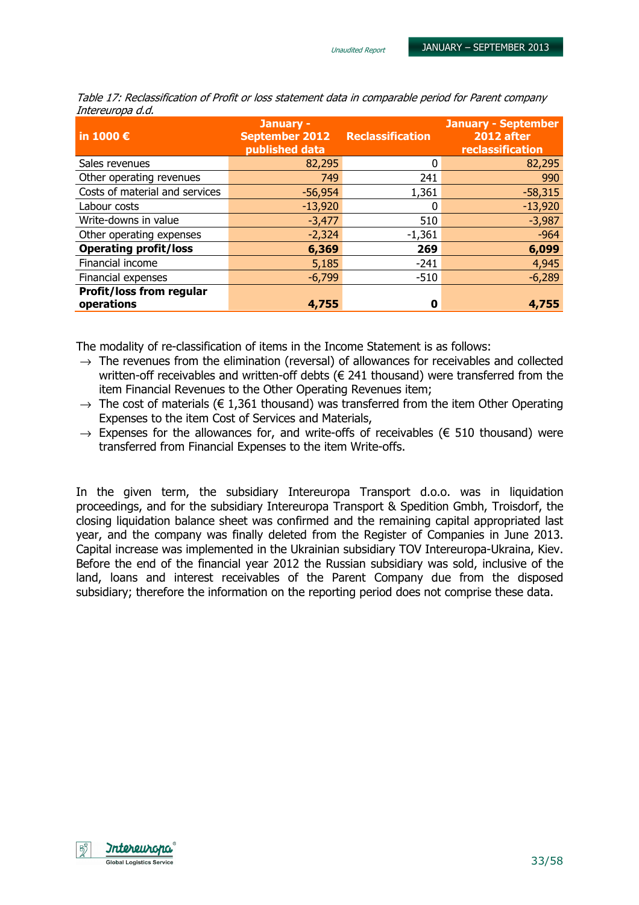*Table 17: Reclassification of Profit or loss statement data in comparable period for Parent company Intereuropa d.d.*

| in 1000 € | January - September 2012 published data | Reclassification | January - September 2012 after reclassification |
|---|---|---|---|
| Sales revenues | 82,295 | 0 | 82,295 |
| Other operating revenues | 749 | 241 | 990 |
| Costs of material and services | -56,954 | 1,361 | -58,315 |
| Labour costs | -13,920 | 0 | -13,920 |
| Write-downs in value | -3,477 | 510 | -3,987 |
| Other operating expenses | -2,324 | -1,361 | -964 |
| **Operating profit/loss** | **6,369** | **269** | **6,099** |
| Financial income | 5,185 | -241 | 4,945 |
| Financial expenses | -6,799 | -510 | -6,289 |
| **Profit/loss from regular operations** | **4,755** | **0** | **4,755** |

The modality of re-classification of items in the Income Statement is as follows:

→ The revenues from the elimination (reversal) of allowances for receivables and collected written-off receivables and written-off debts (€ 241 thousand) were transferred from the item Financial Revenues to the Other Operating Revenues item;

→ The cost of materials (€ 1,361 thousand) was transferred from the item Other Operating Expenses to the item Cost of Services and Materials,

→ Expenses for the allowances for, and write-offs of receivables (€ 510 thousand) were transferred from Financial Expenses to the item Write-offs.

In the given term, the subsidiary Intereuropa Transport d.o.o. was in liquidation proceedings, and for the subsidiary Intereuropa Transport & Spedition Gmbh, Troisdorf, the closing liquidation balance sheet was confirmed and the remaining capital appropriated last year, and the company was finally deleted from the Register of Companies in June 2013. Capital increase was implemented in the Ukrainian subsidiary TOV Intereuropa-Ukraina, Kiev. Before the end of the financial year 2012 the Russian subsidiary was sold, inclusive of the land, loans and interest receivables of the Parent Company due from the disposed subsidiary; therefore the information on the reporting period does not comprise these data.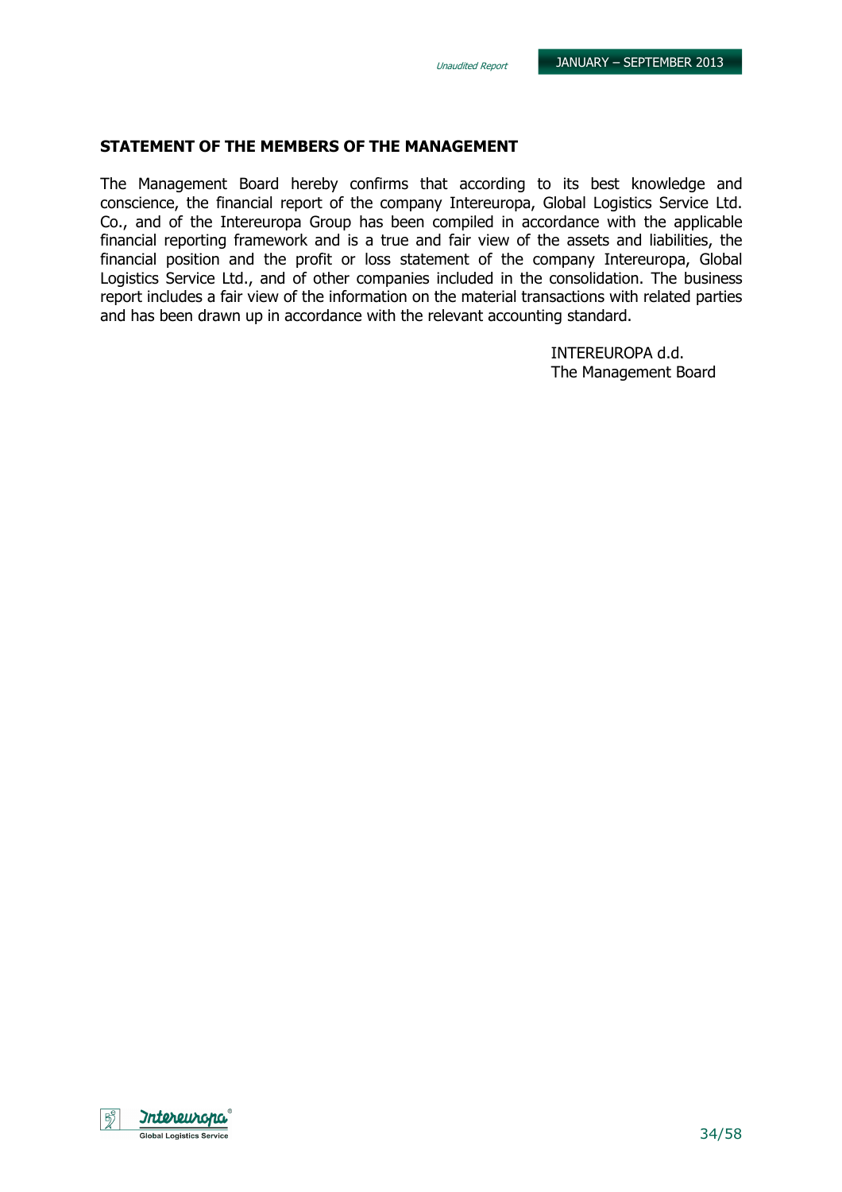## STATEMENT OF THE MEMBERS OF THE MANAGEMENT

The Management Board hereby confirms that according to its best knowledge and conscience, the financial report of the company Intereuropa, Global Logistics Service Ltd. Co., and of the Intereuropa Group has been compiled in accordance with the applicable financial reporting framework and is a true and fair view of the assets and liabilities, the financial position and the profit or loss statement of the company Intereuropa, Global Logistics Service Ltd., and of other companies included in the consolidation. The business report includes a fair view of the information on the material transactions with related parties and has been drawn up in accordance with the relevant accounting standard.

INTEREUROPA d.d.
The Management Board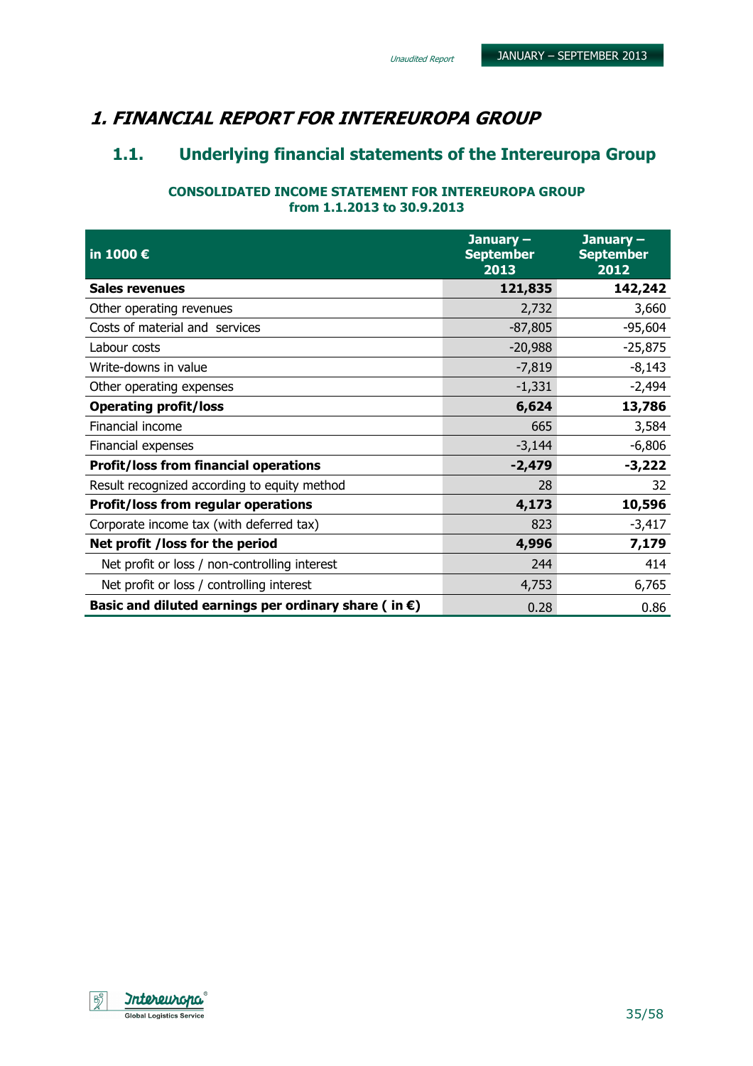# 1. FINANCIAL REPORT FOR INTEREUROPA GROUP

## 1.1. Underlying financial statements of the Intereuropa Group

**CONSOLIDATED INCOME STATEMENT FOR INTEREUROPA GROUP from 1.1.2013 to 30.9.2013**

| in 1000 € | January – September 2013 | January – September 2012 |
|---|---|---|
| **Sales revenues** | **121,835** | **142,242** |
| Other operating revenues | 2,732 | 3,660 |
| Costs of material and services | -87,805 | -95,604 |
| Labour costs | -20,988 | -25,875 |
| Write-downs in value | -7,819 | -8,143 |
| Other operating expenses | -1,331 | -2,494 |
| **Operating profit/loss** | **6,624** | **13,786** |
| Financial income | 665 | 3,584 |
| Financial expenses | -3,144 | -6,806 |
| **Profit/loss from financial operations** | **-2,479** | **-3,222** |
| Result recognized according to equity method | 28 | 32 |
| **Profit/loss from regular operations** | **4,173** | **10,596** |
| Corporate income tax (with deferred tax) | 823 | -3,417 |
| **Net profit /loss for the period** | **4,996** | **7,179** |
| Net profit or loss / non-controlling interest | 244 | 414 |
| Net profit or loss / controlling interest | 4,753 | 6,765 |
| **Basic and diluted earnings per ordinary share ( in €)** | 0.28 | 0.86 |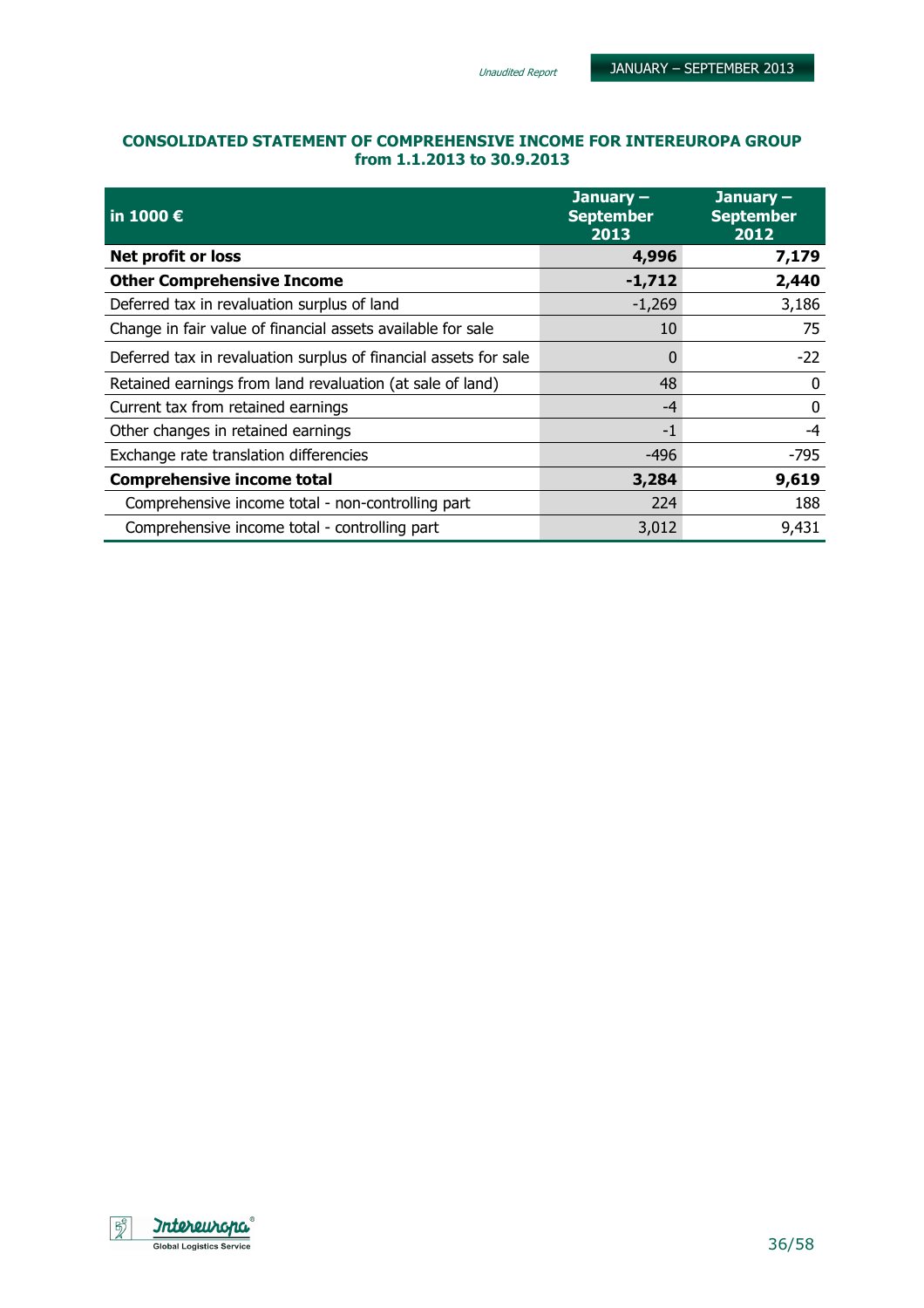## CONSOLIDATED STATEMENT OF COMPREHENSIVE INCOME FOR INTEREUROPA GROUP from 1.1.2013 to 30.9.2013

| in 1000 € | January – September 2013 | January – September 2012 |
|---|---|---|
| **Net profit or loss** | **4,996** | **7,179** |
| **Other Comprehensive Income** | **-1,712** | **2,440** |
| Deferred tax in revaluation surplus of land | -1,269 | 3,186 |
| Change in fair value of financial assets available for sale | 10 | 75 |
| Deferred tax in revaluation surplus of financial assets for sale | 0 | -22 |
| Retained earnings from land revaluation (at sale of land) | 48 | 0 |
| Current tax from retained earnings | -4 | 0 |
| Other changes in retained earnings | -1 | -4 |
| Exchange rate translation differencies | -496 | -795 |
| **Comprehensive income total** | **3,284** | **9,619** |
| Comprehensive income total - non-controlling part | 224 | 188 |
| Comprehensive income total - controlling part | 3,012 | 9,431 |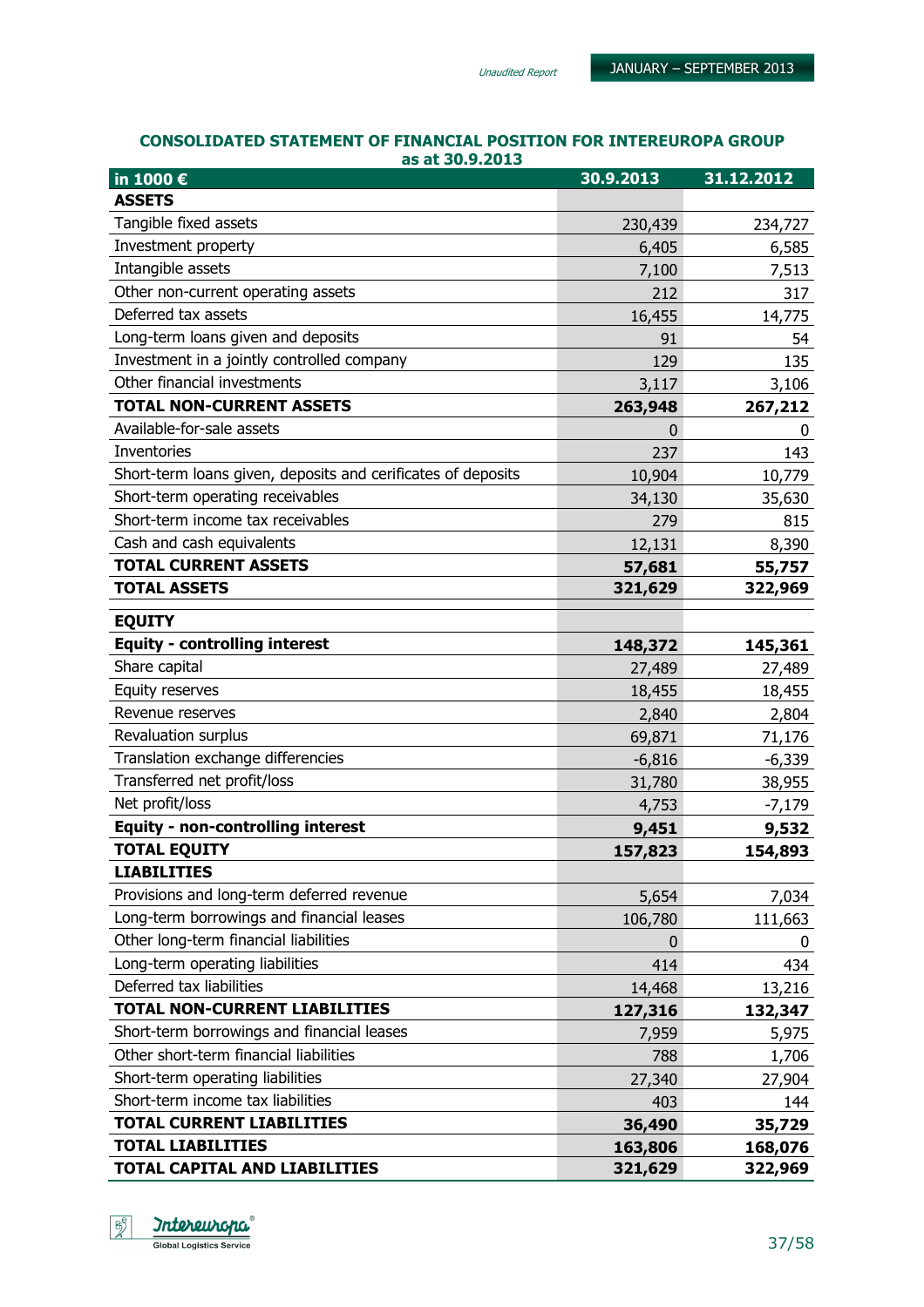## CONSOLIDATED STATEMENT OF FINANCIAL POSITION FOR INTEREUROPA GROUP as at 30.9.2013

| in 1000 € | 30.9.2013 | 31.12.2012 |
|---|---|---|
| **ASSETS** | | |
| Tangible fixed assets | 230,439 | 234,727 |
| Investment property | 6,405 | 6,585 |
| Intangible assets | 7,100 | 7,513 |
| Other non-current operating assets | 212 | 317 |
| Deferred tax assets | 16,455 | 14,775 |
| Long-term loans given and deposits | 91 | 54 |
| Investment in a jointly controlled company | 129 | 135 |
| Other financial investments | 3,117 | 3,106 |
| **TOTAL NON-CURRENT ASSETS** | **263,948** | **267,212** |
| Available-for-sale assets | 0 | 0 |
| Inventories | 237 | 143 |
| Short-term loans given, deposits and cerificates of deposits | 10,904 | 10,779 |
| Short-term operating receivables | 34,130 | 35,630 |
| Short-term income tax receivables | 279 | 815 |
| Cash and cash equivalents | 12,131 | 8,390 |
| **TOTAL CURRENT ASSETS** | **57,681** | **55,757** |
| **TOTAL ASSETS** | **321,629** | **322,969** |
| **EQUITY** | | |
| **Equity - controlling interest** | **148,372** | **145,361** |
| Share capital | 27,489 | 27,489 |
| Equity reserves | 18,455 | 18,455 |
| Revenue reserves | 2,840 | 2,804 |
| Revaluation surplus | 69,871 | 71,176 |
| Translation exchange differencies | -6,816 | -6,339 |
| Transferred net profit/loss | 31,780 | 38,955 |
| Net profit/loss | 4,753 | -7,179 |
| **Equity - non-controlling interest** | **9,451** | **9,532** |
| **TOTAL EQUITY** | **157,823** | **154,893** |
| **LIABILITIES** | | |
| Provisions and long-term deferred revenue | 5,654 | 7,034 |
| Long-term borrowings and financial leases | 106,780 | 111,663 |
| Other long-term financial liabilities | 0 | 0 |
| Long-term operating liabilities | 414 | 434 |
| Deferred tax liabilities | 14,468 | 13,216 |
| **TOTAL NON-CURRENT LIABILITIES** | **127,316** | **132,347** |
| Short-term borrowings and financial leases | 7,959 | 5,975 |
| Other short-term financial liabilities | 788 | 1,706 |
| Short-term operating liabilities | 27,340 | 27,904 |
| Short-term income tax liabilities | 403 | 144 |
| **TOTAL CURRENT LIABILITIES** | **36,490** | **35,729** |
| **TOTAL LIABILITIES** | **163,806** | **168,076** |
| **TOTAL CAPITAL AND LIABILITIES** | **321,629** | **322,969** |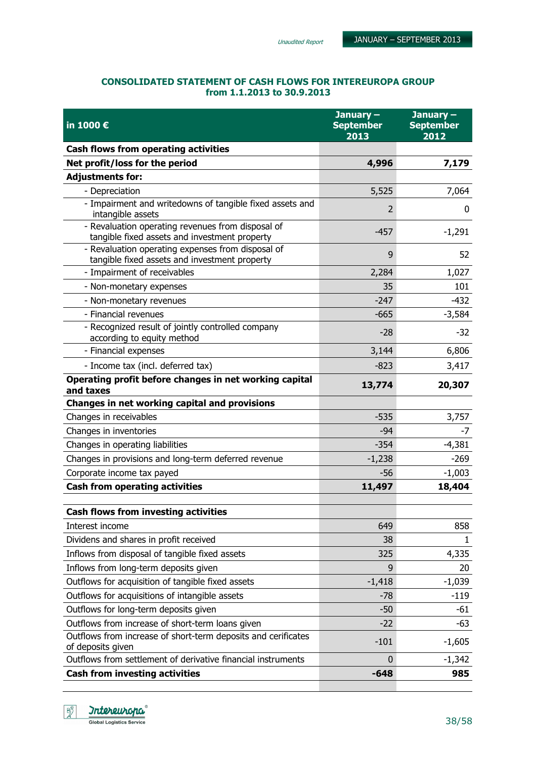## CONSOLIDATED STATEMENT OF CASH FLOWS FOR INTEREUROPA GROUP from 1.1.2013 to 30.9.2013

| in 1000 € | January – September 2013 | January – September 2012 |
|---|---|---|
| **Cash flows from operating activities** | | |
| **Net profit/loss for the period** | **4,996** | **7,179** |
| **Adjustments for:** | | |
| - Depreciation | 5,525 | 7,064 |
| - Impairment and writedowns of tangible fixed assets and intangible assets | 2 | 0 |
| - Revaluation operating revenues from disposal of tangible fixed assets and investment property | -457 | -1,291 |
| - Revaluation operating expenses from disposal of tangible fixed assets and investment property | 9 | 52 |
| - Impairment of receivables | 2,284 | 1,027 |
| - Non-monetary expenses | 35 | 101 |
| - Non-monetary revenues | -247 | -432 |
| - Financial revenues | -665 | -3,584 |
| - Recognized result of jointly controlled company according to equity method | -28 | -32 |
| - Financial expenses | 3,144 | 6,806 |
| - Income tax (incl. deferred tax) | -823 | 3,417 |
| **Operating profit before changes in net working capital and taxes** | **13,774** | **20,307** |
| **Changes in net working capital and provisions** | | |
| Changes in receivables | -535 | 3,757 |
| Changes in inventories | -94 | -7 |
| Changes in operating liabilities | -354 | -4,381 |
| Changes in provisions and long-term deferred revenue | -1,238 | -269 |
| Corporate income tax payed | -56 | -1,003 |
| **Cash from operating activities** | **11,497** | **18,404** |
| | | |
| **Cash flows from investing activities** | | |
| Interest income | 649 | 858 |
| Dividens and shares in profit received | 38 | 1 |
| Inflows from disposal of tangible fixed assets | 325 | 4,335 |
| Inflows from long-term deposits given | 9 | 20 |
| Outflows for acquisition of tangible fixed assets | -1,418 | -1,039 |
| Outflows for acquisitions of intangible assets | -78 | -119 |
| Outflows for long-term deposits given | -50 | -61 |
| Outflows from increase of short-term loans given | -22 | -63 |
| Outflows from increase of short-term deposits and cerificates of deposits given | -101 | -1,605 |
| Outflows from settlement of derivative financial instruments | 0 | -1,342 |
| **Cash from investing activities** | **-648** | **985** |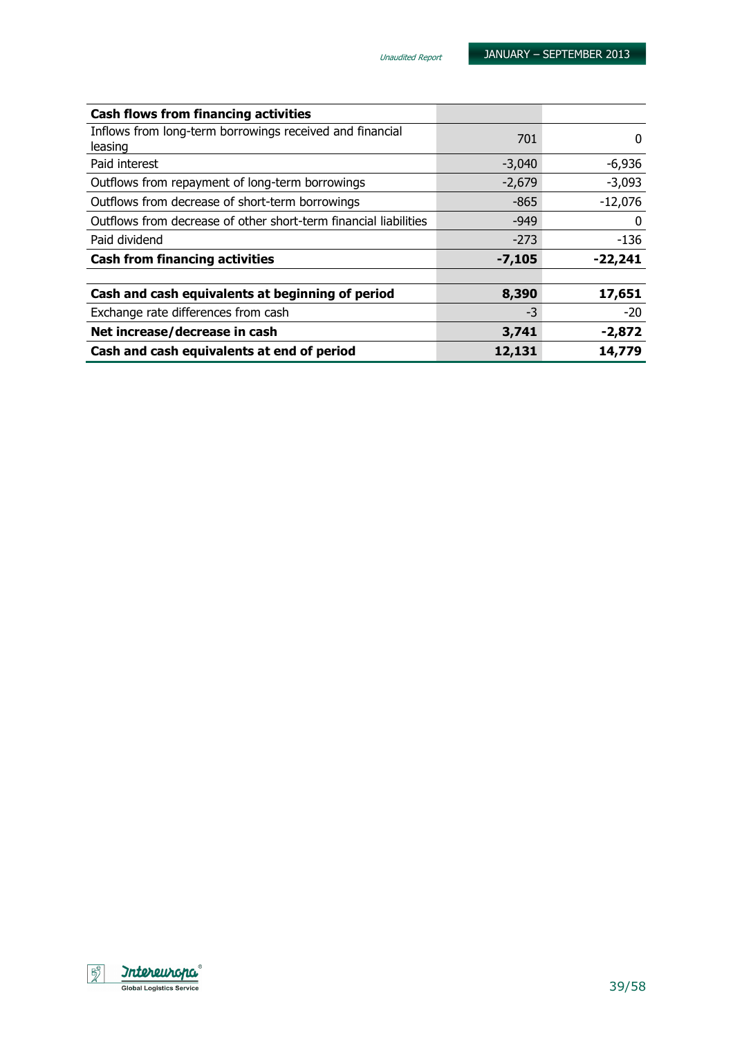| Cash flows from financing activities | | |
|---|---|---|
| Inflows from long-term borrowings received and financial leasing | 701 | 0 |
| Paid interest | -3,040 | -6,936 |
| Outflows from repayment of long-term borrowings | -2,679 | -3,093 |
| Outflows from decrease of short-term borrowings | -865 | -12,076 |
| Outflows from decrease of other short-term financial liabilities | -949 | 0 |
| Paid dividend | -273 | -136 |
| **Cash from financing activities** | **-7,105** | **-22,241** |
| | | |
| **Cash and cash equivalents at beginning of period** | **8,390** | **17,651** |
| Exchange rate differences from cash | -3 | -20 |
| **Net increase/decrease in cash** | **3,741** | **-2,872** |
| **Cash and cash equivalents at end of period** | **12,131** | **14,779** |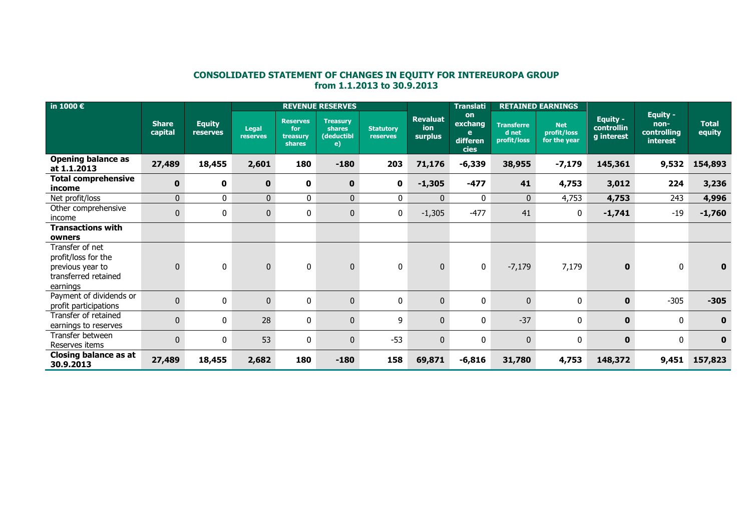**CONSOLIDATED STATEMENT OF CHANGES IN EQUITY FOR INTEREUROPA GROUP**
**from 1.1.2013 to 30.9.2013**

| in 1000 € | Share capital | Equity reserves | REVENUE RESERVES | | | | Revaluation surplus | Translation exchange differencies | RETAINED EARNINGS | | Equity - controlling interest | Equity - non-controlling interest | Total equity |
|---|---|---|---|---|---|---|---|---|---|---|---|---|---|
| | | | Legal reserves | Reserves for treasury shares | Treasury shares (deductible) | Statutory reserves | | | Transferred net profit/loss | Net profit/loss for the year | | | |
| **Opening balance as at 1.1.2013** | **27,489** | **18,455** | **2,601** | **180** | **-180** | **203** | **71,176** | **-6,339** | **38,955** | **-7,179** | **145,361** | **9,532** | **154,893** |
| **Total comprehensive income** | **0** | **0** | **0** | **0** | **0** | **0** | **-1,305** | **-477** | **41** | **4,753** | **3,012** | **224** | **3,236** |
| Net profit/loss | 0 | 0 | 0 | 0 | 0 | 0 | 0 | 0 | 0 | 4,753 | **4,753** | 243 | **4,996** |
| Other comprehensive income | 0 | 0 | 0 | 0 | 0 | 0 | -1,305 | -477 | 41 | 0 | **-1,741** | -19 | **-1,760** |
| **Transactions with owners** | | | | | | | | | | | | | |
| Transfer of net profit/loss for the previous year to transferred retained earnings | 0 | 0 | 0 | 0 | 0 | 0 | 0 | 0 | -7,179 | 7,179 | **0** | 0 | **0** |
| Payment of dividends or profit participations | 0 | 0 | 0 | 0 | 0 | 0 | 0 | 0 | 0 | 0 | **0** | -305 | **-305** |
| Transfer of retained earnings to reserves | 0 | 0 | 28 | 0 | 0 | 9 | 0 | 0 | -37 | 0 | **0** | 0 | **0** |
| Transfer between Reserves items | 0 | 0 | 53 | 0 | 0 | -53 | 0 | 0 | 0 | 0 | **0** | 0 | **0** |
| **Closing balance as at 30.9.2013** | **27,489** | **18,455** | **2,682** | **180** | **-180** | **158** | **69,871** | **-6,816** | **31,780** | **4,753** | **148,372** | **9,451** | **157,823** |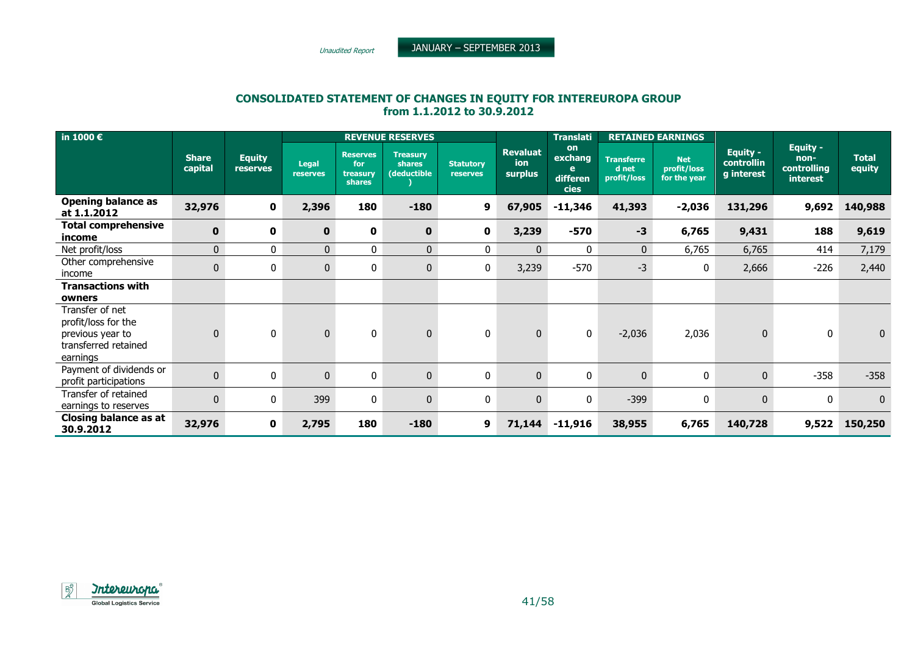## CONSOLIDATED STATEMENT OF CHANGES IN EQUITY FOR INTEREUROPA GROUP from 1.1.2012 to 30.9.2012

| in 1000 € | Share capital | Equity reserves | REVENUE RESERVES | | | | Revaluation surplus | Translation exchange differencies | RETAINED EARNINGS | | Equity - controlling interest | Equity - non-controlling interest | Total equity |
|---|---|---|---|---|---|---|---|---|---|---|---|---|---|
| | | | Legal reserves | Reserves for treasury shares | Treasury shares (deductible) | Statutory reserves | | | Transferred net profit/loss | Net profit/loss for the year | | | |
| **Opening balance as at 1.1.2012** | **32,976** | **0** | **2,396** | **180** | **-180** | **9** | **67,905** | **-11,346** | **41,393** | **-2,036** | **131,296** | **9,692** | **140,988** |
| **Total comprehensive income** | **0** | **0** | **0** | **0** | **0** | **0** | **3,239** | **-570** | **-3** | **6,765** | **9,431** | **188** | **9,619** |
| Net profit/loss | 0 | 0 | 0 | 0 | 0 | 0 | 0 | 0 | 0 | 6,765 | 6,765 | 414 | 7,179 |
| Other comprehensive income | 0 | 0 | 0 | 0 | 0 | 0 | 3,239 | -570 | -3 | 0 | 2,666 | -226 | 2,440 |
| **Transactions with owners** | | | | | | | | | | | | | |
| Transfer of net profit/loss for the previous year to transferred retained earnings | 0 | 0 | 0 | 0 | 0 | 0 | 0 | 0 | -2,036 | 2,036 | 0 | 0 | 0 |
| Payment of dividends or profit participations | 0 | 0 | 0 | 0 | 0 | 0 | 0 | 0 | 0 | 0 | 0 | -358 | -358 |
| Transfer of retained earnings to reserves | 0 | 0 | 399 | 0 | 0 | 0 | 0 | 0 | -399 | 0 | 0 | 0 | 0 |
| **Closing balance as at 30.9.2012** | **32,976** | **0** | **2,795** | **180** | **-180** | **9** | **71,144** | **-11,916** | **38,955** | **6,765** | **140,728** | **9,522** | **150,250** |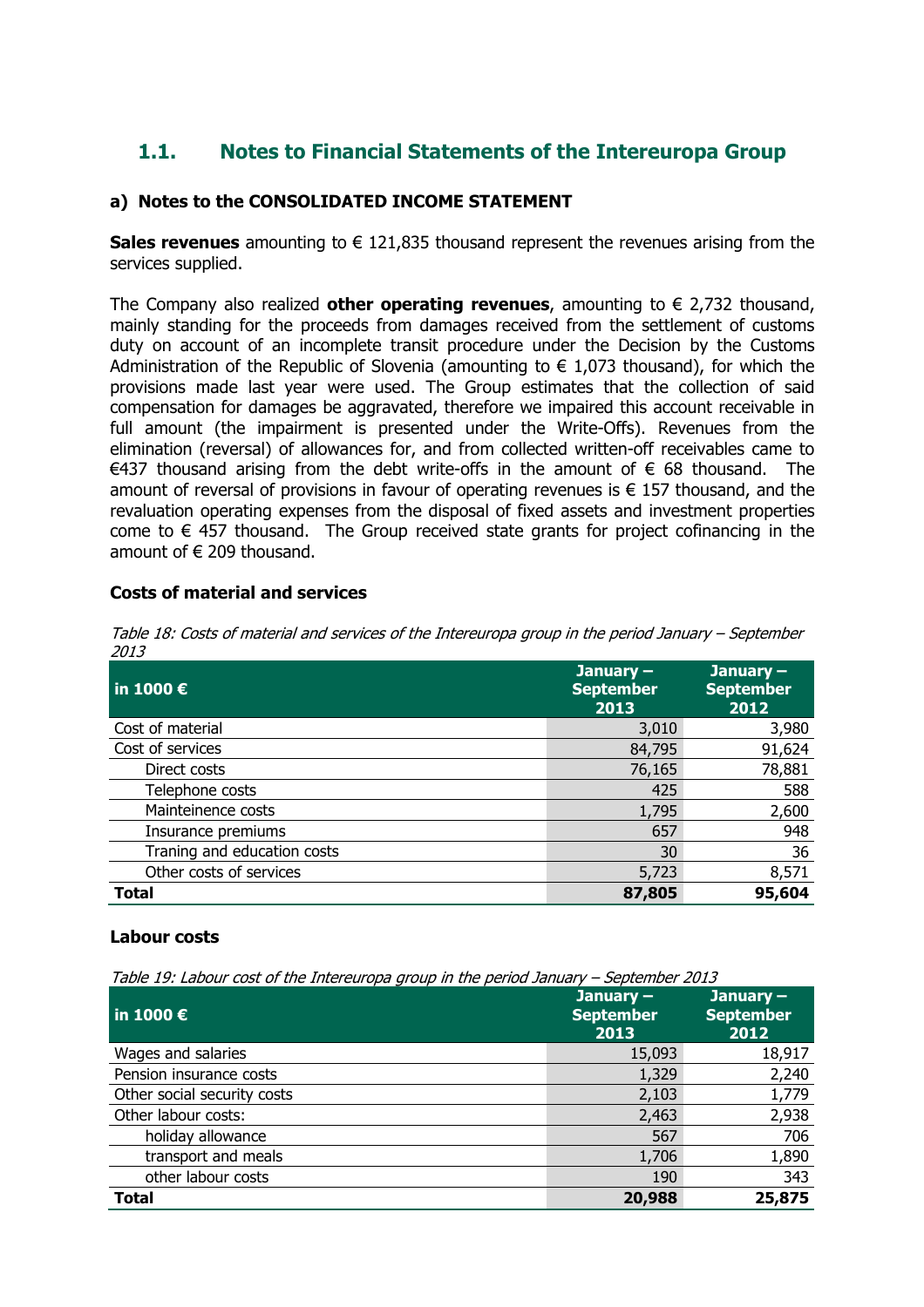## 1.1. Notes to Financial Statements of the Intereuropa Group

### a) Notes to the CONSOLIDATED INCOME STATEMENT

**Sales revenues** amounting to € 121,835 thousand represent the revenues arising from the services supplied.

The Company also realized **other operating revenues**, amounting to € 2,732 thousand, mainly standing for the proceeds from damages received from the settlement of customs duty on account of an incomplete transit procedure under the Decision by the Customs Administration of the Republic of Slovenia (amounting to € 1,073 thousand), for which the provisions made last year were used. The Group estimates that the collection of said compensation for damages be aggravated, therefore we impaired this account receivable in full amount (the impairment is presented under the Write-Offs). Revenues from the elimination (reversal) of allowances for, and from collected written-off receivables came to €437 thousand arising from the debt write-offs in the amount of € 68 thousand. The amount of reversal of provisions in favour of operating revenues is € 157 thousand, and the revaluation operating expenses from the disposal of fixed assets and investment properties come to € 457 thousand. The Group received state grants for project cofinancing in the amount of € 209 thousand.

#### Costs of material and services

*Table 18: Costs of material and services of the Intereuropa group in the period January – September 2013*

| in 1000 € | January – September 2013 | January – September 2012 |
|---|---|---|
| Cost of material | 3,010 | 3,980 |
| Cost of services | 84,795 | 91,624 |
| Direct costs | 76,165 | 78,881 |
| Telephone costs | 425 | 588 |
| Mainteinence costs | 1,795 | 2,600 |
| Insurance premiums | 657 | 948 |
| Traning and education costs | 30 | 36 |
| Other costs of services | 5,723 | 8,571 |
| **Total** | **87,805** | **95,604** |

#### Labour costs

*Table 19: Labour cost of the Intereuropa group in the period January – September 2013*

| in 1000 € | January – September 2013 | January – September 2012 |
|---|---|---|
| Wages and salaries | 15,093 | 18,917 |
| Pension insurance costs | 1,329 | 2,240 |
| Other social security costs | 2,103 | 1,779 |
| Other labour costs: | 2,463 | 2,938 |
| holiday allowance | 567 | 706 |
| transport and meals | 1,706 | 1,890 |
| other labour costs | 190 | 343 |
| **Total** | **20,988** | **25,875** |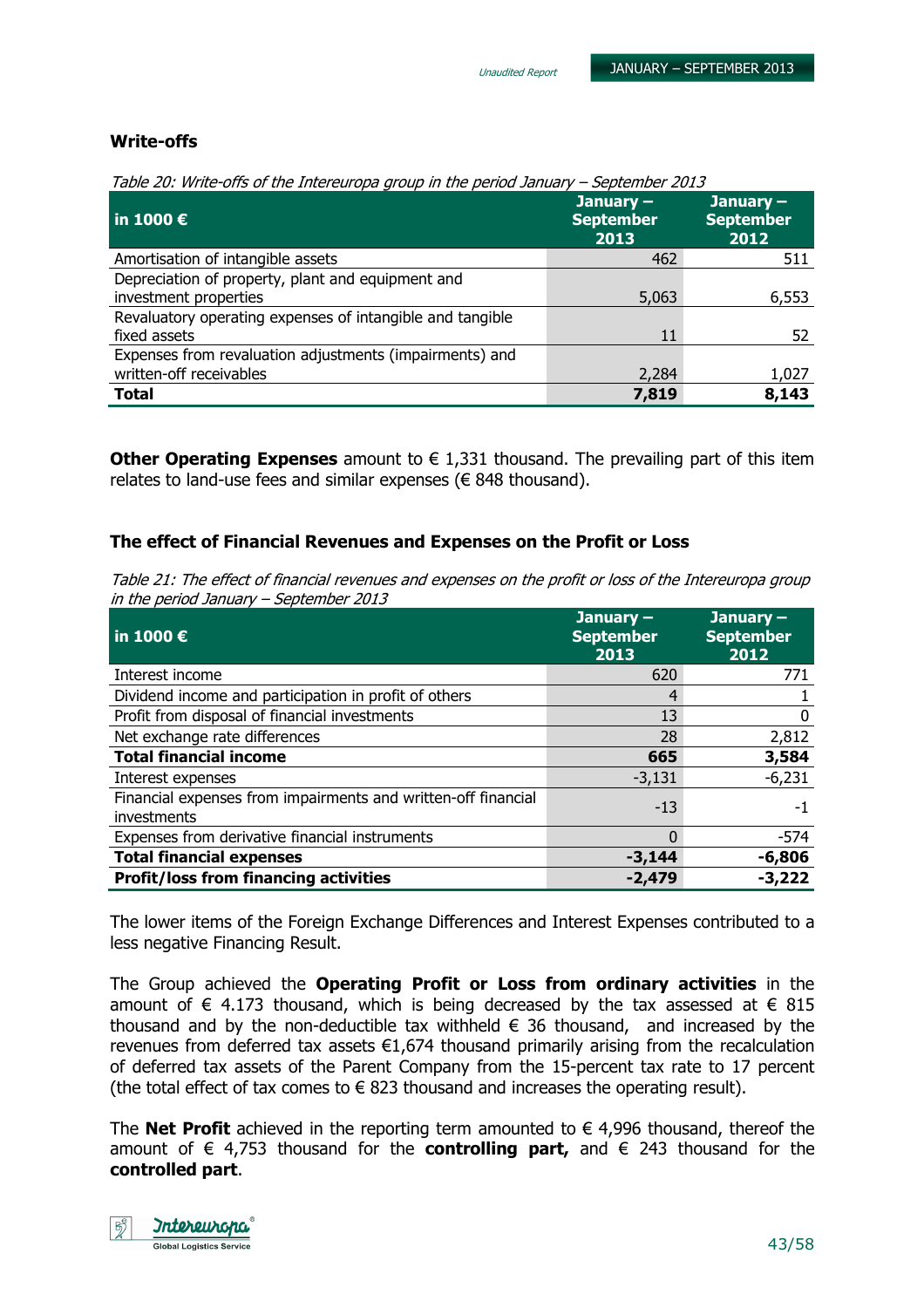### Write-offs

*Table 20: Write-offs of the Intereuropa group in the period January – September 2013*

| in 1000 € | January – September 2013 | January – September 2012 |
|---|---|---|
| Amortisation of intangible assets | 462 | 511 |
| Depreciation of property, plant and equipment and investment properties | 5,063 | 6,553 |
| Revaluatory operating expenses of intangible and tangible fixed assets | 11 | 52 |
| Expenses from revaluation adjustments (impairments) and written-off receivables | 2,284 | 1,027 |
| **Total** | **7,819** | **8,143** |

**Other Operating Expenses** amount to € 1,331 thousand. The prevailing part of this item relates to land-use fees and similar expenses (€ 848 thousand).

### The effect of Financial Revenues and Expenses on the Profit or Loss

*Table 21: The effect of financial revenues and expenses on the profit or loss of the Intereuropa group in the period January – September 2013*

| in 1000 € | January – September 2013 | January – September 2012 |
|---|---|---|
| Interest income | 620 | 771 |
| Dividend income and participation in profit of others | 4 | 1 |
| Profit from disposal of financial investments | 13 | 0 |
| Net exchange rate differences | 28 | 2,812 |
| **Total financial income** | **665** | **3,584** |
| Interest expenses | -3,131 | -6,231 |
| Financial expenses from impairments and written-off financial investments | -13 | -1 |
| Expenses from derivative financial instruments | 0 | -574 |
| **Total financial expenses** | **-3,144** | **-6,806** |
| **Profit/loss from financing activities** | **-2,479** | **-3,222** |

The lower items of the Foreign Exchange Differences and Interest Expenses contributed to a less negative Financing Result.

The Group achieved the **Operating Profit or Loss from ordinary activities** in the amount of € 4.173 thousand, which is being decreased by the tax assessed at € 815 thousand and by the non-deductible tax withheld € 36 thousand, and increased by the revenues from deferred tax assets €1,674 thousand primarily arising from the recalculation of deferred tax assets of the Parent Company from the 15-percent tax rate to 17 percent (the total effect of tax comes to € 823 thousand and increases the operating result).

The **Net Profit** achieved in the reporting term amounted to € 4,996 thousand, thereof the amount of € 4,753 thousand for the **controlling part,** and € 243 thousand for the **controlled part**.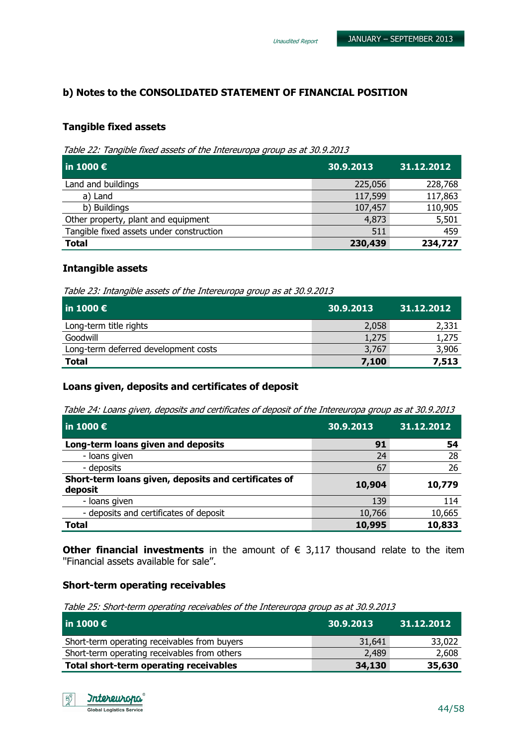## b) Notes to the CONSOLIDATED STATEMENT OF FINANCIAL POSITION

### Tangible fixed assets

*Table 22: Tangible fixed assets of the Intereuropa group as at 30.9.2013*

| in 1000 € | 30.9.2013 | 31.12.2012 |
|---|---|---|
| Land and buildings | 225,056 | 228,768 |
| a) Land | 117,599 | 117,863 |
| b) Buildings | 107,457 | 110,905 |
| Other property, plant and equipment | 4,873 | 5,501 |
| Tangible fixed assets under construction | 511 | 459 |
| **Total** | **230,439** | **234,727** |

### Intangible assets

*Table 23: Intangible assets of the Intereuropa group as at 30.9.2013*

| in 1000 € | 30.9.2013 | 31.12.2012 |
|---|---|---|
| Long-term title rights | 2,058 | 2,331 |
| Goodwill | 1,275 | 1,275 |
| Long-term deferred development costs | 3,767 | 3,906 |
| **Total** | **7,100** | **7,513** |

### Loans given, deposits and certificates of deposit

*Table 24: Loans given, deposits and certificates of deposit of the Intereuropa group as at 30.9.2013*

| in 1000 € | 30.9.2013 | 31.12.2012 |
|---|---|---|
| **Long-term loans given and deposits** | **91** | **54** |
| - loans given | 24 | 28 |
| - deposits | 67 | 26 |
| **Short-term loans given, deposits and certificates of deposit** | **10,904** | **10,779** |
| - loans given | 139 | 114 |
| - deposits and certificates of deposit | 10,766 | 10,665 |
| **Total** | **10,995** | **10,833** |

**Other financial investments** in the amount of € 3,117 thousand relate to the item "Financial assets available for sale".

### Short-term operating receivables

*Table 25: Short-term operating receivables of the Intereuropa group as at 30.9.2013*

| in 1000 € | 30.9.2013 | 31.12.2012 |
|---|---|---|
| Short-term operating receivables from buyers | 31,641 | 33,022 |
| Short-term operating receivables from others | 2,489 | 2,608 |
| **Total short-term operating receivables** | **34,130** | **35,630** |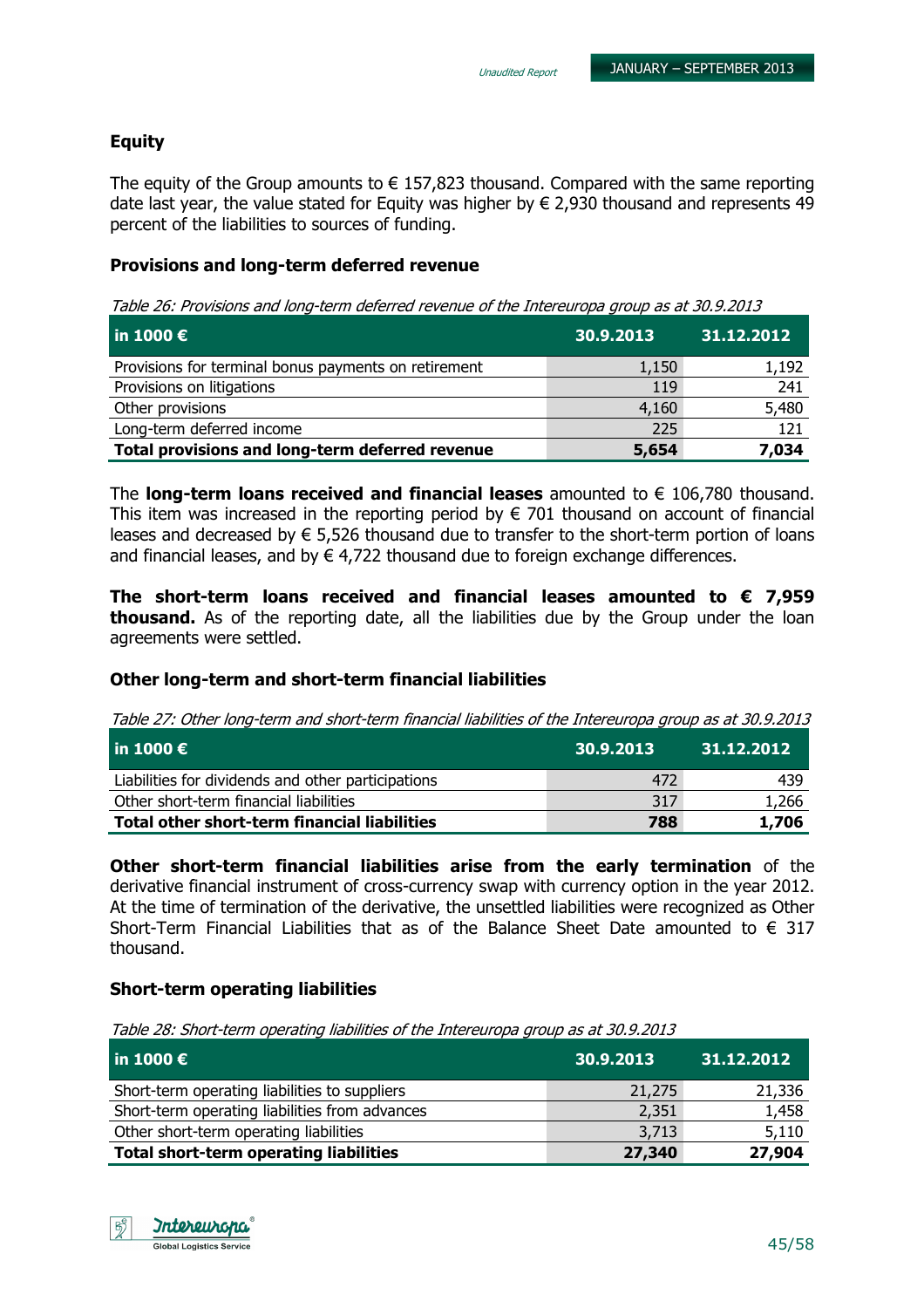## Equity

The equity of the Group amounts to € 157,823 thousand. Compared with the same reporting date last year, the value stated for Equity was higher by € 2,930 thousand and represents 49 percent of the liabilities to sources of funding.

## Provisions and long-term deferred revenue

*Table 26: Provisions and long-term deferred revenue of the Intereuropa group as at 30.9.2013*

| in 1000 € | 30.9.2013 | 31.12.2012 |
|---|---|---|
| Provisions for terminal bonus payments on retirement | 1,150 | 1,192 |
| Provisions on litigations | 119 | 241 |
| Other provisions | 4,160 | 5,480 |
| Long-term deferred income | 225 | 121 |
| **Total provisions and long-term deferred revenue** | **5,654** | **7,034** |

The **long-term loans received and financial leases** amounted to € 106,780 thousand. This item was increased in the reporting period by € 701 thousand on account of financial leases and decreased by € 5,526 thousand due to transfer to the short-term portion of loans and financial leases, and by € 4,722 thousand due to foreign exchange differences.

**The short-term loans received and financial leases amounted to € 7,959 thousand.** As of the reporting date, all the liabilities due by the Group under the loan agreements were settled.

## Other long-term and short-term financial liabilities

*Table 27: Other long-term and short-term financial liabilities of the Intereuropa group as at 30.9.2013*

| in 1000 € | 30.9.2013 | 31.12.2012 |
|---|---|---|
| Liabilities for dividends and other participations | 472 | 439 |
| Other short-term financial liabilities | 317 | 1,266 |
| **Total other short-term financial liabilities** | **788** | **1,706** |

**Other short-term financial liabilities arise from the early termination** of the derivative financial instrument of cross-currency swap with currency option in the year 2012. At the time of termination of the derivative, the unsettled liabilities were recognized as Other Short-Term Financial Liabilities that as of the Balance Sheet Date amounted to € 317 thousand.

## Short-term operating liabilities

*Table 28: Short-term operating liabilities of the Intereuropa group as at 30.9.2013*

| in 1000 € | 30.9.2013 | 31.12.2012 |
|---|---|---|
| Short-term operating liabilities to suppliers | 21,275 | 21,336 |
| Short-term operating liabilities from advances | 2,351 | 1,458 |
| Other short-term operating liabilities | 3,713 | 5,110 |
| **Total short-term operating liabilities** | **27,340** | **27,904** |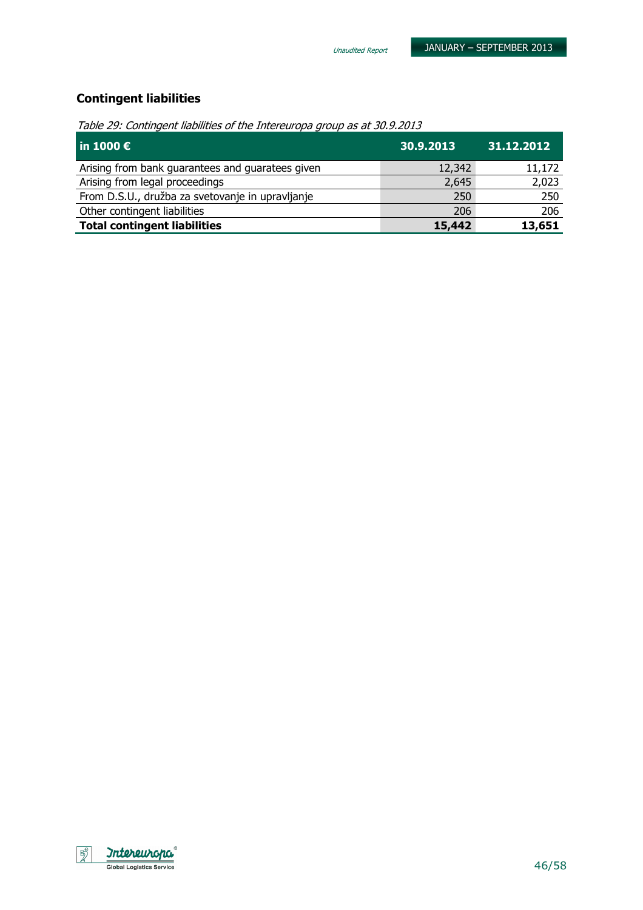## Contingent liabilities

*Table 29: Contingent liabilities of the Intereuropa group as at 30.9.2013*

| in 1000 € | 30.9.2013 | 31.12.2012 |
|---|---|---|
| Arising from bank guarantees and guaratees given | 12,342 | 11,172 |
| Arising from legal proceedings | 2,645 | 2,023 |
| From D.S.U., družba za svetovanje in upravljanje | 250 | 250 |
| Other contingent liabilities | 206 | 206 |
| **Total contingent liabilities** | **15,442** | **13,651** |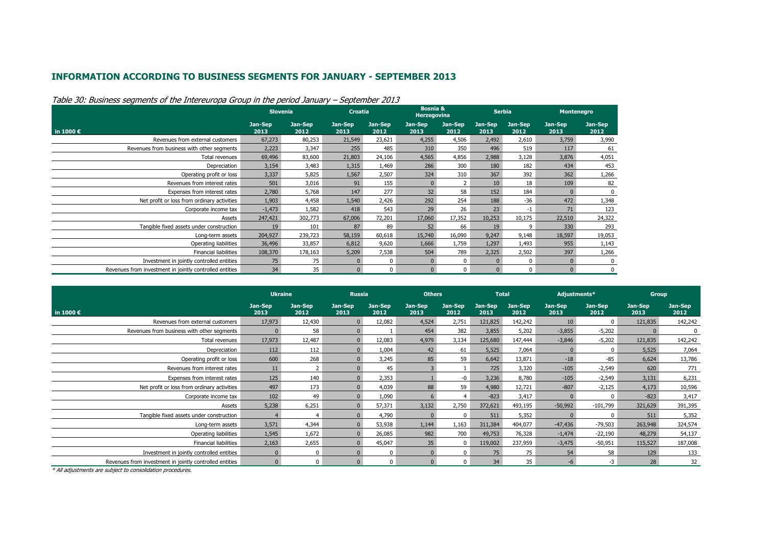## INFORMATION ACCORDING TO BUSINESS SEGMENTS FOR JANUARY - SEPTEMBER 2013

*Table 30: Business segments of the Intereuropa Group in the period January – September 2013*

| | Slovenia | | Croatia | | Bosnia & Herzegovina | | Serbia | | Montenegro | |
|---|---|---|---|---|---|---|---|---|---|---|
| in 1000 € | Jan-Sep 2013 | Jan-Sep 2012 | Jan-Sep 2013 | Jan-Sep 2012 | Jan-Sep 2013 | Jan-Sep 2012 | Jan-Sep 2013 | Jan-Sep 2012 | Jan-Sep 2013 | Jan-Sep 2012 |
| Revenues from external customers | 67,273 | 80,253 | 21,549 | 23,621 | 4,255 | 4,506 | 2,492 | 2,610 | 3,759 | 3,990 |
| Revenues from business with other segments | 2,223 | 3,347 | 255 | 485 | 310 | 350 | 496 | 519 | 117 | 61 |
| Total revenues | 69,496 | 83,600 | 21,803 | 24,106 | 4,565 | 4,856 | 2,988 | 3,128 | 3,876 | 4,051 |
| Depreciation | 3,154 | 3,483 | 1,315 | 1,469 | 286 | 300 | 180 | 182 | 434 | 453 |
| Operating profit or loss | 3,337 | 5,825 | 1,567 | 2,507 | 324 | 310 | 367 | 392 | 362 | 1,266 |
| Revenues from interest rates | 501 | 3,016 | 91 | 155 | 0 | 2 | 10 | 18 | 109 | 82 |
| Expenses from interest rates | 2,780 | 5,768 | 147 | 277 | 32 | 58 | 152 | 184 | 0 | 0 |
| Net profit or loss from ordinary activities | 1,903 | 4,458 | 1,540 | 2,426 | 292 | 254 | 188 | -36 | 472 | 1,348 |
| Corporate income tax | -1,473 | 1,582 | 418 | 543 | 29 | 26 | 23 | -1 | 71 | 123 |
| Assets | 247,421 | 302,773 | 67,006 | 72,201 | 17,060 | 17,352 | 10,253 | 10,175 | 22,510 | 24,322 |
| Tangible fixed assets under construction | 19 | 101 | 87 | 89 | 52 | 66 | 19 | 9 | 330 | 293 |
| Long-term assets | 204,927 | 239,723 | 58,159 | 60,618 | 15,740 | 16,090 | 9,247 | 9,148 | 18,597 | 19,053 |
| Operating liabilities | 36,496 | 33,857 | 6,812 | 9,620 | 1,666 | 1,759 | 1,297 | 1,493 | 955 | 1,143 |
| Financial liabilities | 108,370 | 178,163 | 5,209 | 7,538 | 504 | 789 | 2,325 | 2,502 | 397 | 1,266 |
| Investment in jointly controlled entities | 75 | 75 | 0 | 0 | 0 | 0 | 0 | 0 | 0 | 0 |
| Revenues from investment in jointly controlled entities | 34 | 35 | 0 | 0 | 0 | 0 | 0 | 0 | 0 | 0 |

| | Ukraine | | Russia | | Others | | Total | | Adjustments* | | Group | |
|---|---|---|---|---|---|---|---|---|---|---|---|---|
| in 1000 € | Jan-Sep 2013 | Jan-Sep 2012 | Jan-Sep 2013 | Jan-Sep 2012 | Jan-Sep 2013 | Jan-Sep 2012 | Jan-Sep 2013 | Jan-Sep 2012 | Jan-Sep 2013 | Jan-Sep 2012 | Jan-Sep 2013 | Jan-Sep 2012 |
| Revenues from external customers | 17,973 | 12,430 | 0 | 12,082 | 4,524 | 2,751 | 121,825 | 142,242 | 10 | 0 | 121,835 | 142,242 |
| Revenues from business with other segments | 0 | 58 | 0 | 1 | 454 | 382 | 3,855 | 5,202 | -3,855 | -5,202 | 0 | 0 |
| Total revenues | 17,973 | 12,487 | 0 | 12,083 | 4,979 | 3,134 | 125,680 | 147,444 | -3,846 | -5,202 | 121,835 | 142,242 |
| Depreciation | 112 | 112 | 0 | 1,004 | 42 | 61 | 5,525 | 7,064 | 0 | 0 | 5,525 | 7,064 |
| Operating profit or loss | 600 | 268 | 0 | 3,245 | 85 | 59 | 6,642 | 13,871 | -18 | -85 | 6,624 | 13,786 |
| Revenues from interest rates | 11 | 2 | 0 | 45 | 3 | 1 | 725 | 3,320 | -105 | -2,549 | 620 | 771 |
| Expenses from interest rates | 125 | 140 | 0 | 2,353 | 1 | -0 | 3,236 | 8,780 | -105 | -2,549 | 3,131 | 6,231 |
| Net profit or loss from ordinary activities | 497 | 173 | 0 | 4,039 | 88 | 59 | 4,980 | 12,721 | -807 | -2,125 | 4,173 | 10,596 |
| Corporate income tax | 102 | 49 | 0 | 1,090 | 6 | 4 | -823 | 3,417 | 0 | 0 | -823 | 3,417 |
| Assets | 5,238 | 6,251 | 0 | 57,371 | 3,132 | 2,750 | 372,621 | 493,195 | -50,992 | -101,799 | 321,629 | 391,395 |
| Tangible fixed assets under construction | 4 | 4 | 0 | 4,790 | 0 | 0 | 511 | 5,352 | 0 | 0 | 511 | 5,352 |
| Long-term assets | 3,571 | 4,344 | 0 | 53,938 | 1,144 | 1,163 | 311,384 | 404,077 | -47,436 | -79,503 | 263,948 | 324,574 |
| Operating liabilities | 1,545 | 1,672 | 0 | 26,085 | 982 | 700 | 49,753 | 76,328 | -1,474 | -22,190 | 48,279 | 54,137 |
| Financial liabilities | 2,163 | 2,655 | 0 | 45,047 | 35 | 0 | 119,002 | 237,959 | -3,475 | -50,951 | 115,527 | 187,008 |
| Investment in jointly controlled entities | 0 | 0 | 0 | 0 | 0 | 0 | 75 | 75 | 54 | 58 | 129 | 133 |
| Revenues from investment in jointly controlled entities | 0 | 0 | 0 | 0 | 0 | 0 | 34 | 35 | -6 | -3 | 28 | 32 |

*\* All adjustments are subject to consolidation procedures.*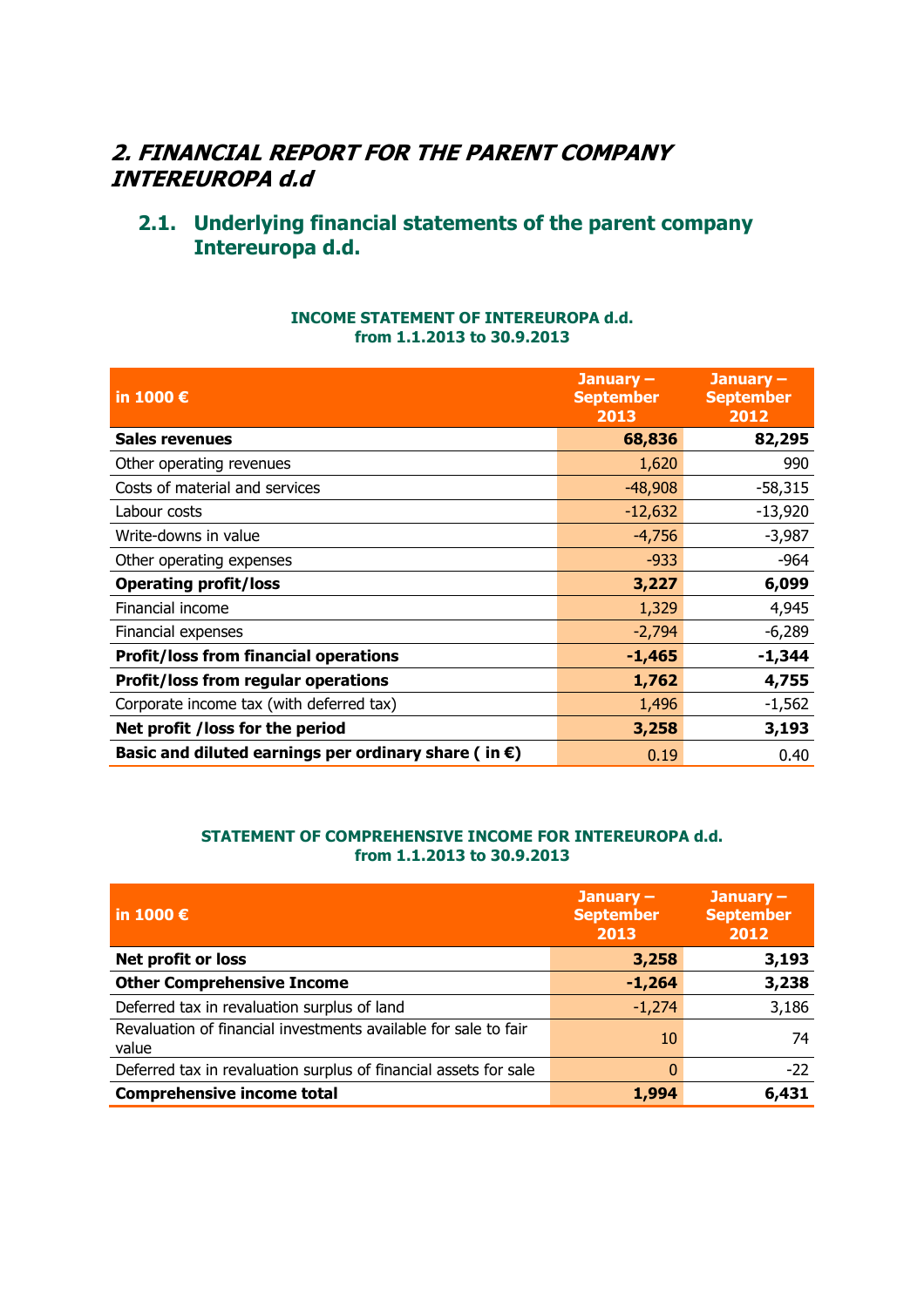## *2. FINANCIAL REPORT FOR THE PARENT COMPANY INTEREUROPA d.d*

### 2.1. Underlying financial statements of the parent company Intereuropa d.d.

**INCOME STATEMENT OF INTEREUROPA d.d.**
**from 1.1.2013 to 30.9.2013**

| in 1000 € | January – September 2013 | January – September 2012 |
|---|---|---|
| **Sales revenues** | **68,836** | **82,295** |
| Other operating revenues | 1,620 | 990 |
| Costs of material and services | -48,908 | -58,315 |
| Labour costs | -12,632 | -13,920 |
| Write-downs in value | -4,756 | -3,987 |
| Other operating expenses | -933 | -964 |
| **Operating profit/loss** | **3,227** | **6,099** |
| Financial income | 1,329 | 4,945 |
| Financial expenses | -2,794 | -6,289 |
| **Profit/loss from financial operations** | **-1,465** | **-1,344** |
| **Profit/loss from regular operations** | **1,762** | **4,755** |
| Corporate income tax (with deferred tax) | 1,496 | -1,562 |
| **Net profit /loss for the period** | **3,258** | **3,193** |
| **Basic and diluted earnings per ordinary share ( in €)** | 0.19 | 0.40 |

**STATEMENT OF COMPREHENSIVE INCOME FOR INTEREUROPA d.d.**
**from 1.1.2013 to 30.9.2013**

| in 1000 € | January – September 2013 | January – September 2012 |
|---|---|---|
| **Net profit or loss** | **3,258** | **3,193** |
| **Other Comprehensive Income** | **-1,264** | **3,238** |
| Deferred tax in revaluation surplus of land | -1,274 | 3,186 |
| Revaluation of financial investments available for sale to fair value | 10 | 74 |
| Deferred tax in revaluation surplus of financial assets for sale | 0 | -22 |
| **Comprehensive income total** | **1,994** | **6,431** |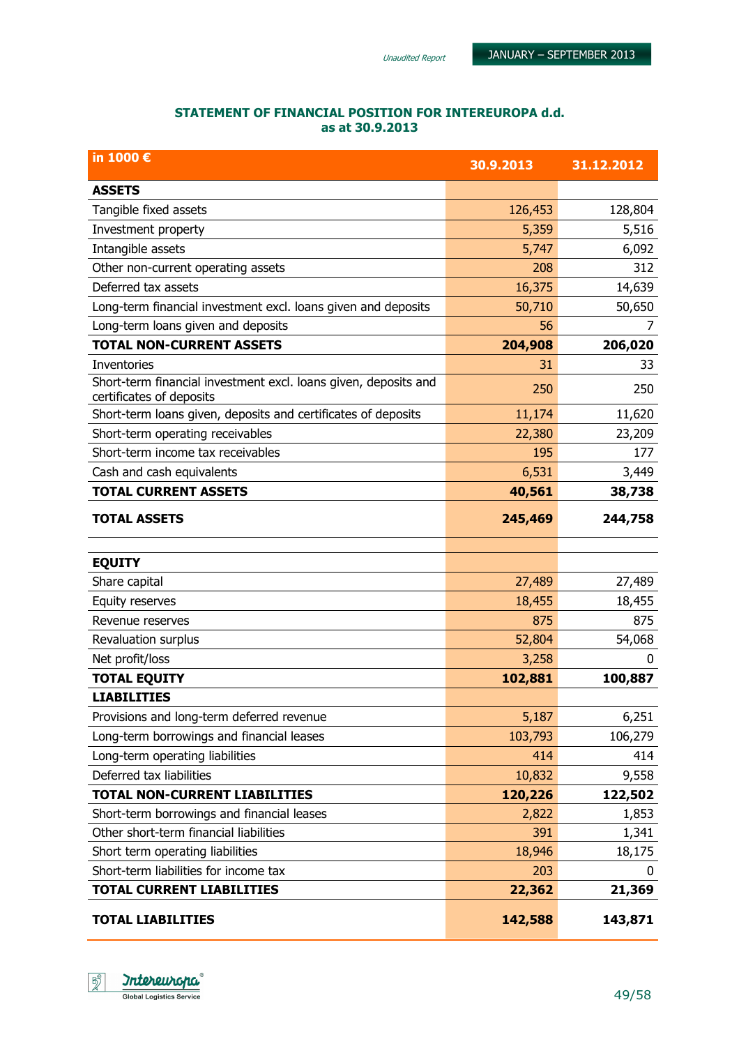## STATEMENT OF FINANCIAL POSITION FOR INTEREUROPA d.d.
## as at 30.9.2013

| in 1000 € | 30.9.2013 | 31.12.2012 |
|---|---|---|
| **ASSETS** | | |
| Tangible fixed assets | 126,453 | 128,804 |
| Investment property | 5,359 | 5,516 |
| Intangible assets | 5,747 | 6,092 |
| Other non-current operating assets | 208 | 312 |
| Deferred tax assets | 16,375 | 14,639 |
| Long-term financial investment excl. loans given and deposits | 50,710 | 50,650 |
| Long-term loans given and deposits | 56 | 7 |
| **TOTAL NON-CURRENT ASSETS** | **204,908** | **206,020** |
| Inventories | 31 | 33 |
| Short-term financial investment excl. loans given, deposits and certificates of deposits | 250 | 250 |
| Short-term loans given, deposits and certificates of deposits | 11,174 | 11,620 |
| Short-term operating receivables | 22,380 | 23,209 |
| Short-term income tax receivables | 195 | 177 |
| Cash and cash equivalents | 6,531 | 3,449 |
| **TOTAL CURRENT ASSETS** | **40,561** | **38,738** |
| **TOTAL ASSETS** | **245,469** | **244,758** |
| | | |
| **EQUITY** | | |
| Share capital | 27,489 | 27,489 |
| Equity reserves | 18,455 | 18,455 |
| Revenue reserves | 875 | 875 |
| Revaluation surplus | 52,804 | 54,068 |
| Net profit/loss | 3,258 | 0 |
| **TOTAL EQUITY** | **102,881** | **100,887** |
| **LIABILITIES** | | |
| Provisions and long-term deferred revenue | 5,187 | 6,251 |
| Long-term borrowings and financial leases | 103,793 | 106,279 |
| Long-term operating liabilities | 414 | 414 |
| Deferred tax liabilities | 10,832 | 9,558 |
| **TOTAL NON-CURRENT LIABILITIES** | **120,226** | **122,502** |
| Short-term borrowings and financial leases | 2,822 | 1,853 |
| Other short-term financial liabilities | 391 | 1,341 |
| Short term operating liabilities | 18,946 | 18,175 |
| Short-term liabilities for income tax | 203 | 0 |
| **TOTAL CURRENT LIABILITIES** | **22,362** | **21,369** |
| **TOTAL LIABILITIES** | **142,588** | **143,871** |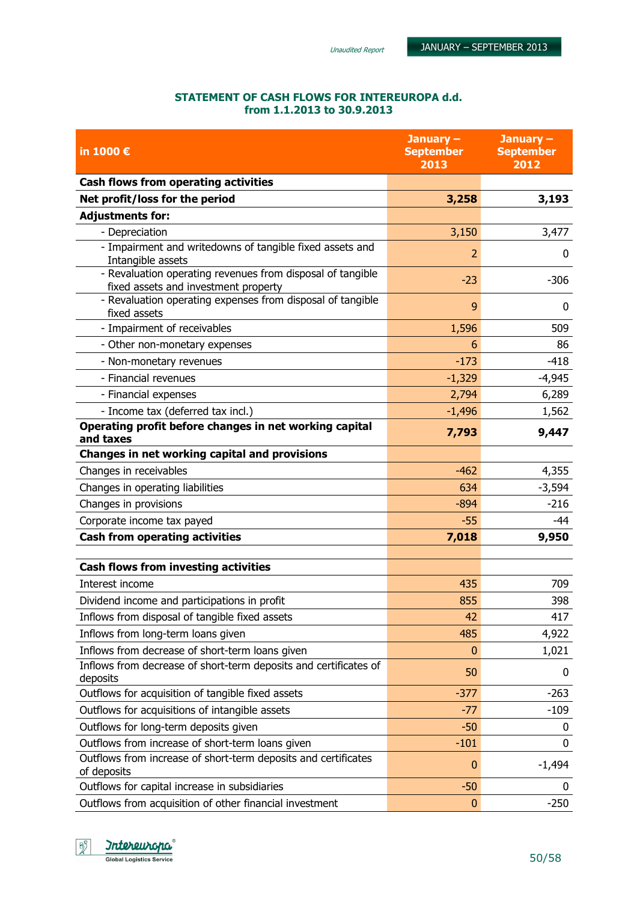### STATEMENT OF CASH FLOWS FOR INTEREUROPA d.d.
### from 1.1.2013 to 30.9.2013

| in 1000 € | January – September 2013 | January – September 2012 |
|---|---|---|
| **Cash flows from operating activities** | | |
| **Net profit/loss for the period** | **3,258** | **3,193** |
| **Adjustments for:** | | |
| - Depreciation | 3,150 | 3,477 |
| - Impairment and writedowns of tangible fixed assets and Intangible assets | 2 | 0 |
| - Revaluation operating revenues from disposal of tangible fixed assets and investment property | -23 | -306 |
| - Revaluation operating expenses from disposal of tangible fixed assets | 9 | 0 |
| - Impairment of receivables | 1,596 | 509 |
| - Other non-monetary expenses | 6 | 86 |
| - Non-monetary revenues | -173 | -418 |
| - Financial revenues | -1,329 | -4,945 |
| - Financial expenses | 2,794 | 6,289 |
| - Income tax (deferred tax incl.) | -1,496 | 1,562 |
| **Operating profit before changes in net working capital and taxes** | **7,793** | **9,447** |
| **Changes in net working capital and provisions** | | |
| Changes in receivables | -462 | 4,355 |
| Changes in operating liabilities | 634 | -3,594 |
| Changes in provisions | -894 | -216 |
| Corporate income tax payed | -55 | -44 |
| **Cash from operating activities** | **7,018** | **9,950** |
| | | |
| **Cash flows from investing activities** | | |
| Interest income | 435 | 709 |
| Dividend income and participations in profit | 855 | 398 |
| Inflows from disposal of tangible fixed assets | 42 | 417 |
| Inflows from long-term loans given | 485 | 4,922 |
| Inflows from decrease of short-term loans given | 0 | 1,021 |
| Inflows from decrease of short-term deposits and certificates of deposits | 50 | 0 |
| Outflows for acquisition of tangible fixed assets | -377 | -263 |
| Outflows for acquisitions of intangible assets | -77 | -109 |
| Outflows for long-term deposits given | -50 | 0 |
| Outflows from increase of short-term loans given | -101 | 0 |
| Outflows from increase of short-term deposits and certificates of deposits | 0 | -1,494 |
| Outflows for capital increase in subsidiaries | -50 | 0 |
| Outflows from acquisition of other financial investment | 0 | -250 |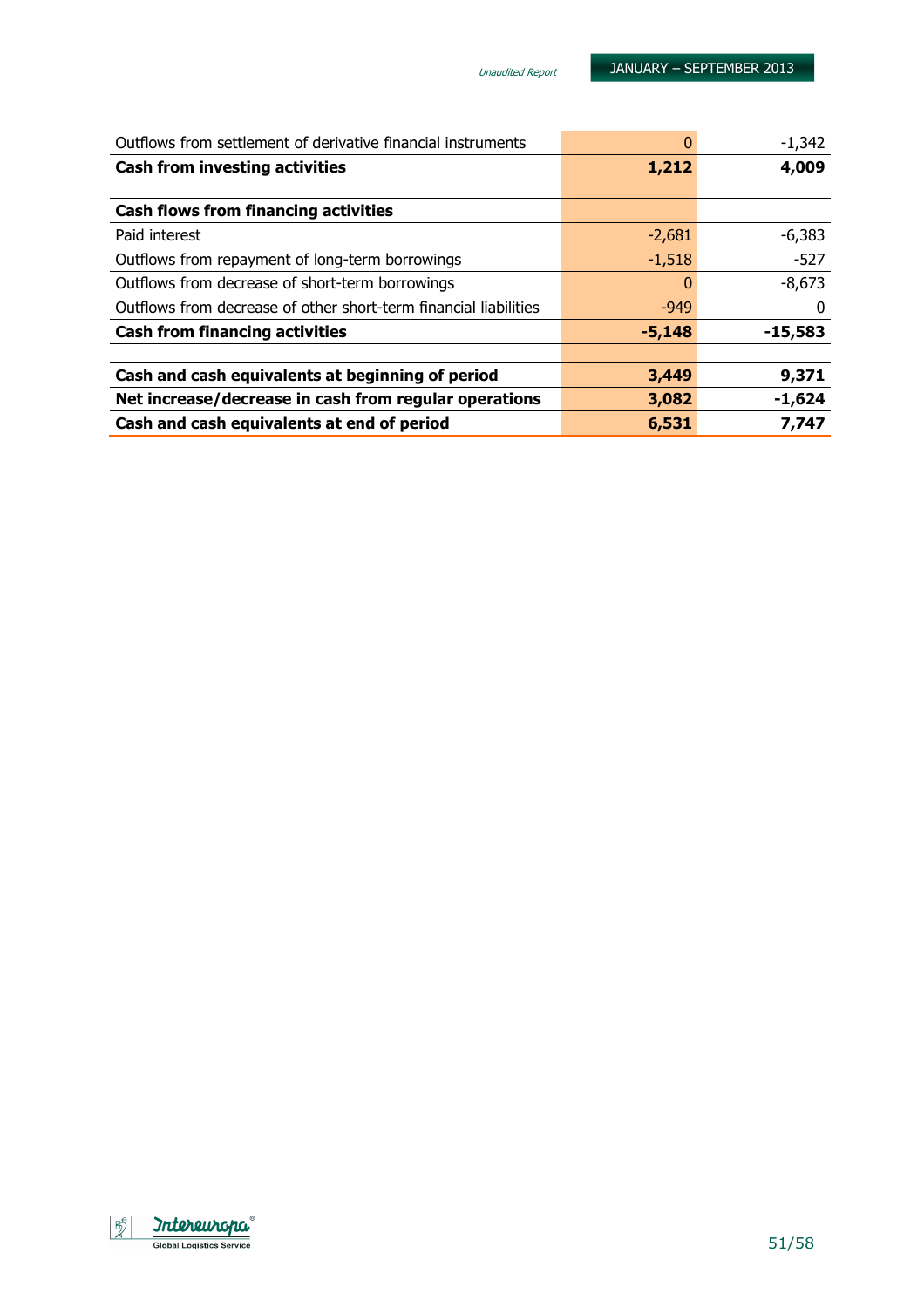| | | |
|---|---:|---:|
| Outflows from settlement of derivative financial instruments | 0 | -1,342 |
| **Cash from investing activities** | **1,212** | **4,009** |
| | | |
| **Cash flows from financing activities** | | |
| Paid interest | -2,681 | -6,383 |
| Outflows from repayment of long-term borrowings | -1,518 | -527 |
| Outflows from decrease of short-term borrowings | 0 | -8,673 |
| Outflows from decrease of other short-term financial liabilities | -949 | 0 |
| **Cash from financing activities** | **-5,148** | **-15,583** |
| | | |
| **Cash and cash equivalents at beginning of period** | **3,449** | **9,371** |
| **Net increase/decrease in cash from regular operations** | **3,082** | **-1,624** |
| **Cash and cash equivalents at end of period** | **6,531** | **7,747** |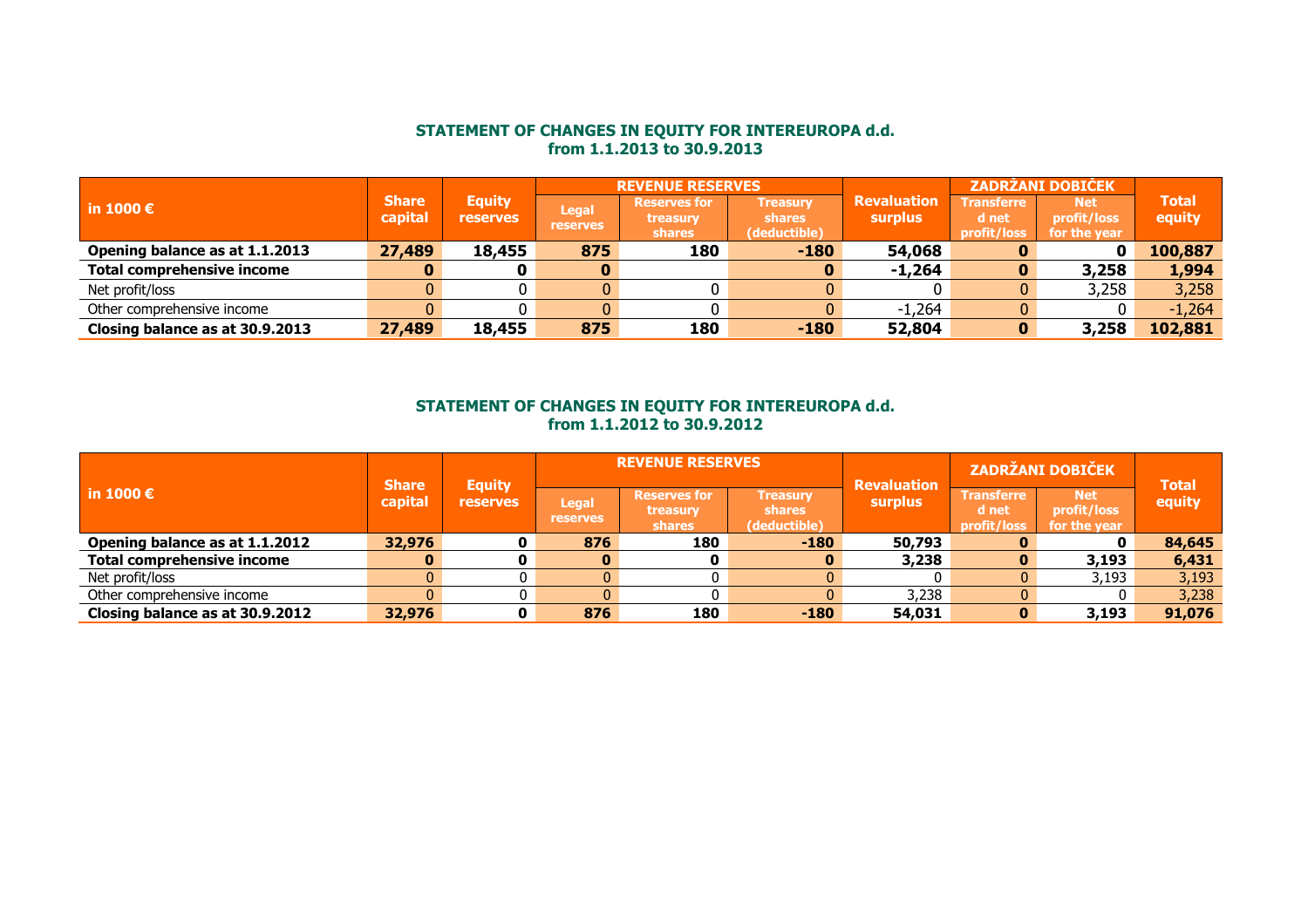## STATEMENT OF CHANGES IN EQUITY FOR INTEREUROPA d.d.
## from 1.1.2013 to 30.9.2013

| in 1000 € | Share capital | Equity reserves | REVENUE RESERVES | | | Revaluation surplus | ZADRŽANI DOBIČEK | | Total equity |
|---|---|---|---|---|---|---|---|---|---|
| | | | Legal reserves | Reserves for treasury shares | Treasury shares (deductible) | | Transferred net profit/loss | Net profit/loss for the year | |
| **Opening balance as at 1.1.2013** | **27,489** | **18,455** | **875** | **180** | **-180** | **54,068** | **0** | **0** | **100,887** |
| **Total comprehensive income** | **0** | **0** | **0** | | **0** | **-1,264** | **0** | **3,258** | **1,994** |
| Net profit/loss | 0 | 0 | 0 | 0 | 0 | 0 | 0 | 3,258 | 3,258 |
| Other comprehensive income | 0 | 0 | 0 | 0 | 0 | -1,264 | 0 | 0 | -1,264 |
| **Closing balance as at 30.9.2013** | **27,489** | **18,455** | **875** | **180** | **-180** | **52,804** | **0** | **3,258** | **102,881** |

## STATEMENT OF CHANGES IN EQUITY FOR INTEREUROPA d.d.
## from 1.1.2012 to 30.9.2012

| in 1000 € | Share capital | Equity reserves | REVENUE RESERVES | | | Revaluation surplus | ZADRŽANI DOBIČEK | | Total equity |
|---|---|---|---|---|---|---|---|---|---|
| | | | Legal reserves | Reserves for treasury shares | Treasury shares (deductible) | | Transferred net profit/loss | Net profit/loss for the year | |
| **Opening balance as at 1.1.2012** | **32,976** | **0** | **876** | **180** | **-180** | **50,793** | **0** | **0** | **84,645** |
| **Total comprehensive income** | **0** | **0** | **0** | **0** | **0** | **3,238** | **0** | **3,193** | **6,431** |
| Net profit/loss | 0 | 0 | 0 | 0 | 0 | 0 | 0 | 3,193 | 3,193 |
| Other comprehensive income | 0 | 0 | 0 | 0 | 0 | 3,238 | 0 | 0 | 3,238 |
| **Closing balance as at 30.9.2012** | **32,976** | **0** | **876** | **180** | **-180** | **54,031** | **0** | **3,193** | **91,076** |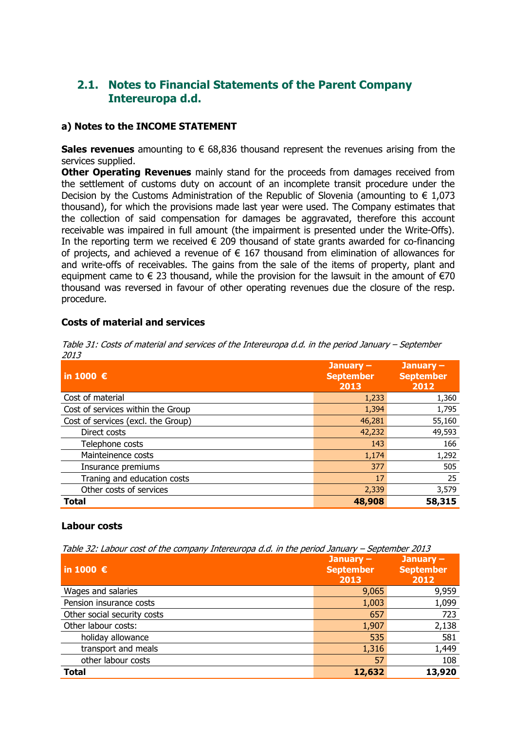## 2.1. Notes to Financial Statements of the Parent Company Intereuropa d.d.

### a) Notes to the INCOME STATEMENT

**Sales revenues** amounting to € 68,836 thousand represent the revenues arising from the services supplied.

**Other Operating Revenues** mainly stand for the proceeds from damages received from the settlement of customs duty on account of an incomplete transit procedure under the Decision by the Customs Administration of the Republic of Slovenia (amounting to € 1,073 thousand), for which the provisions made last year were used. The Company estimates that the collection of said compensation for damages be aggravated, therefore this account receivable was impaired in full amount (the impairment is presented under the Write-Offs). In the reporting term we received € 209 thousand of state grants awarded for co-financing of projects, and achieved a revenue of € 167 thousand from elimination of allowances for and write-offs of receivables. The gains from the sale of the items of property, plant and equipment came to € 23 thousand, while the provision for the lawsuit in the amount of €70 thousand was reversed in favour of other operating revenues due the closure of the resp. procedure.

#### Costs of material and services

*Table 31: Costs of material and services of the Intereuropa d.d. in the period January – September 2013*

| in 1000 € | January – September 2013 | January – September 2012 |
|---|---|---|
| Cost of material | 1,233 | 1,360 |
| Cost of services within the Group | 1,394 | 1,795 |
| Cost of services (excl. the Group) | 46,281 | 55,160 |
| Direct costs | 42,232 | 49,593 |
| Telephone costs | 143 | 166 |
| Mainteinence costs | 1,174 | 1,292 |
| Insurance premiums | 377 | 505 |
| Traning and education costs | 17 | 25 |
| Other costs of services | 2,339 | 3,579 |
| **Total** | **48,908** | **58,315** |

#### Labour costs

*Table 32: Labour cost of the company Intereuropa d.d. in the period January – September 2013*

| in 1000 € | January – September 2013 | January – September 2012 |
|---|---|---|
| Wages and salaries | 9,065 | 9,959 |
| Pension insurance costs | 1,003 | 1,099 |
| Other social security costs | 657 | 723 |
| Other labour costs: | 1,907 | 2,138 |
| holiday allowance | 535 | 581 |
| transport and meals | 1,316 | 1,449 |
| other labour costs | 57 | 108 |
| **Total** | **12,632** | **13,920** |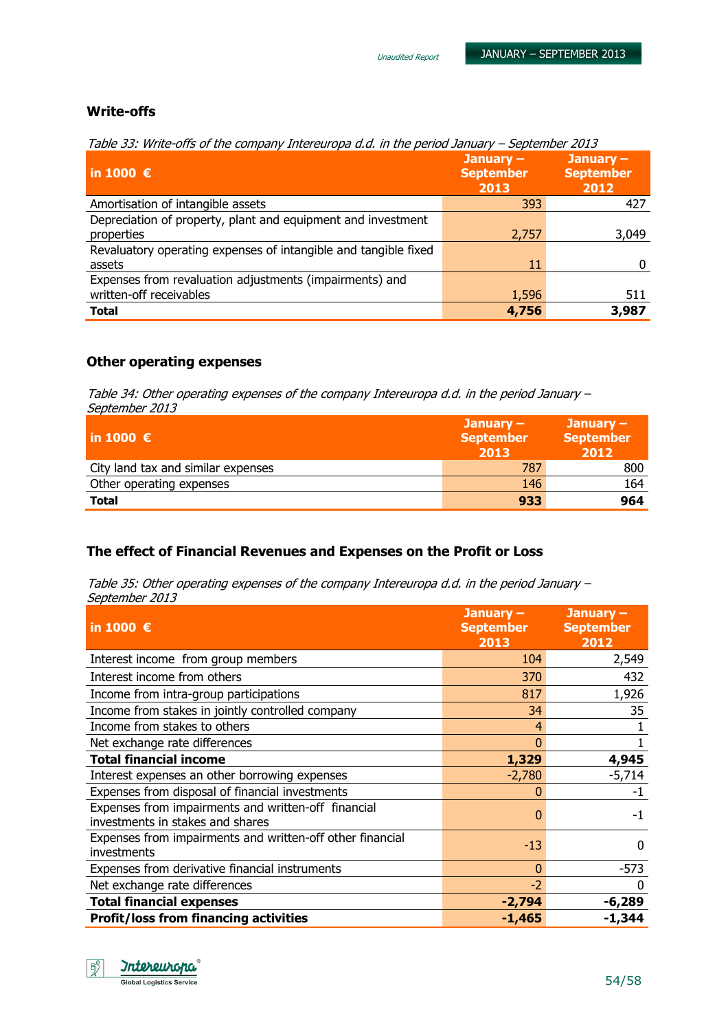### Write-offs

*Table 33: Write-offs of the company Intereuropa d.d. in the period January – September 2013*

| in 1000 € | January – September 2013 | January – September 2012 |
|---|---|---|
| Amortisation of intangible assets | 393 | 427 |
| Depreciation of property, plant and equipment and investment properties | 2,757 | 3,049 |
| Revaluatory operating expenses of intangible and tangible fixed assets | 11 | 0 |
| Expenses from revaluation adjustments (impairments) and written-off receivables | 1,596 | 511 |
| **Total** | **4,756** | **3,987** |

### Other operating expenses

*Table 34: Other operating expenses of the company Intereuropa d.d. in the period January – September 2013*

| in 1000 € | January – September 2013 | January – September 2012 |
|---|---|---|
| City land tax and similar expenses | 787 | 800 |
| Other operating expenses | 146 | 164 |
| **Total** | **933** | **964** |

### The effect of Financial Revenues and Expenses on the Profit or Loss

*Table 35: Other operating expenses of the company Intereuropa d.d. in the period January – September 2013*

| in 1000 € | January – September 2013 | January – September 2012 |
|---|---|---|
| Interest income from group members | 104 | 2,549 |
| Interest income from others | 370 | 432 |
| Income from intra-group participations | 817 | 1,926 |
| Income from stakes in jointly controlled company | 34 | 35 |
| Income from stakes to others | 4 | 1 |
| Net exchange rate differences | 0 | 1 |
| **Total financial income** | **1,329** | **4,945** |
| Interest expenses an other borrowing expenses | -2,780 | -5,714 |
| Expenses from disposal of financial investments | 0 | -1 |
| Expenses from impairments and written-off financial investments in stakes and shares | 0 | -1 |
| Expenses from impairments and written-off other financial investments | -13 | 0 |
| Expenses from derivative financial instruments | 0 | -573 |
| Net exchange rate differences | -2 | 0 |
| **Total financial expenses** | **-2,794** | **-6,289** |
| **Profit/loss from financing activities** | **-1,465** | **-1,344** |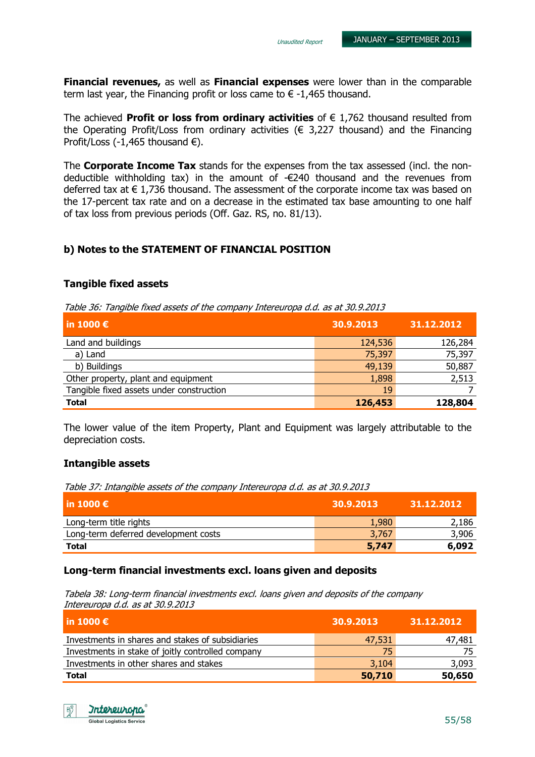**Financial revenues,** as well as **Financial expenses** were lower than in the comparable term last year, the Financing profit or loss came to € -1,465 thousand.

The achieved **Profit or loss from ordinary activities** of € 1,762 thousand resulted from the Operating Profit/Loss from ordinary activities (€ 3,227 thousand) and the Financing Profit/Loss (-1,465 thousand €).

The **Corporate Income Tax** stands for the expenses from the tax assessed (incl. the non-deductible withholding tax) in the amount of -€240 thousand and the revenues from deferred tax at € 1,736 thousand. The assessment of the corporate income tax was based on the 17-percent tax rate and on a decrease in the estimated tax base amounting to one half of tax loss from previous periods (Off. Gaz. RS, no. 81/13).

## b) Notes to the STATEMENT OF FINANCIAL POSITION

### Tangible fixed assets

*Table 36: Tangible fixed assets of the company Intereuropa d.d. as at 30.9.2013*

| in 1000 € | 30.9.2013 | 31.12.2012 |
|---|---|---|
| Land and buildings | 124,536 | 126,284 |
| a) Land | 75,397 | 75,397 |
| b) Buildings | 49,139 | 50,887 |
| Other property, plant and equipment | 1,898 | 2,513 |
| Tangible fixed assets under construction | 19 | 7 |
| **Total** | **126,453** | **128,804** |

The lower value of the item Property, Plant and Equipment was largely attributable to the depreciation costs.

### Intangible assets

*Table 37: Intangible assets of the company Intereuropa d.d. as at 30.9.2013*

| in 1000 € | 30.9.2013 | 31.12.2012 |
|---|---|---|
| Long-term title rights | 1,980 | 2,186 |
| Long-term deferred development costs | 3,767 | 3,906 |
| **Total** | **5,747** | **6,092** |

### Long-term financial investments excl. loans given and deposits

*Tabela 38: Long-term financial investments excl. loans given and deposits of the company Intereuropa d.d. as at 30.9.2013*

| in 1000 € | 30.9.2013 | 31.12.2012 |
|---|---|---|
| Investments in shares and stakes of subsidiaries | 47,531 | 47,481 |
| Investments in stake of joitly controlled company | 75 | 75 |
| Investments in other shares and stakes | 3,104 | 3,093 |
| **Total** | **50,710** | **50,650** |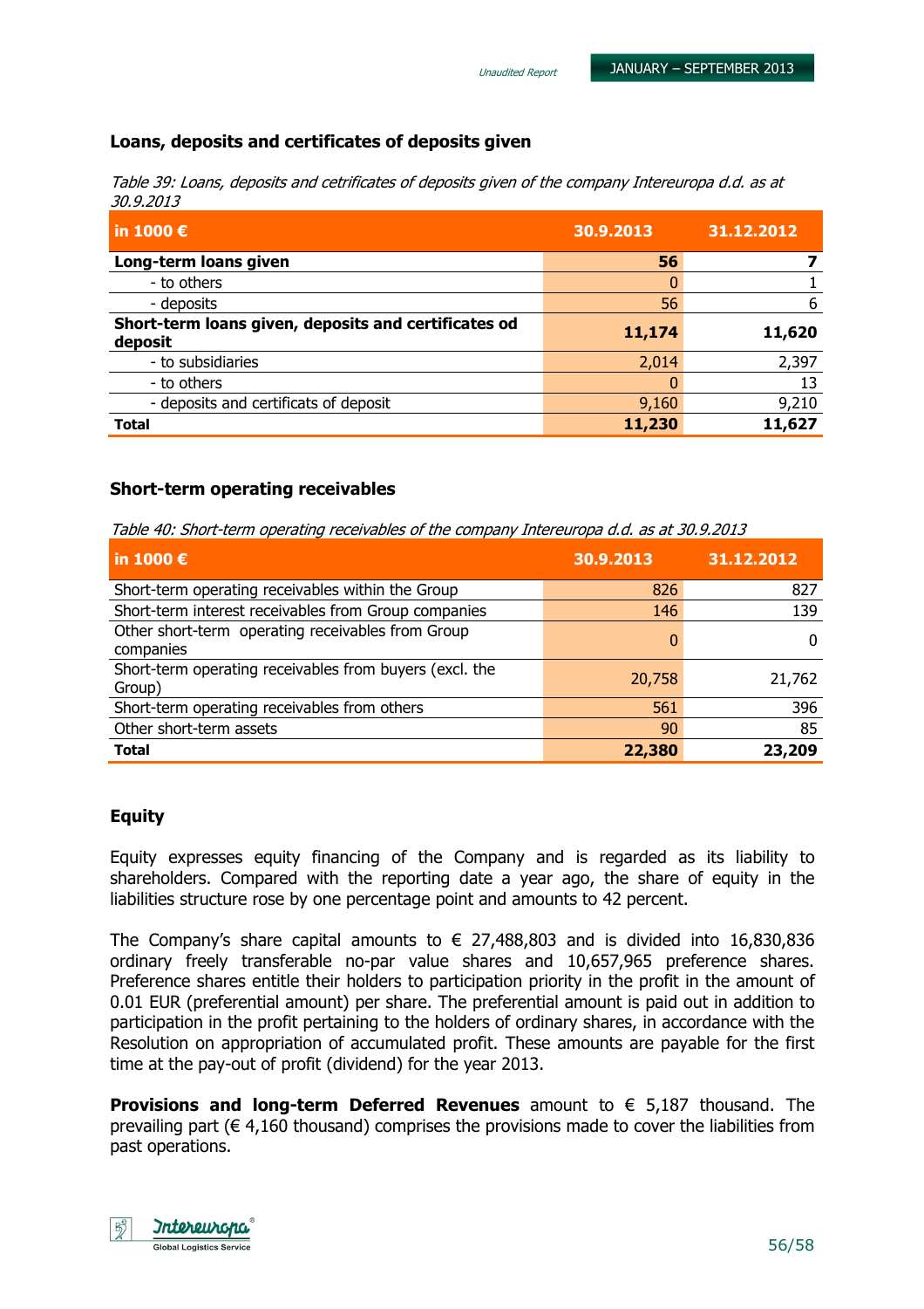### Loans, deposits and certificates of deposits given

*Table 39: Loans, deposits and cetrificates of deposits given of the company Intereuropa d.d. as at 30.9.2013*

| in 1000 € | 30.9.2013 | 31.12.2012 |
|---|---|---|
| **Long-term loans given** | **56** | **7** |
| - to others | 0 | 1 |
| - deposits | 56 | 6 |
| **Short-term loans given, deposits and certificates od deposit** | **11,174** | **11,620** |
| - to subsidiaries | 2,014 | 2,397 |
| - to others | 0 | 13 |
| - deposits and certificats of deposit | 9,160 | 9,210 |
| **Total** | **11,230** | **11,627** |

### Short-term operating receivables

*Table 40: Short-term operating receivables of the company Intereuropa d.d. as at 30.9.2013*

| in 1000 € | 30.9.2013 | 31.12.2012 |
|---|---|---|
| Short-term operating receivables within the Group | 826 | 827 |
| Short-term interest receivables from Group companies | 146 | 139 |
| Other short-term operating receivables from Group companies | 0 | 0 |
| Short-term operating receivables from buyers (excl. the Group) | 20,758 | 21,762 |
| Short-term operating receivables from others | 561 | 396 |
| Other short-term assets | 90 | 85 |
| **Total** | **22,380** | **23,209** |

### Equity

Equity expresses equity financing of the Company and is regarded as its liability to shareholders. Compared with the reporting date a year ago, the share of equity in the liabilities structure rose by one percentage point and amounts to 42 percent.

The Company's share capital amounts to € 27,488,803 and is divided into 16,830,836 ordinary freely transferable no-par value shares and 10,657,965 preference shares. Preference shares entitle their holders to participation priority in the profit in the amount of 0.01 EUR (preferential amount) per share. The preferential amount is paid out in addition to participation in the profit pertaining to the holders of ordinary shares, in accordance with the Resolution on appropriation of accumulated profit. These amounts are payable for the first time at the pay-out of profit (dividend) for the year 2013.

**Provisions and long-term Deferred Revenues** amount to € 5,187 thousand. The prevailing part (€ 4,160 thousand) comprises the provisions made to cover the liabilities from past operations.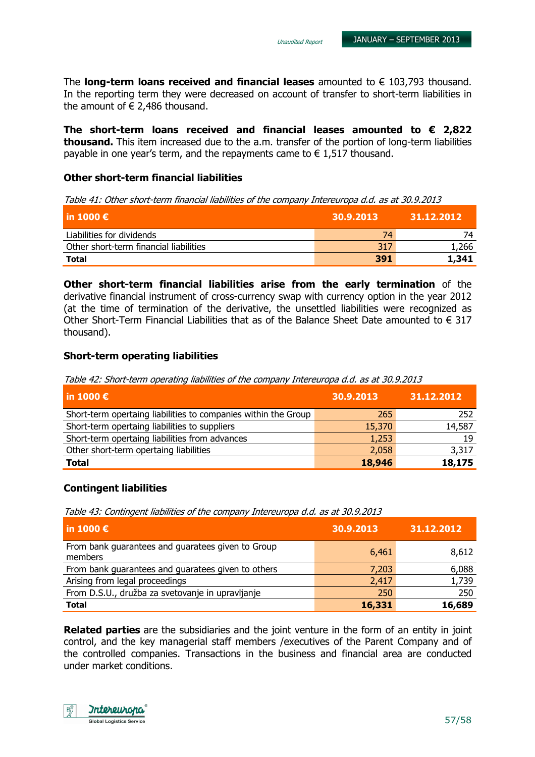The **long-term loans received and financial leases** amounted to € 103,793 thousand. In the reporting term they were decreased on account of transfer to short-term liabilities in the amount of € 2,486 thousand.

**The short-term loans received and financial leases amounted to € 2,822 thousand.** This item increased due to the a.m. transfer of the portion of long-term liabilities payable in one year's term, and the repayments came to € 1,517 thousand.

### Other short-term financial liabilities

*Table 41: Other short-term financial liabilities of the company Intereuropa d.d. as at 30.9.2013*

| in 1000 € | 30.9.2013 | 31.12.2012 |
|---|---|---|
| Liabilities for dividends | 74 | 74 |
| Other short-term financial liabilities | 317 | 1,266 |
| **Total** | **391** | **1,341** |

**Other short-term financial liabilities arise from the early termination** of the derivative financial instrument of cross-currency swap with currency option in the year 2012 (at the time of termination of the derivative, the unsettled liabilities were recognized as Other Short-Term Financial Liabilities that as of the Balance Sheet Date amounted to € 317 thousand).

### Short-term operating liabilities

*Table 42: Short-term operating liabilities of the company Intereuropa d.d. as at 30.9.2013*

| in 1000 € | 30.9.2013 | 31.12.2012 |
|---|---|---|
| Short-term opertaing liabilities to companies within the Group | 265 | 252 |
| Short-term opertaing liabilities to suppliers | 15,370 | 14,587 |
| Short-term opertaing liabilities from advances | 1,253 | 19 |
| Other short-term opertaing liabilities | 2,058 | 3,317 |
| **Total** | **18,946** | **18,175** |

### Contingent liabilities

*Table 43: Contingent liabilities of the company Intereuropa d.d. as at 30.9.2013*

| in 1000 € | 30.9.2013 | 31.12.2012 |
|---|---|---|
| From bank guarantees and guaratees given to Group members | 6,461 | 8,612 |
| From bank guarantees and guaratees given to others | 7,203 | 6,088 |
| Arising from legal proceedings | 2,417 | 1,739 |
| From D.S.U., družba za svetovanje in upravljanje | 250 | 250 |
| **Total** | **16,331** | **16,689** |

**Related parties** are the subsidiaries and the joint venture in the form of an entity in joint control, and the key managerial staff members /executives of the Parent Company and of the controlled companies. Transactions in the business and financial area are conducted under market conditions.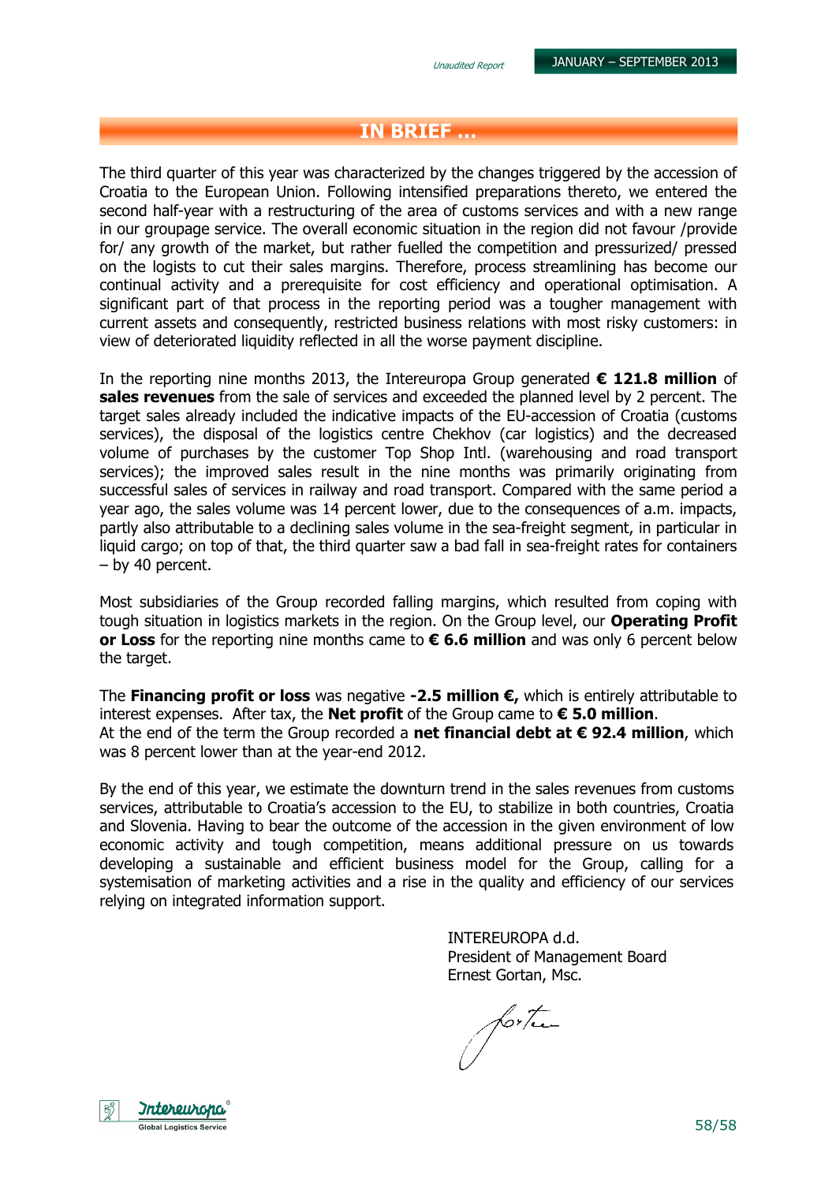# IN BRIEF ...

The third quarter of this year was characterized by the changes triggered by the accession of Croatia to the European Union. Following intensified preparations thereto, we entered the second half-year with a restructuring of the area of customs services and with a new range in our groupage service. The overall economic situation in the region did not favour /provide for/ any growth of the market, but rather fuelled the competition and pressurized/ pressed on the logists to cut their sales margins. Therefore, process streamlining has become our continual activity and a prerequisite for cost efficiency and operational optimisation. A significant part of that process in the reporting period was a tougher management with current assets and consequently, restricted business relations with most risky customers: in view of deteriorated liquidity reflected in all the worse payment discipline.

In the reporting nine months 2013, the Intereuropa Group generated **€ 121.8 million** of **sales revenues** from the sale of services and exceeded the planned level by 2 percent. The target sales already included the indicative impacts of the EU-accession of Croatia (customs services), the disposal of the logistics centre Chekhov (car logistics) and the decreased volume of purchases by the customer Top Shop Intl. (warehousing and road transport services); the improved sales result in the nine months was primarily originating from successful sales of services in railway and road transport. Compared with the same period a year ago, the sales volume was 14 percent lower, due to the consequences of a.m. impacts, partly also attributable to a declining sales volume in the sea-freight segment, in particular in liquid cargo; on top of that, the third quarter saw a bad fall in sea-freight rates for containers – by 40 percent.

Most subsidiaries of the Group recorded falling margins, which resulted from coping with tough situation in logistics markets in the region. On the Group level, our **Operating Profit or Loss** for the reporting nine months came to **€ 6.6 million** and was only 6 percent below the target.

The **Financing profit or loss** was negative **-2.5 million €,** which is entirely attributable to interest expenses. After tax, the **Net profit** of the Group came to **€ 5.0 million**.
At the end of the term the Group recorded a **net financial debt at € 92.4 million**, which was 8 percent lower than at the year-end 2012.

By the end of this year, we estimate the downturn trend in the sales revenues from customs services, attributable to Croatia's accession to the EU, to stabilize in both countries, Croatia and Slovenia. Having to bear the outcome of the accession in the given environment of low economic activity and tough competition, means additional pressure on us towards developing a sustainable and efficient business model for the Group, calling for a systemisation of marketing activities and a rise in the quality and efficiency of our services relying on integrated information support.

INTEREUROPA d.d.
President of Management Board
Ernest Gortan, Msc.